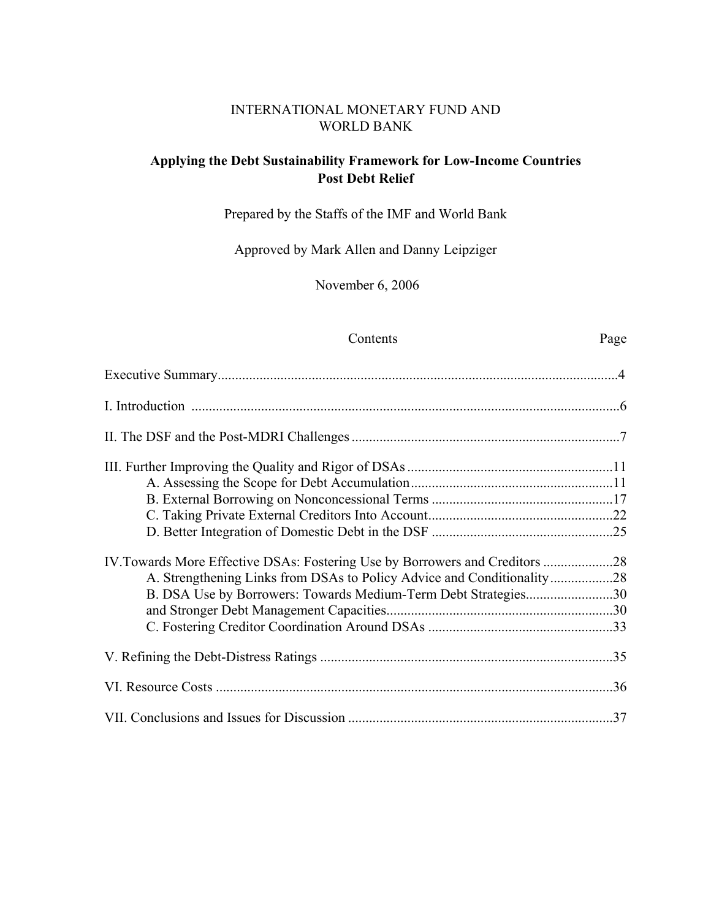INTERNATIONAL MONETARY FUND AND
WORLD BANK

# Applying the Debt Sustainability Framework for Low-Income Countries Post Debt Relief

Prepared by the Staffs of the IMF and World Bank

Approved by Mark Allen and Danny Leipziger

November 6, 2006

| Contents | Page |
|---|---|
| Executive Summary | 4 |
| I. Introduction | 6 |
| II. The DSF and the Post-MDRI Challenges | 7 |
| III. Further Improving the Quality and Rigor of DSAs | 11 |
| A. Assessing the Scope for Debt Accumulation | 11 |
| B. External Borrowing on Nonconcessional Terms | 17 |
| C. Taking Private External Creditors Into Account | 22 |
| D. Better Integration of Domestic Debt in the DSF | 25 |
| IV. Towards More Effective DSAs: Fostering Use by Borrowers and Creditors | 28 |
| A. Strengthening Links from DSAs to Policy Advice and Conditionality | 28 |
| B. DSA Use by Borrowers: Towards Medium-Term Debt Strategies | 30 |
| and Stronger Debt Management Capacities | 30 |
| C. Fostering Creditor Coordination Around DSAs | 33 |
| V. Refining the Debt-Distress Ratings | 35 |
| VI. Resource Costs | 36 |
| VII. Conclusions and Issues for Discussion | 37 |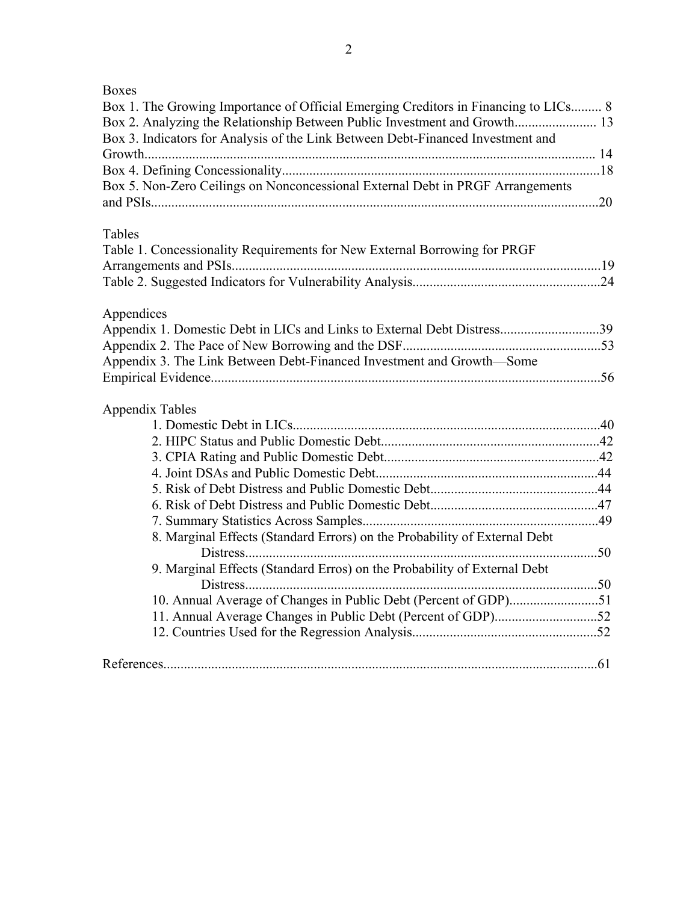Boxes

Box 1. The Growing Importance of Official Emerging Creditors in Financing to LICs......... 8
Box 2. Analyzing the Relationship Between Public Investment and Growth........................ 13
Box 3. Indicators for Analysis of the Link Between Debt-Financed Investment and Growth.................................................................................................................... 14
Box 4. Defining Concessionality.............................................................................................18
Box 5. Non-Zero Ceilings on Nonconcessional External Debt in PRGF Arrangements and PSIs..................................................................................................................................20

Tables

Table 1. Concessionality Requirements for New External Borrowing for PRGF Arrangements and PSIs...........................................................................................................19
Table 2. Suggested Indicators for Vulnerability Analysis.......................................................24

Appendices

Appendix 1. Domestic Debt in LICs and Links to External Debt Distress.............................39
Appendix 2. The Pace of New Borrowing and the DSF..........................................................53
Appendix 3. The Link Between Debt-Financed Investment and Growth—Some Empirical Evidence.................................................................................................................56

Appendix Tables

1. Domestic Debt in LICs..........................................................................................40
2. HIPC Status and Public Domestic Debt................................................................42
3. CPIA Rating and Public Domestic Debt................................................................42
4. Joint DSAs and Public Domestic Debt..................................................................44
5. Risk of Debt Distress and Public Domestic Debt..................................................44
6. Risk of Debt Distress and Public Domestic Debt..................................................47
7. Summary Statistics Across Samples......................................................................49
8. Marginal Effects (Standard Errors) on the Probability of External Debt Distress........................................................................................................50
9. Marginal Effects (Standard Erros) on the Probability of External Debt Distress........................................................................................................50
10. Annual Average of Changes in Public Debt (Percent of GDP)..........................51
11. Annual Average Changes in Public Debt (Percent of GDP)..............................52
12. Countries Used for the Regression Analysis......................................................52

References..............................................................................................................................61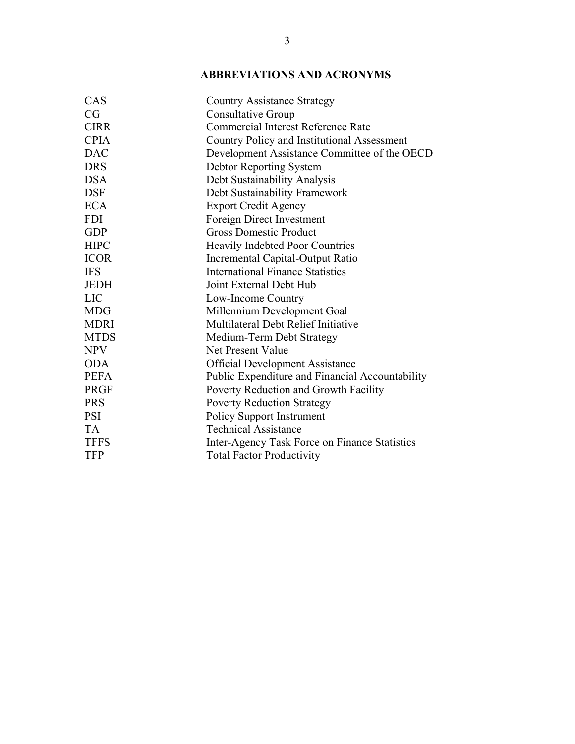## ABBREVIATIONS AND ACRONYMS

| | |
|---|---|
| CAS | Country Assistance Strategy |
| CG | Consultative Group |
| CIRR | Commercial Interest Reference Rate |
| CPIA | Country Policy and Institutional Assessment |
| DAC | Development Assistance Committee of the OECD |
| DRS | Debtor Reporting System |
| DSA | Debt Sustainability Analysis |
| DSF | Debt Sustainability Framework |
| ECA | Export Credit Agency |
| FDI | Foreign Direct Investment |
| GDP | Gross Domestic Product |
| HIPC | Heavily Indebted Poor Countries |
| ICOR | Incremental Capital-Output Ratio |
| IFS | International Finance Statistics |
| JEDH | Joint External Debt Hub |
| LIC | Low-Income Country |
| MDG | Millennium Development Goal |
| MDRI | Multilateral Debt Relief Initiative |
| MTDS | Medium-Term Debt Strategy |
| NPV | Net Present Value |
| ODA | Official Development Assistance |
| PEFA | Public Expenditure and Financial Accountability |
| PRGF | Poverty Reduction and Growth Facility |
| PRS | Poverty Reduction Strategy |
| PSI | Policy Support Instrument |
| TA | Technical Assistance |
| TFFS | Inter-Agency Task Force on Finance Statistics |
| TFP | Total Factor Productivity |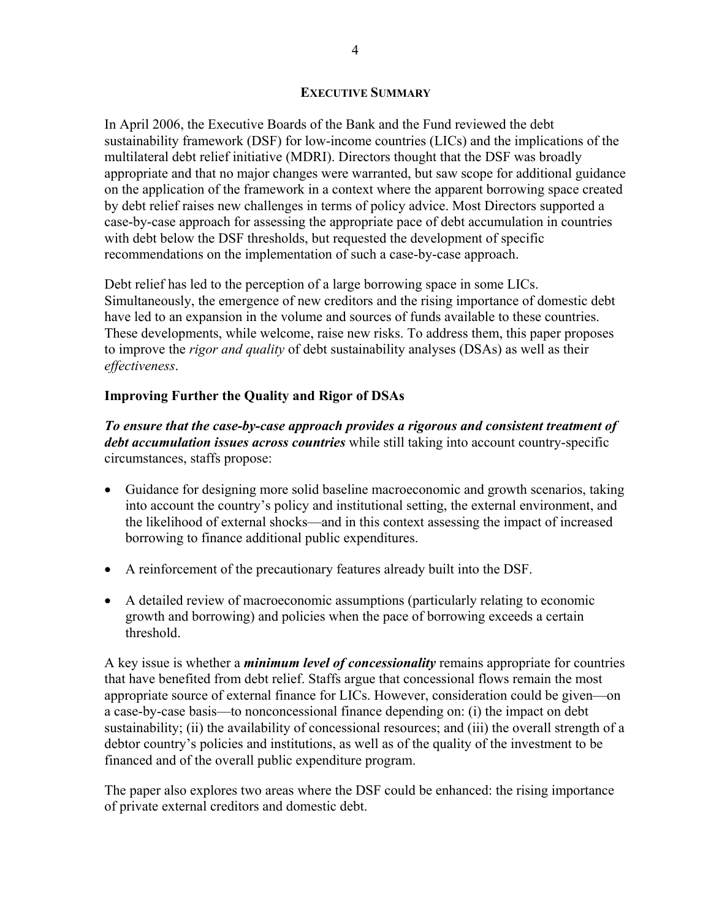## EXECUTIVE SUMMARY

In April 2006, the Executive Boards of the Bank and the Fund reviewed the debt sustainability framework (DSF) for low-income countries (LICs) and the implications of the multilateral debt relief initiative (MDRI). Directors thought that the DSF was broadly appropriate and that no major changes were warranted, but saw scope for additional guidance on the application of the framework in a context where the apparent borrowing space created by debt relief raises new challenges in terms of policy advice. Most Directors supported a case-by-case approach for assessing the appropriate pace of debt accumulation in countries with debt below the DSF thresholds, but requested the development of specific recommendations on the implementation of such a case-by-case approach.

Debt relief has led to the perception of a large borrowing space in some LICs. Simultaneously, the emergence of new creditors and the rising importance of domestic debt have led to an expansion in the volume and sources of funds available to these countries. These developments, while welcome, raise new risks. To address them, this paper proposes to improve the *rigor and quality* of debt sustainability analyses (DSAs) as well as their *effectiveness*.

### Improving Further the Quality and Rigor of DSAs

***To ensure that the case-by-case approach provides a rigorous and consistent treatment of debt accumulation issues across countries*** while still taking into account country-specific circumstances, staffs propose:

- Guidance for designing more solid baseline macroeconomic and growth scenarios, taking into account the country's policy and institutional setting, the external environment, and the likelihood of external shocks—and in this context assessing the impact of increased borrowing to finance additional public expenditures.
- A reinforcement of the precautionary features already built into the DSF.
- A detailed review of macroeconomic assumptions (particularly relating to economic growth and borrowing) and policies when the pace of borrowing exceeds a certain threshold.

A key issue is whether a ***minimum level of concessionality*** remains appropriate for countries that have benefited from debt relief. Staffs argue that concessional flows remain the most appropriate source of external finance for LICs. However, consideration could be given—on a case-by-case basis—to nonconcessional finance depending on: (i) the impact on debt sustainability; (ii) the availability of concessional resources; and (iii) the overall strength of a debtor country's policies and institutions, as well as of the quality of the investment to be financed and of the overall public expenditure program.

The paper also explores two areas where the DSF could be enhanced: the rising importance of private external creditors and domestic debt.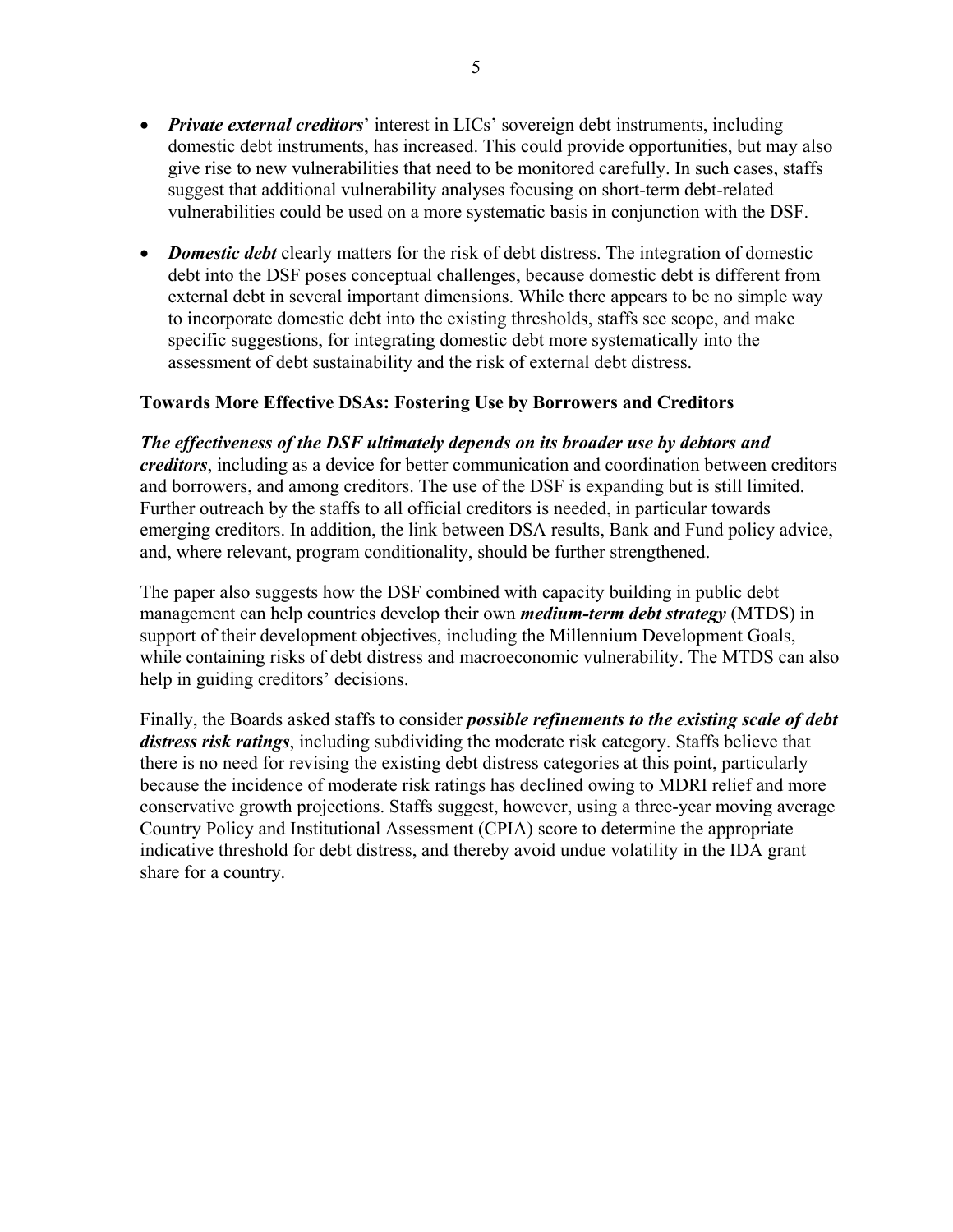- ***Private external creditors***' interest in LICs' sovereign debt instruments, including domestic debt instruments, has increased. This could provide opportunities, but may also give rise to new vulnerabilities that need to be monitored carefully. In such cases, staffs suggest that additional vulnerability analyses focusing on short-term debt-related vulnerabilities could be used on a more systematic basis in conjunction with the DSF.

- ***Domestic debt*** clearly matters for the risk of debt distress. The integration of domestic debt into the DSF poses conceptual challenges, because domestic debt is different from external debt in several important dimensions. While there appears to be no simple way to incorporate domestic debt into the existing thresholds, staffs see scope, and make specific suggestions, for integrating domestic debt more systematically into the assessment of debt sustainability and the risk of external debt distress.

**Towards More Effective DSAs: Fostering Use by Borrowers and Creditors**

***The effectiveness of the DSF ultimately depends on its broader use by debtors and creditors***, including as a device for better communication and coordination between creditors and borrowers, and among creditors. The use of the DSF is expanding but is still limited. Further outreach by the staffs to all official creditors is needed, in particular towards emerging creditors. In addition, the link between DSA results, Bank and Fund policy advice, and, where relevant, program conditionality, should be further strengthened.

The paper also suggests how the DSF combined with capacity building in public debt management can help countries develop their own ***medium-term debt strategy*** (MTDS) in support of their development objectives, including the Millennium Development Goals, while containing risks of debt distress and macroeconomic vulnerability. The MTDS can also help in guiding creditors' decisions.

Finally, the Boards asked staffs to consider ***possible refinements to the existing scale of debt distress risk ratings***, including subdividing the moderate risk category. Staffs believe that there is no need for revising the existing debt distress categories at this point, particularly because the incidence of moderate risk ratings has declined owing to MDRI relief and more conservative growth projections. Staffs suggest, however, using a three-year moving average Country Policy and Institutional Assessment (CPIA) score to determine the appropriate indicative threshold for debt distress, and thereby avoid undue volatility in the IDA grant share for a country.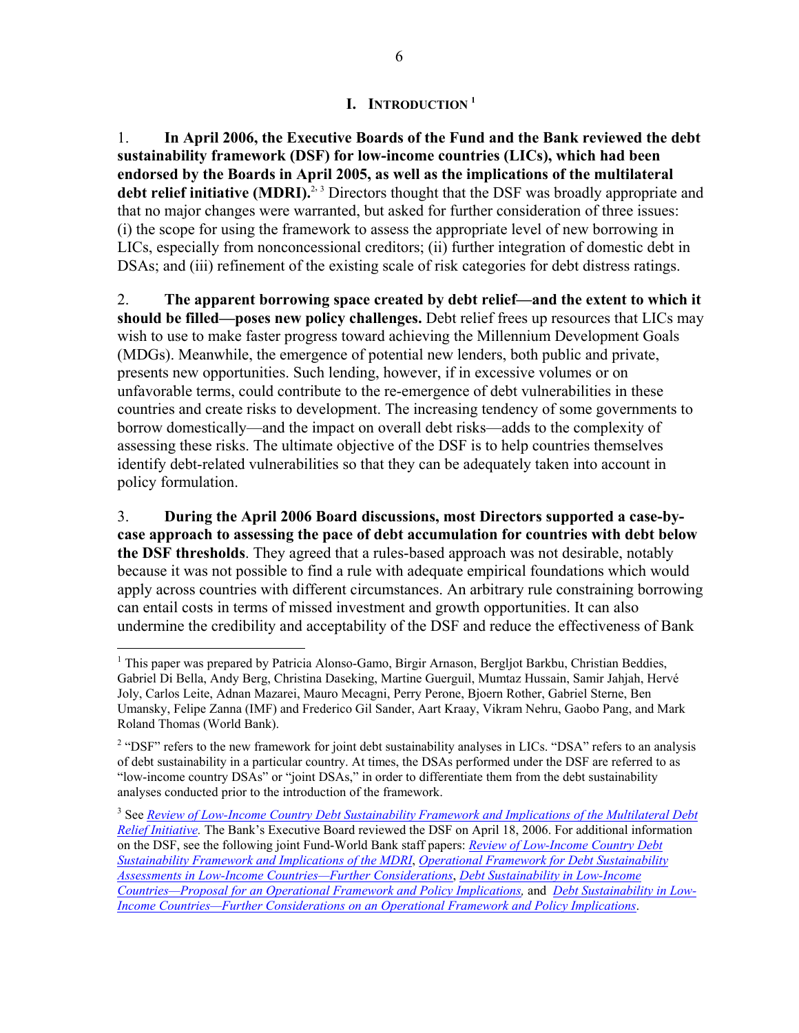# I. INTRODUCTION[1]

1. **In April 2006, the Executive Boards of the Fund and the Bank reviewed the debt sustainability framework (DSF) for low-income countries (LICs), which had been endorsed by the Boards in April 2005, as well as the implications of the multilateral debt relief initiative (MDRI).**[2, 3] Directors thought that the DSF was broadly appropriate and that no major changes were warranted, but asked for further consideration of three issues: (i) the scope for using the framework to assess the appropriate level of new borrowing in LICs, especially from nonconcessional creditors; (ii) further integration of domestic debt in DSAs; and (iii) refinement of the existing scale of risk categories for debt distress ratings.

2. **The apparent borrowing space created by debt relief—and the extent to which it should be filled—poses new policy challenges.** Debt relief frees up resources that LICs may wish to use to make faster progress toward achieving the Millennium Development Goals (MDGs). Meanwhile, the emergence of potential new lenders, both public and private, presents new opportunities. Such lending, however, if in excessive volumes or on unfavorable terms, could contribute to the re-emergence of debt vulnerabilities in these countries and create risks to development. The increasing tendency of some governments to borrow domestically—and the impact on overall debt risks—adds to the complexity of assessing these risks. The ultimate objective of the DSF is to help countries themselves identify debt-related vulnerabilities so that they can be adequately taken into account in policy formulation.

3. **During the April 2006 Board discussions, most Directors supported a case-by-case approach to assessing the pace of debt accumulation for countries with debt below the DSF thresholds**. They agreed that a rules-based approach was not desirable, notably because it was not possible to find a rule with adequate empirical foundations which would apply across countries with different circumstances. An arbitrary rule constraining borrowing can entail costs in terms of missed investment and growth opportunities. It can also undermine the credibility and acceptability of the DSF and reduce the effectiveness of Bank

---

[1] This paper was prepared by Patricia Alonso-Gamo, Birgir Arnason, Bergljot Barkbu, Christian Beddies, Gabriel Di Bella, Andy Berg, Christina Daseking, Martine Guerguil, Mumtaz Hussain, Samir Jahjah, Hervé Joly, Carlos Leite, Adnan Mazarei, Mauro Mecagni, Perry Perone, Bjoern Rother, Gabriel Sterne, Ben Umansky, Felipe Zanna (IMF) and Frederico Gil Sander, Aart Kraay, Vikram Nehru, Gaobo Pang, and Mark Roland Thomas (World Bank).

[2] "DSF" refers to the new framework for joint debt sustainability analyses in LICs. "DSA" refers to an analysis of debt sustainability in a particular country. At times, the DSAs performed under the DSF are referred to as "low-income country DSAs" or "joint DSAs," in order to differentiate them from the debt sustainability analyses conducted prior to the introduction of the framework.

[3] See *Review of Low-Income Country Debt Sustainability Framework and Implications of the Multilateral Debt Relief Initiative.* The Bank's Executive Board reviewed the DSF on April 18, 2006. For additional information on the DSF, see the following joint Fund-World Bank staff papers: *Review of Low-Income Country Debt Sustainability Framework and Implications of the MDRI*, *Operational Framework for Debt Sustainability Assessments in Low-Income Countries—Further Considerations*, *Debt Sustainability in Low-Income Countries—Proposal for an Operational Framework and Policy Implications,* and *Debt Sustainability in Low-Income Countries—Further Considerations on an Operational Framework and Policy Implications*.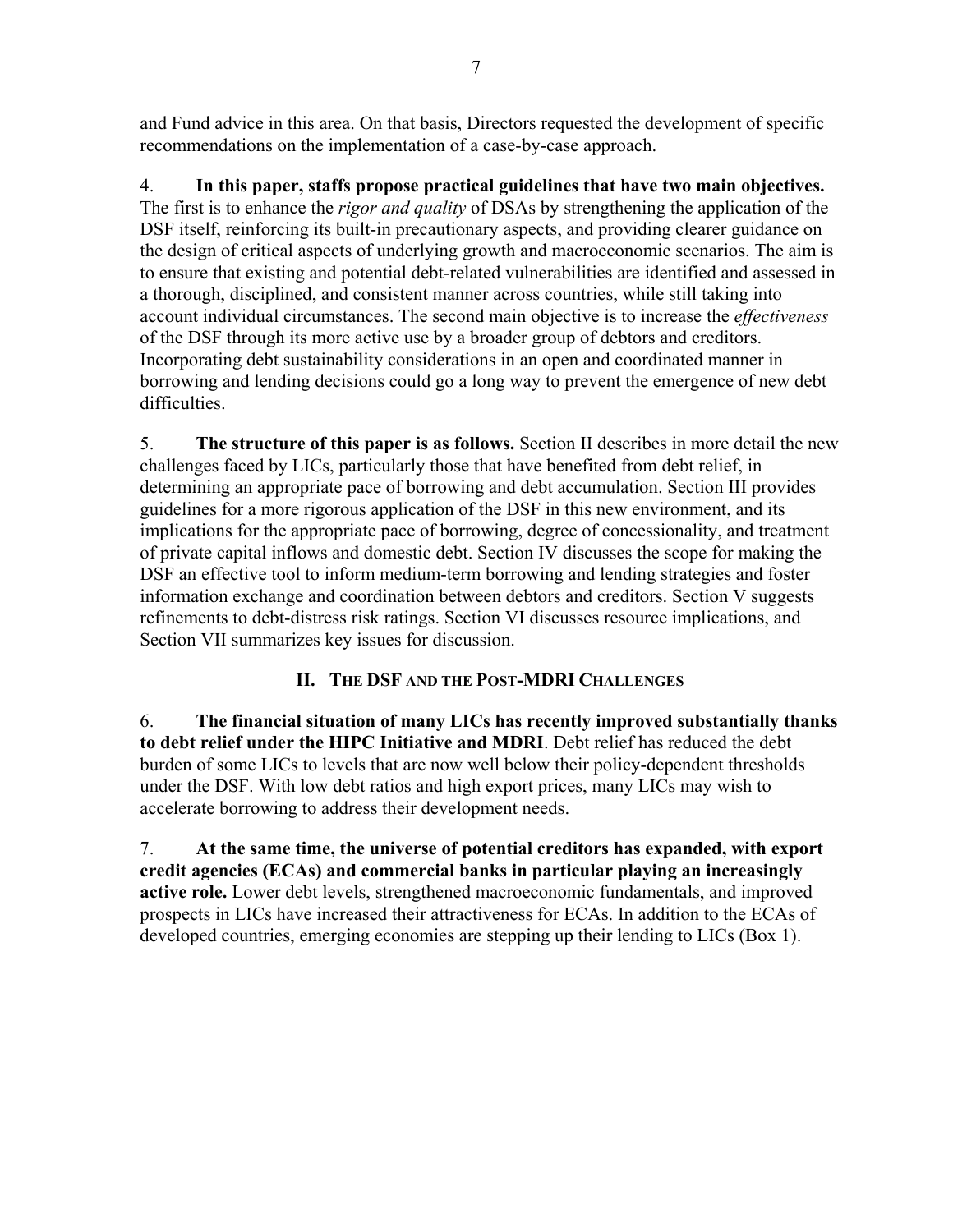and Fund advice in this area. On that basis, Directors requested the development of specific recommendations on the implementation of a case-by-case approach.

4. **In this paper, staffs propose practical guidelines that have two main objectives.** The first is to enhance the *rigor and quality* of DSAs by strengthening the application of the DSF itself, reinforcing its built-in precautionary aspects, and providing clearer guidance on the design of critical aspects of underlying growth and macroeconomic scenarios. The aim is to ensure that existing and potential debt-related vulnerabilities are identified and assessed in a thorough, disciplined, and consistent manner across countries, while still taking into account individual circumstances. The second main objective is to increase the *effectiveness* of the DSF through its more active use by a broader group of debtors and creditors. Incorporating debt sustainability considerations in an open and coordinated manner in borrowing and lending decisions could go a long way to prevent the emergence of new debt difficulties.

5. **The structure of this paper is as follows.** Section II describes in more detail the new challenges faced by LICs, particularly those that have benefited from debt relief, in determining an appropriate pace of borrowing and debt accumulation. Section III provides guidelines for a more rigorous application of the DSF in this new environment, and its implications for the appropriate pace of borrowing, degree of concessionality, and treatment of private capital inflows and domestic debt. Section IV discusses the scope for making the DSF an effective tool to inform medium-term borrowing and lending strategies and foster information exchange and coordination between debtors and creditors. Section V suggests refinements to debt-distress risk ratings. Section VI discusses resource implications, and Section VII summarizes key issues for discussion.

## II. The DSF and the Post-MDRI Challenges

6. **The financial situation of many LICs has recently improved substantially thanks to debt relief under the HIPC Initiative and MDRI**. Debt relief has reduced the debt burden of some LICs to levels that are now well below their policy-dependent thresholds under the DSF. With low debt ratios and high export prices, many LICs may wish to accelerate borrowing to address their development needs.

7. **At the same time, the universe of potential creditors has expanded, with export credit agencies (ECAs) and commercial banks in particular playing an increasingly active role.** Lower debt levels, strengthened macroeconomic fundamentals, and improved prospects in LICs have increased their attractiveness for ECAs. In addition to the ECAs of developed countries, emerging economies are stepping up their lending to LICs (Box 1).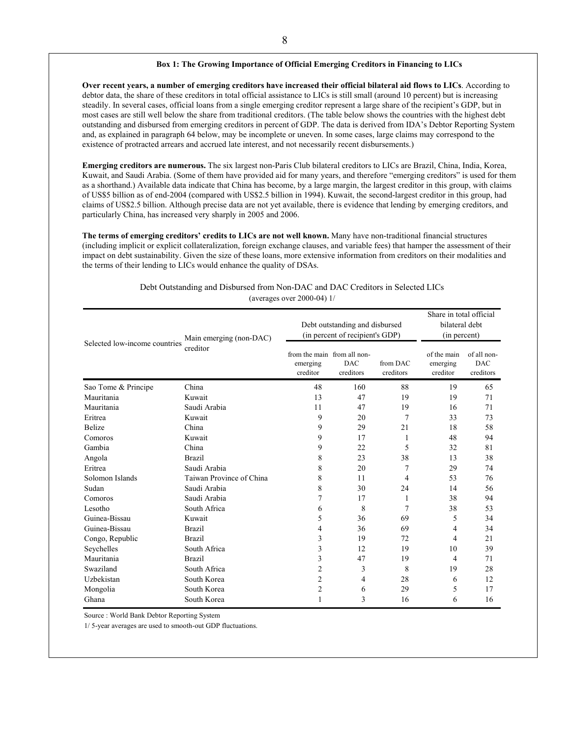### Box 1: The Growing Importance of Official Emerging Creditors in Financing to LICs

**Over recent years, a number of emerging creditors have increased their official bilateral aid flows to LICs**. According to debtor data, the share of these creditors in total official assistance to LICs is still small (around 10 percent) but is increasing steadily. In several cases, official loans from a single emerging creditor represent a large share of the recipient's GDP, but in most cases are still well below the share from traditional creditors. (The table below shows the countries with the highest debt outstanding and disbursed from emerging creditors in percent of GDP. The data is derived from IDA's Debtor Reporting System and, as explained in paragraph 64 below, may be incomplete or uneven. In some cases, large claims may correspond to the existence of protracted arrears and accrued late interest, and not necessarily recent disbursements.)

**Emerging creditors are numerous.** The six largest non-Paris Club bilateral creditors to LICs are Brazil, China, India, Korea, Kuwait, and Saudi Arabia. (Some of them have provided aid for many years, and therefore "emerging creditors" is used for them as a shorthand.) Available data indicate that China has become, by a large margin, the largest creditor in this group, with claims of US$5 billion as of end-2004 (compared with US$2.5 billion in 1994). Kuwait, the second-largest creditor in this group, had claims of US$2.5 billion. Although precise data are not yet available, there is evidence that lending by emerging creditors, and particularly China, has increased very sharply in 2005 and 2006.

**The terms of emerging creditors' credits to LICs are not well known.** Many have non-traditional financial structures (including implicit or explicit collateralization, foreign exchange clauses, and variable fees) that hamper the assessment of their impact on debt sustainability. Given the size of these loans, more extensive information from creditors on their modalities and the terms of their lending to LICs would enhance the quality of DSAs.

Debt Outstanding and Disbursed from Non-DAC and DAC Creditors in Selected LICs
(averages over 2000-04) 1/

| Selected low-income countries | Main emerging (non-DAC) creditor | Debt outstanding and disbursed (in percent of recipient's GDP) | | | Share in total official bilateral debt (in percent) | |
|---|---|---|---|---|---|---|
| | | from the main emerging creditor | from all non-DAC creditors | from DAC creditors | of the main emerging creditor | of all non-DAC creditors |
| Sao Tome & Principe | China | 48 | 160 | 88 | 19 | 65 |
| Mauritania | Kuwait | 13 | 47 | 19 | 19 | 71 |
| Mauritania | Saudi Arabia | 11 | 47 | 19 | 16 | 71 |
| Eritrea | Kuwait | 9 | 20 | 7 | 33 | 73 |
| Belize | China | 9 | 29 | 21 | 18 | 58 |
| Comoros | Kuwait | 9 | 17 | 1 | 48 | 94 |
| Gambia | China | 9 | 22 | 5 | 32 | 81 |
| Angola | Brazil | 8 | 23 | 38 | 13 | 38 |
| Eritrea | Saudi Arabia | 8 | 20 | 7 | 29 | 74 |
| Solomon Islands | Taiwan Province of China | 8 | 11 | 4 | 53 | 76 |
| Sudan | Saudi Arabia | 8 | 30 | 24 | 14 | 56 |
| Comoros | Saudi Arabia | 7 | 17 | 1 | 38 | 94 |
| Lesotho | South Africa | 6 | 8 | 7 | 38 | 53 |
| Guinea-Bissau | Kuwait | 5 | 36 | 69 | 5 | 34 |
| Guinea-Bissau | Brazil | 4 | 36 | 69 | 4 | 34 |
| Congo, Republic | Brazil | 3 | 19 | 72 | 4 | 21 |
| Seychelles | South Africa | 3 | 12 | 19 | 10 | 39 |
| Mauritania | Brazil | 3 | 47 | 19 | 4 | 71 |
| Swaziland | South Africa | 2 | 3 | 8 | 19 | 28 |
| Uzbekistan | South Korea | 2 | 4 | 28 | 6 | 12 |
| Mongolia | South Korea | 2 | 6 | 29 | 5 | 17 |
| Ghana | South Korea | 1 | 3 | 16 | 6 | 16 |

Source : World Bank Debtor Reporting System

1/ 5-year averages are used to smooth-out GDP fluctuations.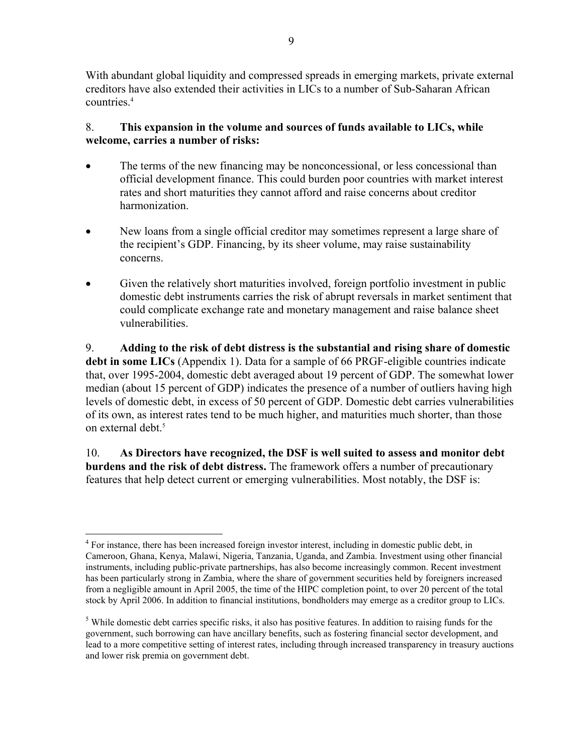With abundant global liquidity and compressed spreads in emerging markets, private external creditors have also extended their activities in LICs to a number of Sub-Saharan African countries.[4]

8. **This expansion in the volume and sources of funds available to LICs, while welcome, carries a number of risks:**

- The terms of the new financing may be nonconcessional, or less concessional than official development finance. This could burden poor countries with market interest rates and short maturities they cannot afford and raise concerns about creditor harmonization.

- New loans from a single official creditor may sometimes represent a large share of the recipient's GDP. Financing, by its sheer volume, may raise sustainability concerns.

- Given the relatively short maturities involved, foreign portfolio investment in public domestic debt instruments carries the risk of abrupt reversals in market sentiment that could complicate exchange rate and monetary management and raise balance sheet vulnerabilities.

9. **Adding to the risk of debt distress is the substantial and rising share of domestic debt in some LICs** (Appendix 1). Data for a sample of 66 PRGF-eligible countries indicate that, over 1995-2004, domestic debt averaged about 19 percent of GDP. The somewhat lower median (about 15 percent of GDP) indicates the presence of a number of outliers having high levels of domestic debt, in excess of 50 percent of GDP. Domestic debt carries vulnerabilities of its own, as interest rates tend to be much higher, and maturities much shorter, than those on external debt.[5]

10. **As Directors have recognized, the DSF is well suited to assess and monitor debt burdens and the risk of debt distress.** The framework offers a number of precautionary features that help detect current or emerging vulnerabilities. Most notably, the DSF is:

---

[4] For instance, there has been increased foreign investor interest, including in domestic public debt, in Cameroon, Ghana, Kenya, Malawi, Nigeria, Tanzania, Uganda, and Zambia. Investment using other financial instruments, including public-private partnerships, has also become increasingly common. Recent investment has been particularly strong in Zambia, where the share of government securities held by foreigners increased from a negligible amount in April 2005, the time of the HIPC completion point, to over 20 percent of the total stock by April 2006. In addition to financial institutions, bondholders may emerge as a creditor group to LICs.

[5] While domestic debt carries specific risks, it also has positive features. In addition to raising funds for the government, such borrowing can have ancillary benefits, such as fostering financial sector development, and lead to a more competitive setting of interest rates, including through increased transparency in treasury auctions and lower risk premia on government debt.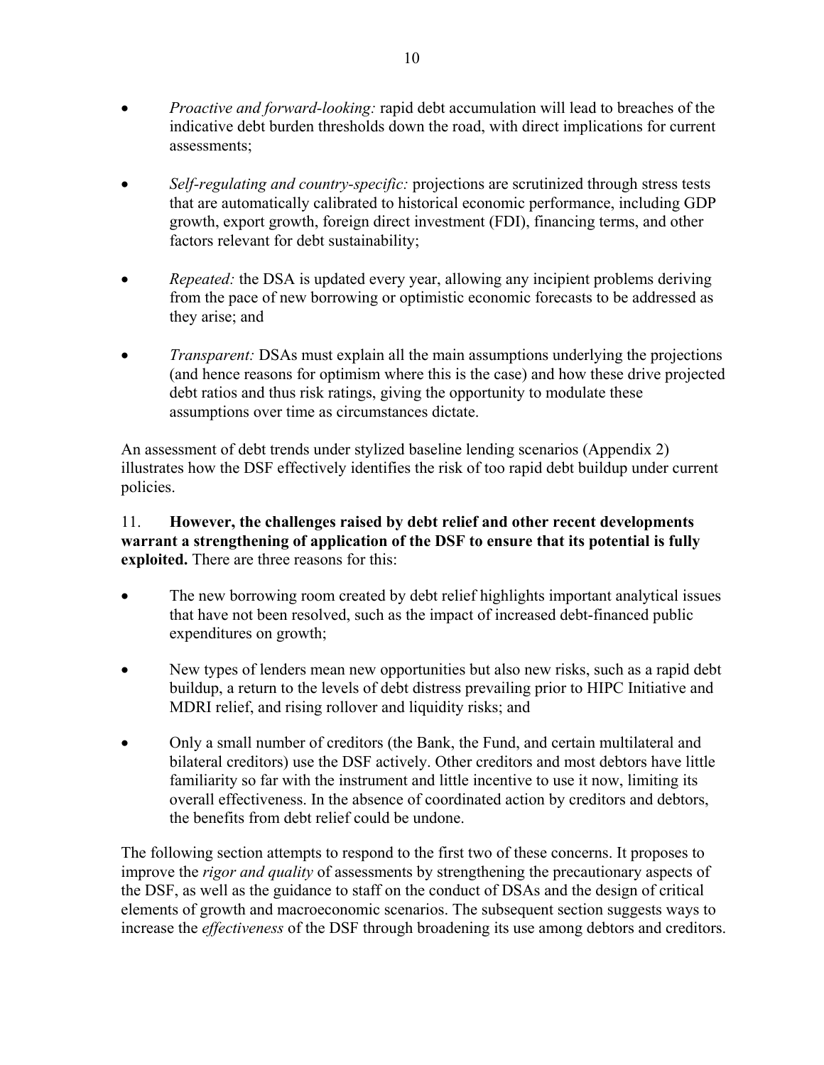- *Proactive and forward-looking:* rapid debt accumulation will lead to breaches of the indicative debt burden thresholds down the road, with direct implications for current assessments;

- *Self-regulating and country-specific:* projections are scrutinized through stress tests that are automatically calibrated to historical economic performance, including GDP growth, export growth, foreign direct investment (FDI), financing terms, and other factors relevant for debt sustainability;

- *Repeated:* the DSA is updated every year, allowing any incipient problems deriving from the pace of new borrowing or optimistic economic forecasts to be addressed as they arise; and

- *Transparent:* DSAs must explain all the main assumptions underlying the projections (and hence reasons for optimism where this is the case) and how these drive projected debt ratios and thus risk ratings, giving the opportunity to modulate these assumptions over time as circumstances dictate.

An assessment of debt trends under stylized baseline lending scenarios (Appendix 2) illustrates how the DSF effectively identifies the risk of too rapid debt buildup under current policies.

11. **However, the challenges raised by debt relief and other recent developments warrant a strengthening of application of the DSF to ensure that its potential is fully exploited.** There are three reasons for this:

- The new borrowing room created by debt relief highlights important analytical issues that have not been resolved, such as the impact of increased debt-financed public expenditures on growth;

- New types of lenders mean new opportunities but also new risks, such as a rapid debt buildup, a return to the levels of debt distress prevailing prior to HIPC Initiative and MDRI relief, and rising rollover and liquidity risks; and

- Only a small number of creditors (the Bank, the Fund, and certain multilateral and bilateral creditors) use the DSF actively. Other creditors and most debtors have little familiarity so far with the instrument and little incentive to use it now, limiting its overall effectiveness. In the absence of coordinated action by creditors and debtors, the benefits from debt relief could be undone.

The following section attempts to respond to the first two of these concerns. It proposes to improve the *rigor and quality* of assessments by strengthening the precautionary aspects of the DSF, as well as the guidance to staff on the conduct of DSAs and the design of critical elements of growth and macroeconomic scenarios. The subsequent section suggests ways to increase the *effectiveness* of the DSF through broadening its use among debtors and creditors.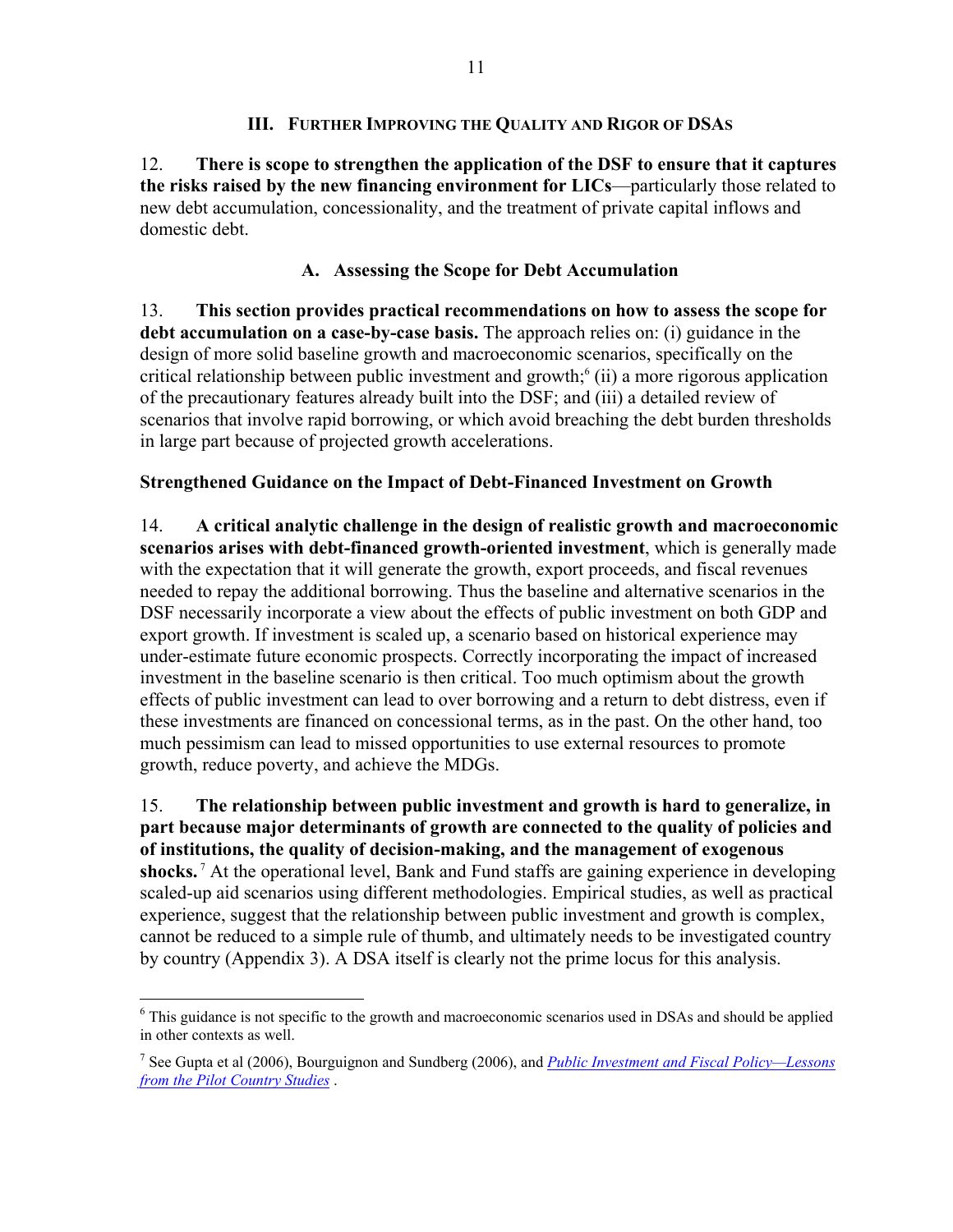## III. Further Improving the Quality and Rigor of DSAs

12. **There is scope to strengthen the application of the DSF to ensure that it captures the risks raised by the new financing environment for LICs**—particularly those related to new debt accumulation, concessionality, and the treatment of private capital inflows and domestic debt.

### A. Assessing the Scope for Debt Accumulation

13. **This section provides practical recommendations on how to assess the scope for debt accumulation on a case-by-case basis.** The approach relies on: (i) guidance in the design of more solid baseline growth and macroeconomic scenarios, specifically on the critical relationship between public investment and growth;[6] (ii) a more rigorous application of the precautionary features already built into the DSF; and (iii) a detailed review of scenarios that involve rapid borrowing, or which avoid breaching the debt burden thresholds in large part because of projected growth accelerations.

#### Strengthened Guidance on the Impact of Debt-Financed Investment on Growth

14. **A critical analytic challenge in the design of realistic growth and macroeconomic scenarios arises with debt-financed growth-oriented investment**, which is generally made with the expectation that it will generate the growth, export proceeds, and fiscal revenues needed to repay the additional borrowing. Thus the baseline and alternative scenarios in the DSF necessarily incorporate a view about the effects of public investment on both GDP and export growth. If investment is scaled up, a scenario based on historical experience may under-estimate future economic prospects. Correctly incorporating the impact of increased investment in the baseline scenario is then critical. Too much optimism about the growth effects of public investment can lead to over borrowing and a return to debt distress, even if these investments are financed on concessional terms, as in the past. On the other hand, too much pessimism can lead to missed opportunities to use external resources to promote growth, reduce poverty, and achieve the MDGs.

15. **The relationship between public investment and growth is hard to generalize, in part because major determinants of growth are connected to the quality of policies and of institutions, the quality of decision-making, and the management of exogenous shocks.**[7] At the operational level, Bank and Fund staffs are gaining experience in developing scaled-up aid scenarios using different methodologies. Empirical studies, as well as practical experience, suggest that the relationship between public investment and growth is complex, cannot be reduced to a simple rule of thumb, and ultimately needs to be investigated country by country (Appendix 3). A DSA itself is clearly not the prime locus for this analysis.

---

[6] This guidance is not specific to the growth and macroeconomic scenarios used in DSAs and should be applied in other contexts as well.

[7] See Gupta et al (2006), Bourguignon and Sundberg (2006), and *Public Investment and Fiscal Policy—Lessons from the Pilot Country Studies* .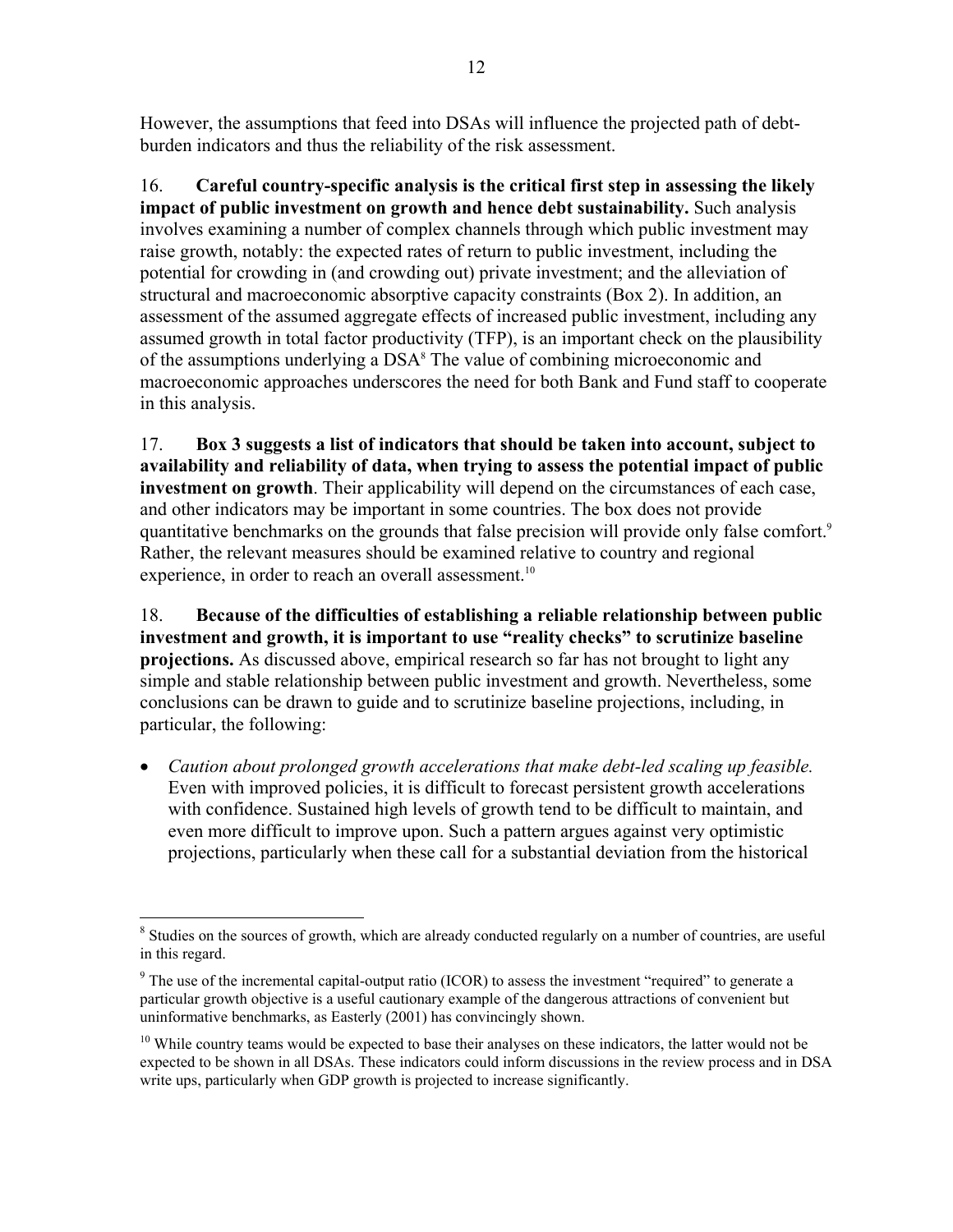However, the assumptions that feed into DSAs will influence the projected path of debt-burden indicators and thus the reliability of the risk assessment.

16. **Careful country-specific analysis is the critical first step in assessing the likely impact of public investment on growth and hence debt sustainability.** Such analysis involves examining a number of complex channels through which public investment may raise growth, notably: the expected rates of return to public investment, including the potential for crowding in (and crowding out) private investment; and the alleviation of structural and macroeconomic absorptive capacity constraints (Box 2). In addition, an assessment of the assumed aggregate effects of increased public investment, including any assumed growth in total factor productivity (TFP), is an important check on the plausibility of the assumptions underlying a DSA[8] The value of combining microeconomic and macroeconomic approaches underscores the need for both Bank and Fund staff to cooperate in this analysis.

17. **Box 3 suggests a list of indicators that should be taken into account, subject to availability and reliability of data, when trying to assess the potential impact of public investment on growth**. Their applicability will depend on the circumstances of each case, and other indicators may be important in some countries. The box does not provide quantitative benchmarks on the grounds that false precision will provide only false comfort.[9] Rather, the relevant measures should be examined relative to country and regional experience, in order to reach an overall assessment.[10]

18. **Because of the difficulties of establishing a reliable relationship between public investment and growth, it is important to use "reality checks" to scrutinize baseline projections.** As discussed above, empirical research so far has not brought to light any simple and stable relationship between public investment and growth. Nevertheless, some conclusions can be drawn to guide and to scrutinize baseline projections, including, in particular, the following:

- *Caution about prolonged growth accelerations that make debt-led scaling up feasible.* Even with improved policies, it is difficult to forecast persistent growth accelerations with confidence. Sustained high levels of growth tend to be difficult to maintain, and even more difficult to improve upon. Such a pattern argues against very optimistic projections, particularly when these call for a substantial deviation from the historical

---

[8] Studies on the sources of growth, which are already conducted regularly on a number of countries, are useful in this regard.

[9] The use of the incremental capital-output ratio (ICOR) to assess the investment "required" to generate a particular growth objective is a useful cautionary example of the dangerous attractions of convenient but uninformative benchmarks, as Easterly (2001) has convincingly shown.

[10] While country teams would be expected to base their analyses on these indicators, the latter would not be expected to be shown in all DSAs. These indicators could inform discussions in the review process and in DSA write ups, particularly when GDP growth is projected to increase significantly.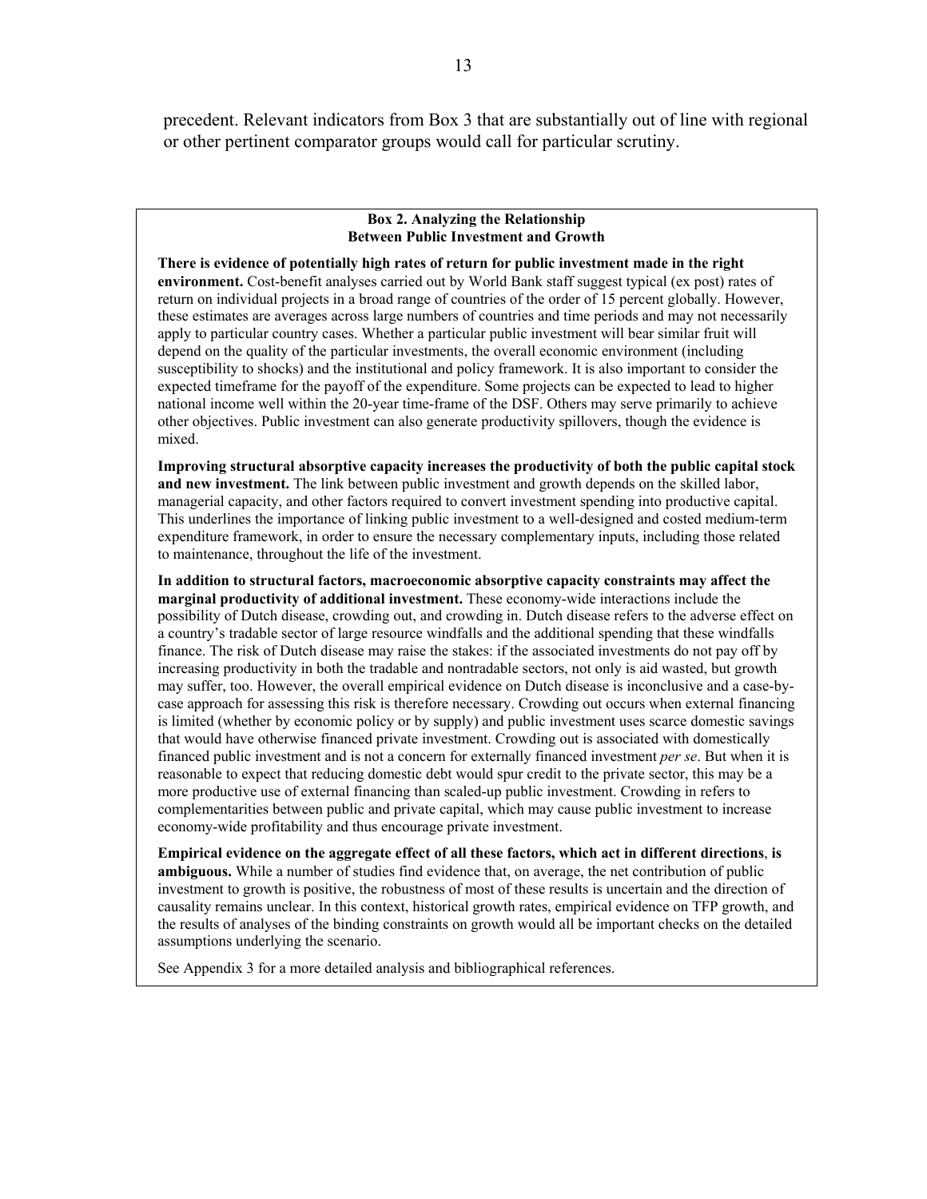precedent. Relevant indicators from Box 3 that are substantially out of line with regional or other pertinent comparator groups would call for particular scrutiny.

**Box 2. Analyzing the Relationship Between Public Investment and Growth**

**There is evidence of potentially high rates of return for public investment made in the right environment.** Cost-benefit analyses carried out by World Bank staff suggest typical (ex post) rates of return on individual projects in a broad range of countries of the order of 15 percent globally. However, these estimates are averages across large numbers of countries and time periods and may not necessarily apply to particular country cases. Whether a particular public investment will bear similar fruit will depend on the quality of the particular investments, the overall economic environment (including susceptibility to shocks) and the institutional and policy framework. It is also important to consider the expected timeframe for the payoff of the expenditure. Some projects can be expected to lead to higher national income well within the 20-year time-frame of the DSF. Others may serve primarily to achieve other objectives. Public investment can also generate productivity spillovers, though the evidence is mixed.

**Improving structural absorptive capacity increases the productivity of both the public capital stock and new investment.** The link between public investment and growth depends on the skilled labor, managerial capacity, and other factors required to convert investment spending into productive capital. This underlines the importance of linking public investment to a well-designed and costed medium-term expenditure framework, in order to ensure the necessary complementary inputs, including those related to maintenance, throughout the life of the investment.

**In addition to structural factors, macroeconomic absorptive capacity constraints may affect the marginal productivity of additional investment.** These economy-wide interactions include the possibility of Dutch disease, crowding out, and crowding in. Dutch disease refers to the adverse effect on a country's tradable sector of large resource windfalls and the additional spending that these windfalls finance. The risk of Dutch disease may raise the stakes: if the associated investments do not pay off by increasing productivity in both the tradable and nontradable sectors, not only is aid wasted, but growth may suffer, too. However, the overall empirical evidence on Dutch disease is inconclusive and a case-by-case approach for assessing this risk is therefore necessary. Crowding out occurs when external financing is limited (whether by economic policy or by supply) and public investment uses scarce domestic savings that would have otherwise financed private investment. Crowding out is associated with domestically financed public investment and is not a concern for externally financed investment *per se*. But when it is reasonable to expect that reducing domestic debt would spur credit to the private sector, this may be a more productive use of external financing than scaled-up public investment. Crowding in refers to complementarities between public and private capital, which may cause public investment to increase economy-wide profitability and thus encourage private investment.

**Empirical evidence on the aggregate effect of all these factors, which act in different directions, is ambiguous.** While a number of studies find evidence that, on average, the net contribution of public investment to growth is positive, the robustness of most of these results is uncertain and the direction of causality remains unclear. In this context, historical growth rates, empirical evidence on TFP growth, and the results of analyses of the binding constraints on growth would all be important checks on the detailed assumptions underlying the scenario.

See Appendix 3 for a more detailed analysis and bibliographical references.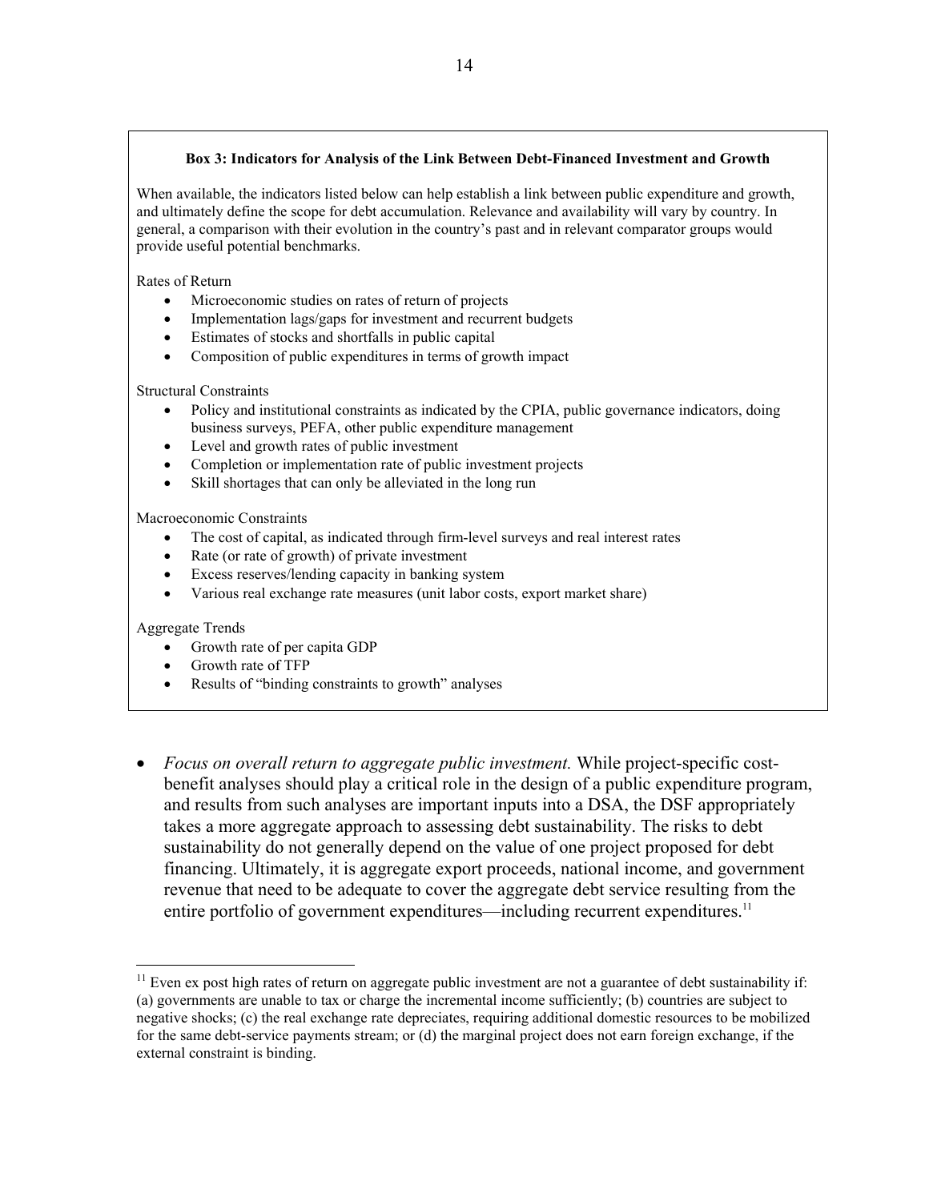**Box 3: Indicators for Analysis of the Link Between Debt-Financed Investment and Growth**

When available, the indicators listed below can help establish a link between public expenditure and growth, and ultimately define the scope for debt accumulation. Relevance and availability will vary by country. In general, a comparison with their evolution in the country's past and in relevant comparator groups would provide useful potential benchmarks.

Rates of Return

- Microeconomic studies on rates of return of projects
- Implementation lags/gaps for investment and recurrent budgets
- Estimates of stocks and shortfalls in public capital
- Composition of public expenditures in terms of growth impact

Structural Constraints

- Policy and institutional constraints as indicated by the CPIA, public governance indicators, doing business surveys, PEFA, other public expenditure management
- Level and growth rates of public investment
- Completion or implementation rate of public investment projects
- Skill shortages that can only be alleviated in the long run

Macroeconomic Constraints

- The cost of capital, as indicated through firm-level surveys and real interest rates
- Rate (or rate of growth) of private investment
- Excess reserves/lending capacity in banking system
- Various real exchange rate measures (unit labor costs, export market share)

Aggregate Trends

- Growth rate of per capita GDP
- Growth rate of TFP
- Results of "binding constraints to growth" analyses

- *Focus on overall return to aggregate public investment.* While project-specific cost-benefit analyses should play a critical role in the design of a public expenditure program, and results from such analyses are important inputs into a DSA, the DSF appropriately takes a more aggregate approach to assessing debt sustainability. The risks to debt sustainability do not generally depend on the value of one project proposed for debt financing. Ultimately, it is aggregate export proceeds, national income, and government revenue that need to be adequate to cover the aggregate debt service resulting from the entire portfolio of government expenditures—including recurrent expenditures.[11]

[11] Even ex post high rates of return on aggregate public investment are not a guarantee of debt sustainability if: (a) governments are unable to tax or charge the incremental income sufficiently; (b) countries are subject to negative shocks; (c) the real exchange rate depreciates, requiring additional domestic resources to be mobilized for the same debt-service payments stream; or (d) the marginal project does not earn foreign exchange, if the external constraint is binding.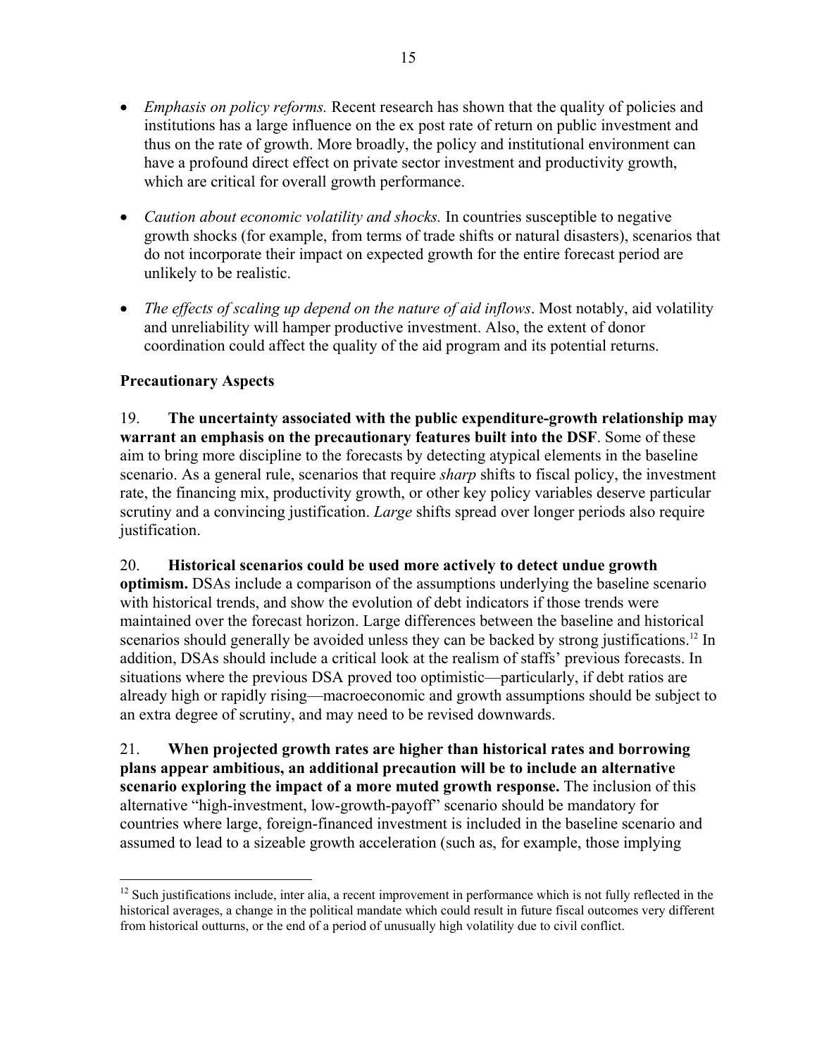- *Emphasis on policy reforms.* Recent research has shown that the quality of policies and institutions has a large influence on the ex post rate of return on public investment and thus on the rate of growth. More broadly, the policy and institutional environment can have a profound direct effect on private sector investment and productivity growth, which are critical for overall growth performance.

- *Caution about economic volatility and shocks.* In countries susceptible to negative growth shocks (for example, from terms of trade shifts or natural disasters), scenarios that do not incorporate their impact on expected growth for the entire forecast period are unlikely to be realistic.

- *The effects of scaling up depend on the nature of aid inflows*. Most notably, aid volatility and unreliability will hamper productive investment. Also, the extent of donor coordination could affect the quality of the aid program and its potential returns.

**Precautionary Aspects**

19. **The uncertainty associated with the public expenditure-growth relationship may warrant an emphasis on the precautionary features built into the DSF**. Some of these aim to bring more discipline to the forecasts by detecting atypical elements in the baseline scenario. As a general rule, scenarios that require *sharp* shifts to fiscal policy, the investment rate, the financing mix, productivity growth, or other key policy variables deserve particular scrutiny and a convincing justification. *Large* shifts spread over longer periods also require justification.

20. **Historical scenarios could be used more actively to detect undue growth optimism.** DSAs include a comparison of the assumptions underlying the baseline scenario with historical trends, and show the evolution of debt indicators if those trends were maintained over the forecast horizon. Large differences between the baseline and historical scenarios should generally be avoided unless they can be backed by strong justifications.[12] In addition, DSAs should include a critical look at the realism of staffs' previous forecasts. In situations where the previous DSA proved too optimistic—particularly, if debt ratios are already high or rapidly rising—macroeconomic and growth assumptions should be subject to an extra degree of scrutiny, and may need to be revised downwards.

21. **When projected growth rates are higher than historical rates and borrowing plans appear ambitious, an additional precaution will be to include an alternative scenario exploring the impact of a more muted growth response.** The inclusion of this alternative "high-investment, low-growth-payoff" scenario should be mandatory for countries where large, foreign-financed investment is included in the baseline scenario and assumed to lead to a sizeable growth acceleration (such as, for example, those implying

[12] Such justifications include, inter alia, a recent improvement in performance which is not fully reflected in the historical averages, a change in the political mandate which could result in future fiscal outcomes very different from historical outturns, or the end of a period of unusually high volatility due to civil conflict.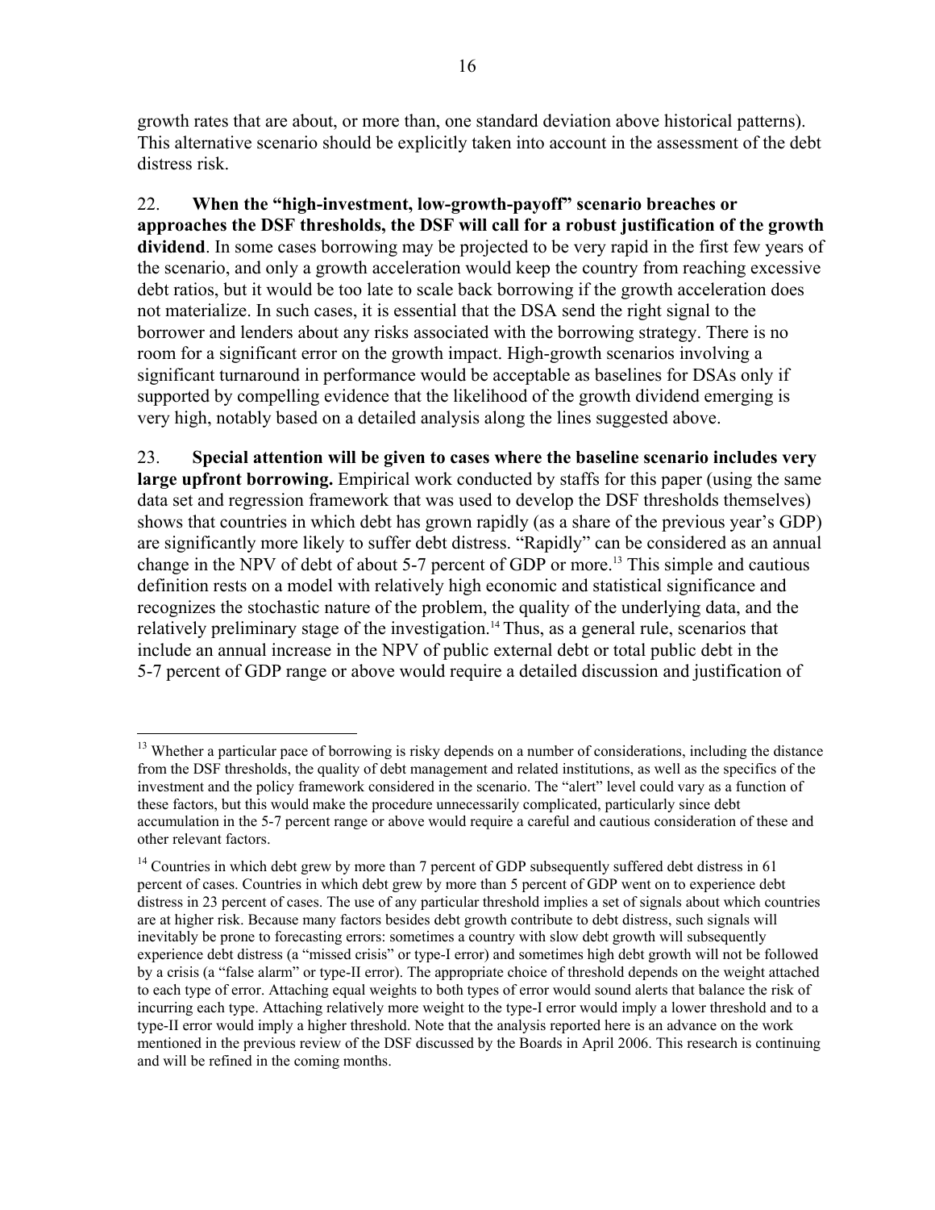growth rates that are about, or more than, one standard deviation above historical patterns). This alternative scenario should be explicitly taken into account in the assessment of the debt distress risk.

22. **When the "high-investment, low-growth-payoff" scenario breaches or approaches the DSF thresholds, the DSF will call for a robust justification of the growth dividend**. In some cases borrowing may be projected to be very rapid in the first few years of the scenario, and only a growth acceleration would keep the country from reaching excessive debt ratios, but it would be too late to scale back borrowing if the growth acceleration does not materialize. In such cases, it is essential that the DSA send the right signal to the borrower and lenders about any risks associated with the borrowing strategy. There is no room for a significant error on the growth impact. High-growth scenarios involving a significant turnaround in performance would be acceptable as baselines for DSAs only if supported by compelling evidence that the likelihood of the growth dividend emerging is very high, notably based on a detailed analysis along the lines suggested above.

23. **Special attention will be given to cases where the baseline scenario includes very large upfront borrowing.** Empirical work conducted by staffs for this paper (using the same data set and regression framework that was used to develop the DSF thresholds themselves) shows that countries in which debt has grown rapidly (as a share of the previous year's GDP) are significantly more likely to suffer debt distress. "Rapidly" can be considered as an annual change in the NPV of debt of about 5-7 percent of GDP or more.[13] This simple and cautious definition rests on a model with relatively high economic and statistical significance and recognizes the stochastic nature of the problem, the quality of the underlying data, and the relatively preliminary stage of the investigation.[14] Thus, as a general rule, scenarios that include an annual increase in the NPV of public external debt or total public debt in the 5-7 percent of GDP range or above would require a detailed discussion and justification of

---

[13] Whether a particular pace of borrowing is risky depends on a number of considerations, including the distance from the DSF thresholds, the quality of debt management and related institutions, as well as the specifics of the investment and the policy framework considered in the scenario. The "alert" level could vary as a function of these factors, but this would make the procedure unnecessarily complicated, particularly since debt accumulation in the 5-7 percent range or above would require a careful and cautious consideration of these and other relevant factors.

[14] Countries in which debt grew by more than 7 percent of GDP subsequently suffered debt distress in 61 percent of cases. Countries in which debt grew by more than 5 percent of GDP went on to experience debt distress in 23 percent of cases. The use of any particular threshold implies a set of signals about which countries are at higher risk. Because many factors besides debt growth contribute to debt distress, such signals will inevitably be prone to forecasting errors: sometimes a country with slow debt growth will subsequently experience debt distress (a "missed crisis" or type-I error) and sometimes high debt growth will not be followed by a crisis (a "false alarm" or type-II error). The appropriate choice of threshold depends on the weight attached to each type of error. Attaching equal weights to both types of error would sound alerts that balance the risk of incurring each type. Attaching relatively more weight to the type-I error would imply a lower threshold and to a type-II error would imply a higher threshold. Note that the analysis reported here is an advance on the work mentioned in the previous review of the DSF discussed by the Boards in April 2006. This research is continuing and will be refined in the coming months.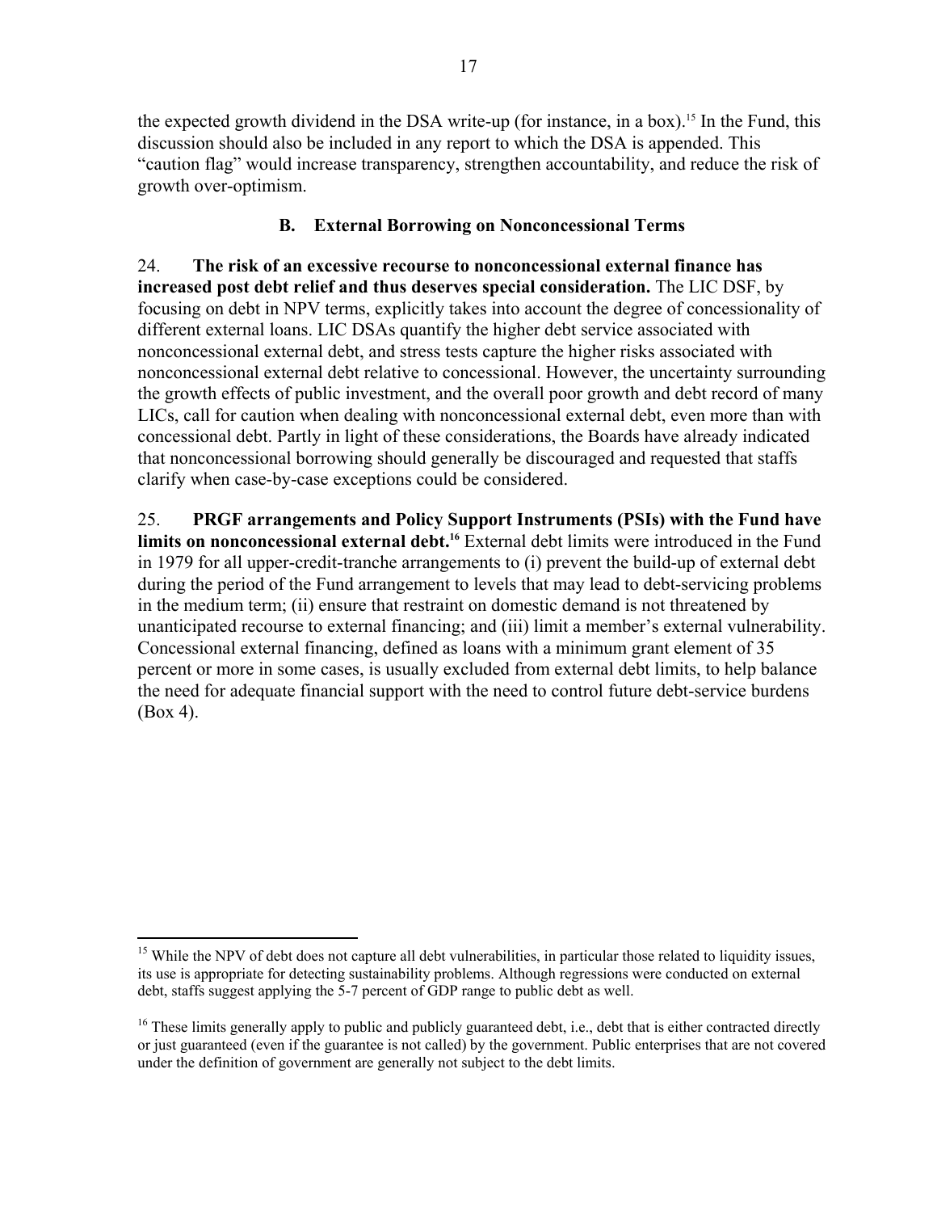the expected growth dividend in the DSA write-up (for instance, in a box).[15] In the Fund, this discussion should also be included in any report to which the DSA is appended. This "caution flag" would increase transparency, strengthen accountability, and reduce the risk of growth over-optimism.

### B. External Borrowing on Nonconcessional Terms

24. **The risk of an excessive recourse to nonconcessional external finance has increased post debt relief and thus deserves special consideration.** The LIC DSF, by focusing on debt in NPV terms, explicitly takes into account the degree of concessionality of different external loans. LIC DSAs quantify the higher debt service associated with nonconcessional external debt, and stress tests capture the higher risks associated with nonconcessional external debt relative to concessional. However, the uncertainty surrounding the growth effects of public investment, and the overall poor growth and debt record of many LICs, call for caution when dealing with nonconcessional external debt, even more than with concessional debt. Partly in light of these considerations, the Boards have already indicated that nonconcessional borrowing should generally be discouraged and requested that staffs clarify when case-by-case exceptions could be considered.

25. **PRGF arrangements and Policy Support Instruments (PSIs) with the Fund have limits on nonconcessional external debt.**[16] External debt limits were introduced in the Fund in 1979 for all upper-credit-tranche arrangements to (i) prevent the build-up of external debt during the period of the Fund arrangement to levels that may lead to debt-servicing problems in the medium term; (ii) ensure that restraint on domestic demand is not threatened by unanticipated recourse to external financing; and (iii) limit a member's external vulnerability. Concessional external financing, defined as loans with a minimum grant element of 35 percent or more in some cases, is usually excluded from external debt limits, to help balance the need for adequate financial support with the need to control future debt-service burdens (Box 4).

---

[15] While the NPV of debt does not capture all debt vulnerabilities, in particular those related to liquidity issues, its use is appropriate for detecting sustainability problems. Although regressions were conducted on external debt, staffs suggest applying the 5-7 percent of GDP range to public debt as well.

[16] These limits generally apply to public and publicly guaranteed debt, i.e., debt that is either contracted directly or just guaranteed (even if the guarantee is not called) by the government. Public enterprises that are not covered under the definition of government are generally not subject to the debt limits.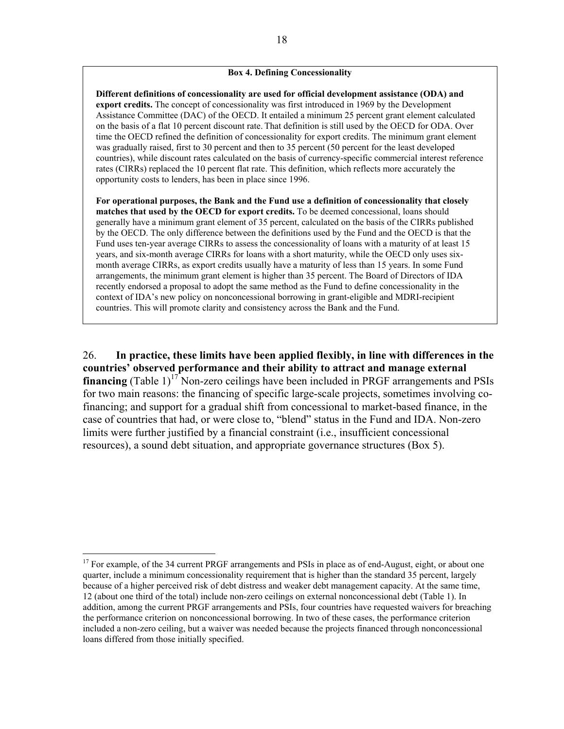### Box 4. Defining Concessionality

**Different definitions of concessionality are used for official development assistance (ODA) and export credits.** The concept of concessionality was first introduced in 1969 by the Development Assistance Committee (DAC) of the OECD. It entailed a minimum 25 percent grant element calculated on the basis of a flat 10 percent discount rate. That definition is still used by the OECD for ODA. Over time the OECD refined the definition of concessionality for export credits. The minimum grant element was gradually raised, first to 30 percent and then to 35 percent (50 percent for the least developed countries), while discount rates calculated on the basis of currency-specific commercial interest reference rates (CIRRs) replaced the 10 percent flat rate. This definition, which reflects more accurately the opportunity costs to lenders, has been in place since 1996.

**For operational purposes, the Bank and the Fund use a definition of concessionality that closely matches that used by the OECD for export credits.** To be deemed concessional, loans should generally have a minimum grant element of 35 percent, calculated on the basis of the CIRRs published by the OECD. The only difference between the definitions used by the Fund and the OECD is that the Fund uses ten-year average CIRRs to assess the concessionality of loans with a maturity of at least 15 years, and six-month average CIRRs for loans with a short maturity, while the OECD only uses six-month average CIRRs, as export credits usually have a maturity of less than 15 years. In some Fund arrangements, the minimum grant element is higher than 35 percent. The Board of Directors of IDA recently endorsed a proposal to adopt the same method as the Fund to define concessionality in the context of IDA's new policy on nonconcessional borrowing in grant-eligible and MDRI-recipient countries. This will promote clarity and consistency across the Bank and the Fund.

26. **In practice, these limits have been applied flexibly, in line with differences in the countries' observed performance and their ability to attract and manage external financing** (Table 1)[17] Non-zero ceilings have been included in PRGF arrangements and PSIs for two main reasons: the financing of specific large-scale projects, sometimes involving co-financing; and support for a gradual shift from concessional to market-based finance, in the case of countries that had, or were close to, "blend" status in the Fund and IDA. Non-zero limits were further justified by a financial constraint (i.e., insufficient concessional resources), a sound debt situation, and appropriate governance structures (Box 5).

---

[17] For example, of the 34 current PRGF arrangements and PSIs in place as of end-August, eight, or about one quarter, include a minimum concessionality requirement that is higher than the standard 35 percent, largely because of a higher perceived risk of debt distress and weaker debt management capacity. At the same time, 12 (about one third of the total) include non-zero ceilings on external nonconcessional debt (Table 1). In addition, among the current PRGF arrangements and PSIs, four countries have requested waivers for breaching the performance criterion on nonconcessional borrowing. In two of these cases, the performance criterion included a non-zero ceiling, but a waiver was needed because the projects financed through nonconcessional loans differed from those initially specified.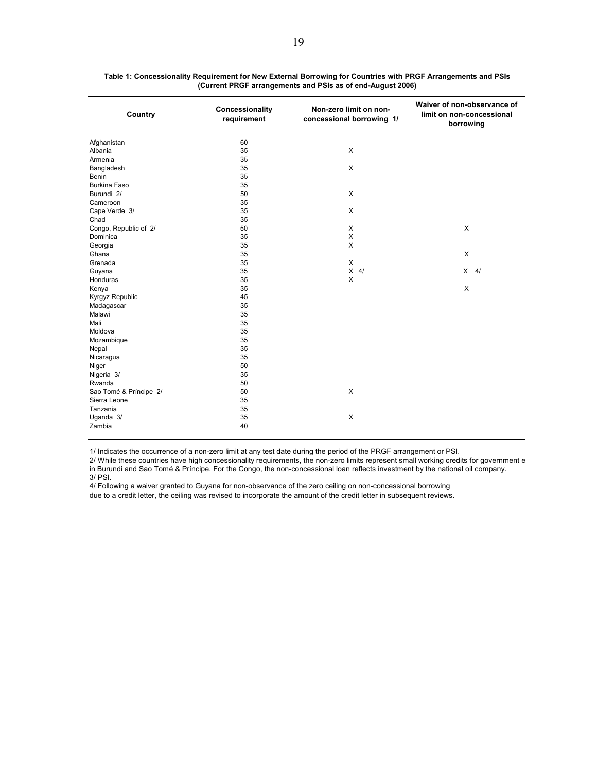**Table 1: Concessionality Requirement for New External Borrowing for Countries with PRGF Arrangements and PSIs (Current PRGF arrangements and PSIs as of end-August 2006)**

| Country | Concessionality requirement | Non-zero limit on non-concessional borrowing 1/ | Waiver of non-observance of limit on non-concessional borrowing |
|---|---|---|---|
| Afghanistan | 60 | | |
| Albania | 35 | X | |
| Armenia | 35 | | |
| Bangladesh | 35 | X | |
| Benin | 35 | | |
| Burkina Faso | 35 | | |
| Burundi 2/ | 50 | X | |
| Cameroon | 35 | | |
| Cape Verde 3/ | 35 | X | |
| Chad | 35 | | |
| Congo, Republic of 2/ | 50 | X | X |
| Dominica | 35 | X | |
| Georgia | 35 | X | |
| Ghana | 35 | | X |
| Grenada | 35 | X | |
| Guyana | 35 | X 4/ | X 4/ |
| Honduras | 35 | X | |
| Kenya | 35 | | X |
| Kyrgyz Republic | 45 | | |
| Madagascar | 35 | | |
| Malawi | 35 | | |
| Mali | 35 | | |
| Moldova | 35 | | |
| Mozambique | 35 | | |
| Nepal | 35 | | |
| Nicaragua | 35 | | |
| Niger | 50 | | |
| Nigeria 3/ | 35 | | |
| Rwanda | 50 | | |
| Sao Tomé & Príncipe 2/ | 50 | X | |
| Sierra Leone | 35 | | |
| Tanzania | 35 | | |
| Uganda 3/ | 35 | X | |
| Zambia | 40 | | |

1/ Indicates the occurrence of a non-zero limit at any test date during the period of the PRGF arrangement or PSI.
2/ While these countries have high concessionality requirements, the non-zero limits represent small working credits for government e in Burundi and Sao Tomé & Príncipe. For the Congo, the non-concessional loan reflects investment by the national oil company.
3/ PSI.
4/ Following a waiver granted to Guyana for non-observance of the zero ceiling on non-concessional borrowing due to a credit letter, the ceiling was revised to incorporate the amount of the credit letter in subsequent reviews.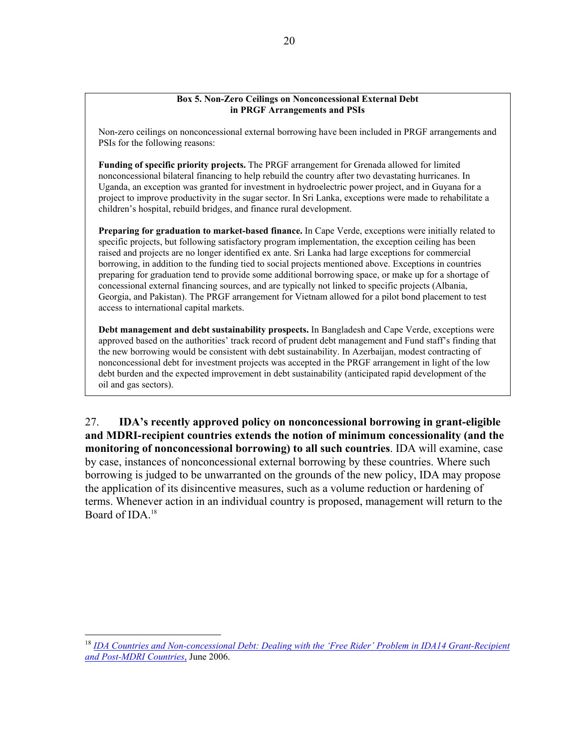**Box 5. Non-Zero Ceilings on Nonconcessional External Debt in PRGF Arrangements and PSIs**

Non-zero ceilings on nonconcessional external borrowing have been included in PRGF arrangements and PSIs for the following reasons:

**Funding of specific priority projects.** The PRGF arrangement for Grenada allowed for limited nonconcessional bilateral financing to help rebuild the country after two devastating hurricanes. In Uganda, an exception was granted for investment in hydroelectric power project, and in Guyana for a project to improve productivity in the sugar sector. In Sri Lanka, exceptions were made to rehabilitate a children's hospital, rebuild bridges, and finance rural development.

**Preparing for graduation to market-based finance.** In Cape Verde, exceptions were initially related to specific projects, but following satisfactory program implementation, the exception ceiling has been raised and projects are no longer identified ex ante. Sri Lanka had large exceptions for commercial borrowing, in addition to the funding tied to social projects mentioned above. Exceptions in countries preparing for graduation tend to provide some additional borrowing space, or make up for a shortage of concessional external financing sources, and are typically not linked to specific projects (Albania, Georgia, and Pakistan). The PRGF arrangement for Vietnam allowed for a pilot bond placement to test access to international capital markets.

**Debt management and debt sustainability prospects.** In Bangladesh and Cape Verde, exceptions were approved based on the authorities' track record of prudent debt management and Fund staff's finding that the new borrowing would be consistent with debt sustainability. In Azerbaijan, modest contracting of nonconcessional debt for investment projects was accepted in the PRGF arrangement in light of the low debt burden and the expected improvement in debt sustainability (anticipated rapid development of the oil and gas sectors).

27. **IDA's recently approved policy on nonconcessional borrowing in grant-eligible and MDRI-recipient countries extends the notion of minimum concessionality (and the monitoring of nonconcessional borrowing) to all such countries**. IDA will examine, case by case, instances of nonconcessional external borrowing by these countries. Where such borrowing is judged to be unwarranted on the grounds of the new policy, IDA may propose the application of its disincentive measures, such as a volume reduction or hardening of terms. Whenever action in an individual country is proposed, management will return to the Board of IDA.[18]

---

[18] *IDA Countries and Non-concessional Debt: Dealing with the 'Free Rider' Problem in IDA14 Grant-Recipient and Post-MDRI Countries,* June 2006.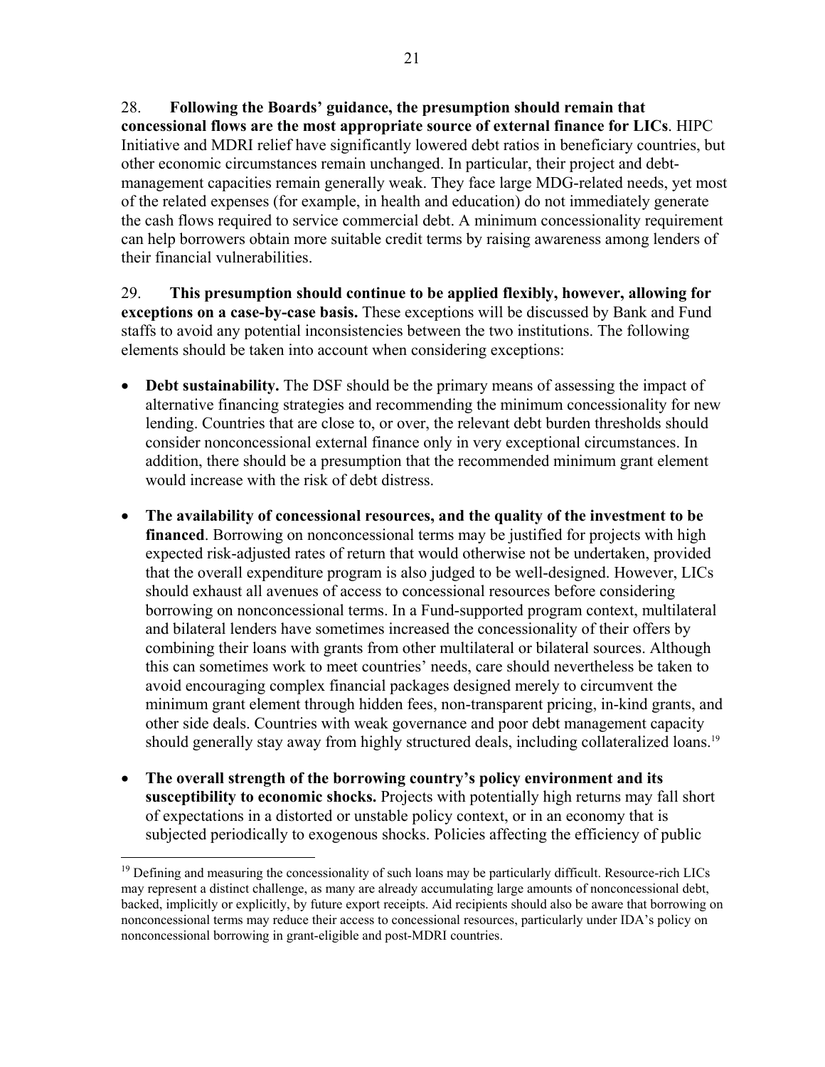28. **Following the Boards' guidance, the presumption should remain that concessional flows are the most appropriate source of external finance for LICs**. HIPC Initiative and MDRI relief have significantly lowered debt ratios in beneficiary countries, but other economic circumstances remain unchanged. In particular, their project and debt-management capacities remain generally weak. They face large MDG-related needs, yet most of the related expenses (for example, in health and education) do not immediately generate the cash flows required to service commercial debt. A minimum concessionality requirement can help borrowers obtain more suitable credit terms by raising awareness among lenders of their financial vulnerabilities.

29. **This presumption should continue to be applied flexibly, however, allowing for exceptions on a case-by-case basis.** These exceptions will be discussed by Bank and Fund staffs to avoid any potential inconsistencies between the two institutions. The following elements should be taken into account when considering exceptions:

- **Debt sustainability.** The DSF should be the primary means of assessing the impact of alternative financing strategies and recommending the minimum concessionality for new lending. Countries that are close to, or over, the relevant debt burden thresholds should consider nonconcessional external finance only in very exceptional circumstances. In addition, there should be a presumption that the recommended minimum grant element would increase with the risk of debt distress.

- **The availability of concessional resources, and the quality of the investment to be financed**. Borrowing on nonconcessional terms may be justified for projects with high expected risk-adjusted rates of return that would otherwise not be undertaken, provided that the overall expenditure program is also judged to be well-designed. However, LICs should exhaust all avenues of access to concessional resources before considering borrowing on nonconcessional terms. In a Fund-supported program context, multilateral and bilateral lenders have sometimes increased the concessionality of their offers by combining their loans with grants from other multilateral or bilateral sources. Although this can sometimes work to meet countries' needs, care should nevertheless be taken to avoid encouraging complex financial packages designed merely to circumvent the minimum grant element through hidden fees, non-transparent pricing, in-kind grants, and other side deals. Countries with weak governance and poor debt management capacity should generally stay away from highly structured deals, including collateralized loans.[19]

- **The overall strength of the borrowing country's policy environment and its susceptibility to economic shocks.** Projects with potentially high returns may fall short of expectations in a distorted or unstable policy context, or in an economy that is subjected periodically to exogenous shocks. Policies affecting the efficiency of public

[19] Defining and measuring the concessionality of such loans may be particularly difficult. Resource-rich LICs may represent a distinct challenge, as many are already accumulating large amounts of nonconcessional debt, backed, implicitly or explicitly, by future export receipts. Aid recipients should also be aware that borrowing on nonconcessional terms may reduce their access to concessional resources, particularly under IDA's policy on nonconcessional borrowing in grant-eligible and post-MDRI countries.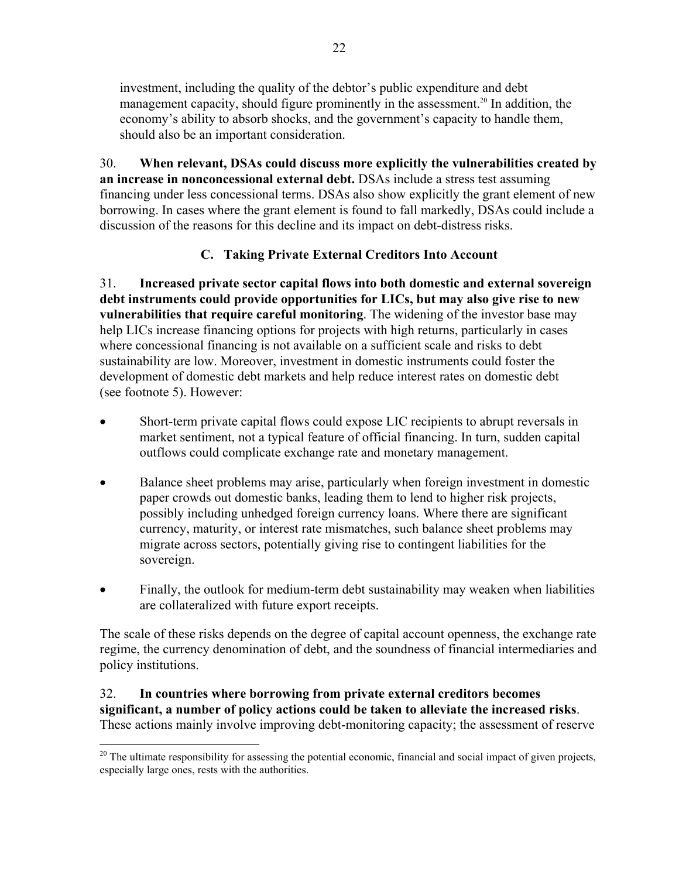investment, including the quality of the debtor's public expenditure and debt management capacity, should figure prominently in the assessment.[20] In addition, the economy's ability to absorb shocks, and the government's capacity to handle them, should also be an important consideration.

30. **When relevant, DSAs could discuss more explicitly the vulnerabilities created by an increase in nonconcessional external debt.** DSAs include a stress test assuming financing under less concessional terms. DSAs also show explicitly the grant element of new borrowing. In cases where the grant element is found to fall markedly, DSAs could include a discussion of the reasons for this decline and its impact on debt-distress risks.

### C. Taking Private External Creditors Into Account

31. **Increased private sector capital flows into both domestic and external sovereign debt instruments could provide opportunities for LICs, but may also give rise to new vulnerabilities that require careful monitoring**. The widening of the investor base may help LICs increase financing options for projects with high returns, particularly in cases where concessional financing is not available on a sufficient scale and risks to debt sustainability are low. Moreover, investment in domestic instruments could foster the development of domestic debt markets and help reduce interest rates on domestic debt (see footnote 5). However:

- Short-term private capital flows could expose LIC recipients to abrupt reversals in market sentiment, not a typical feature of official financing. In turn, sudden capital outflows could complicate exchange rate and monetary management.
- Balance sheet problems may arise, particularly when foreign investment in domestic paper crowds out domestic banks, leading them to lend to higher risk projects, possibly including unhedged foreign currency loans. Where there are significant currency, maturity, or interest rate mismatches, such balance sheet problems may migrate across sectors, potentially giving rise to contingent liabilities for the sovereign.
- Finally, the outlook for medium-term debt sustainability may weaken when liabilities are collateralized with future export receipts.

The scale of these risks depends on the degree of capital account openness, the exchange rate regime, the currency denomination of debt, and the soundness of financial intermediaries and policy institutions.

32. **In countries where borrowing from private external creditors becomes significant, a number of policy actions could be taken to alleviate the increased risks**. These actions mainly involve improving debt-monitoring capacity; the assessment of reserve

[20] The ultimate responsibility for assessing the potential economic, financial and social impact of given projects, especially large ones, rests with the authorities.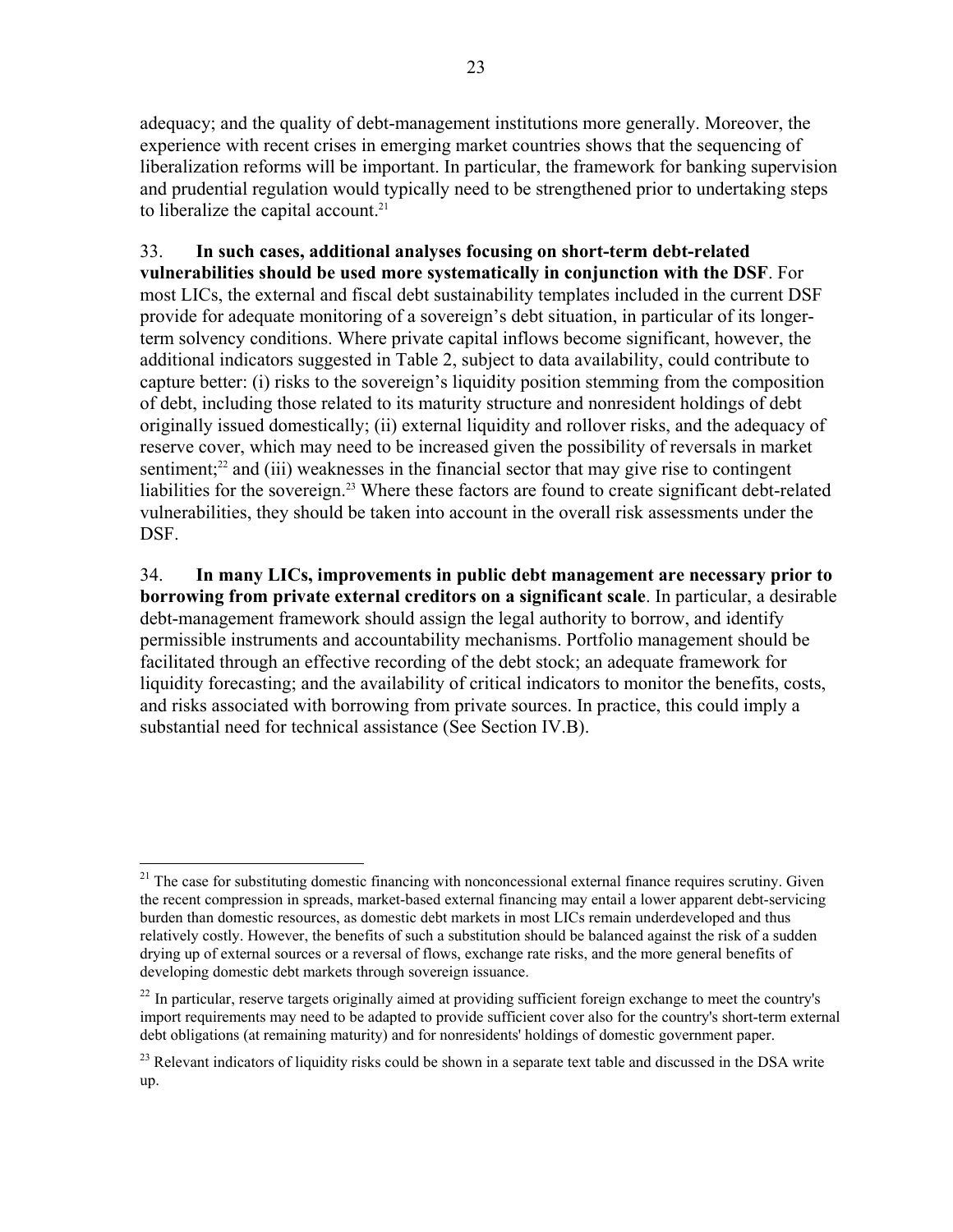adequacy; and the quality of debt-management institutions more generally. Moreover, the experience with recent crises in emerging market countries shows that the sequencing of liberalization reforms will be important. In particular, the framework for banking supervision and prudential regulation would typically need to be strengthened prior to undertaking steps to liberalize the capital account.[21]

33. **In such cases, additional analyses focusing on short-term debt-related vulnerabilities should be used more systematically in conjunction with the DSF**. For most LICs, the external and fiscal debt sustainability templates included in the current DSF provide for adequate monitoring of a sovereign's debt situation, in particular of its longer-term solvency conditions. Where private capital inflows become significant, however, the additional indicators suggested in Table 2, subject to data availability, could contribute to capture better: (i) risks to the sovereign's liquidity position stemming from the composition of debt, including those related to its maturity structure and nonresident holdings of debt originally issued domestically; (ii) external liquidity and rollover risks, and the adequacy of reserve cover, which may need to be increased given the possibility of reversals in market sentiment;[22] and (iii) weaknesses in the financial sector that may give rise to contingent liabilities for the sovereign.[23] Where these factors are found to create significant debt-related vulnerabilities, they should be taken into account in the overall risk assessments under the DSF.

34. **In many LICs, improvements in public debt management are necessary prior to borrowing from private external creditors on a significant scale**. In particular, a desirable debt-management framework should assign the legal authority to borrow, and identify permissible instruments and accountability mechanisms. Portfolio management should be facilitated through an effective recording of the debt stock; an adequate framework for liquidity forecasting; and the availability of critical indicators to monitor the benefits, costs, and risks associated with borrowing from private sources. In practice, this could imply a substantial need for technical assistance (See Section IV.B).

---

[21] The case for substituting domestic financing with nonconcessional external finance requires scrutiny. Given the recent compression in spreads, market-based external financing may entail a lower apparent debt-servicing burden than domestic resources, as domestic debt markets in most LICs remain underdeveloped and thus relatively costly. However, the benefits of such a substitution should be balanced against the risk of a sudden drying up of external sources or a reversal of flows, exchange rate risks, and the more general benefits of developing domestic debt markets through sovereign issuance.

[22] In particular, reserve targets originally aimed at providing sufficient foreign exchange to meet the country's import requirements may need to be adapted to provide sufficient cover also for the country's short-term external debt obligations (at remaining maturity) and for nonresidents' holdings of domestic government paper.

[23] Relevant indicators of liquidity risks could be shown in a separate text table and discussed in the DSA write up.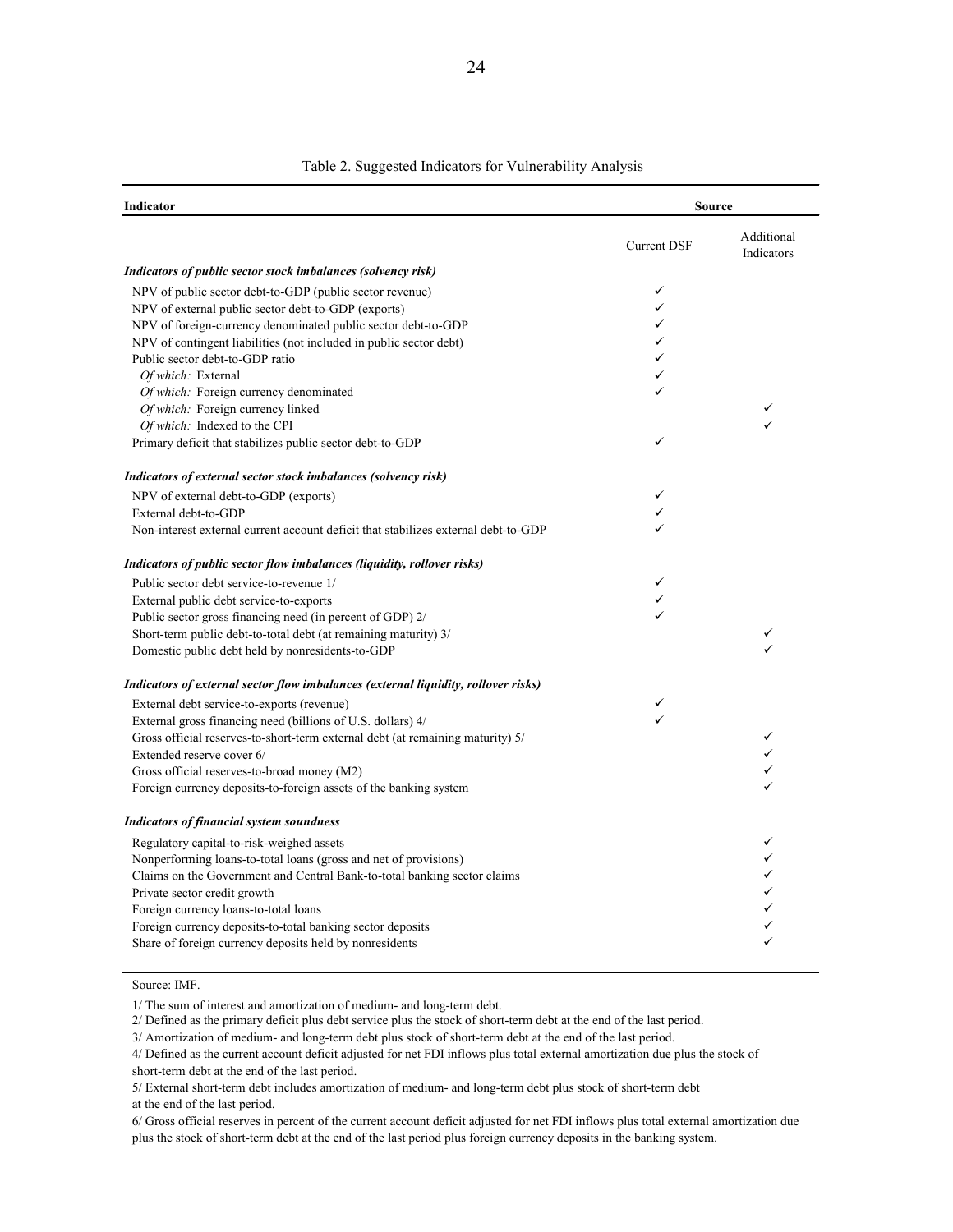Table 2. Suggested Indicators for Vulnerability Analysis

| Indicator | Source | |
|---|---|---|
| | Current DSF | Additional Indicators |
| ***Indicators of public sector stock imbalances (solvency risk)*** | | |
| NPV of public sector debt-to-GDP (public sector revenue) | ✓ | |
| NPV of external public sector debt-to-GDP (exports) | ✓ | |
| NPV of foreign-currency denominated public sector debt-to-GDP | ✓ | |
| NPV of contingent liabilities (not included in public sector debt) | ✓ | |
| Public sector debt-to-GDP ratio | ✓ | |
| *Of which:* External | ✓ | |
| *Of which:* Foreign currency denominated | ✓ | |
| *Of which:* Foreign currency linked | | ✓ |
| *Of which:* Indexed to the CPI | | ✓ |
| Primary deficit that stabilizes public sector debt-to-GDP | ✓ | |
| ***Indicators of external sector stock imbalances (solvency risk)*** | | |
| NPV of external debt-to-GDP (exports) | ✓ | |
| External debt-to-GDP | ✓ | |
| Non-interest external current account deficit that stabilizes external debt-to-GDP | ✓ | |
| ***Indicators of public sector flow imbalances (liquidity, rollover risks)*** | | |
| Public sector debt service-to-revenue 1/ | ✓ | |
| External public debt service-to-exports | ✓ | |
| Public sector gross financing need (in percent of GDP) 2/ | ✓ | |
| Short-term public debt-to-total debt (at remaining maturity) 3/ | | ✓ |
| Domestic public debt held by nonresidents-to-GDP | | ✓ |
| ***Indicators of external sector flow imbalances (external liquidity, rollover risks)*** | | |
| External debt service-to-exports (revenue) | ✓ | |
| External gross financing need (billions of U.S. dollars) 4/ | ✓ | |
| Gross official reserves-to-short-term external debt (at remaining maturity) 5/ | | ✓ |
| Extended reserve cover 6/ | | ✓ |
| Gross official reserves-to-broad money (M2) | | ✓ |
| Foreign currency deposits-to-foreign assets of the banking system | | ✓ |
| ***Indicators of financial system soundness*** | | |
| Regulatory capital-to-risk-weighed assets | | ✓ |
| Nonperforming loans-to-total loans (gross and net of provisions) | | ✓ |
| Claims on the Government and Central Bank-to-total banking sector claims | | ✓ |
| Private sector credit growth | | ✓ |
| Foreign currency loans-to-total loans | | ✓ |
| Foreign currency deposits-to-total banking sector deposits | | ✓ |
| Share of foreign currency deposits held by nonresidents | | ✓ |

Source: IMF.

1/ The sum of interest and amortization of medium- and long-term debt.

2/ Defined as the primary deficit plus debt service plus the stock of short-term debt at the end of the last period.

3/ Amortization of medium- and long-term debt plus stock of short-term debt at the end of the last period.

4/ Defined as the current account deficit adjusted for net FDI inflows plus total external amortization due plus the stock of short-term debt at the end of the last period.

5/ External short-term debt includes amortization of medium- and long-term debt plus stock of short-term debt at the end of the last period.

6/ Gross official reserves in percent of the current account deficit adjusted for net FDI inflows plus total external amortization due plus the stock of short-term debt at the end of the last period plus foreign currency deposits in the banking system.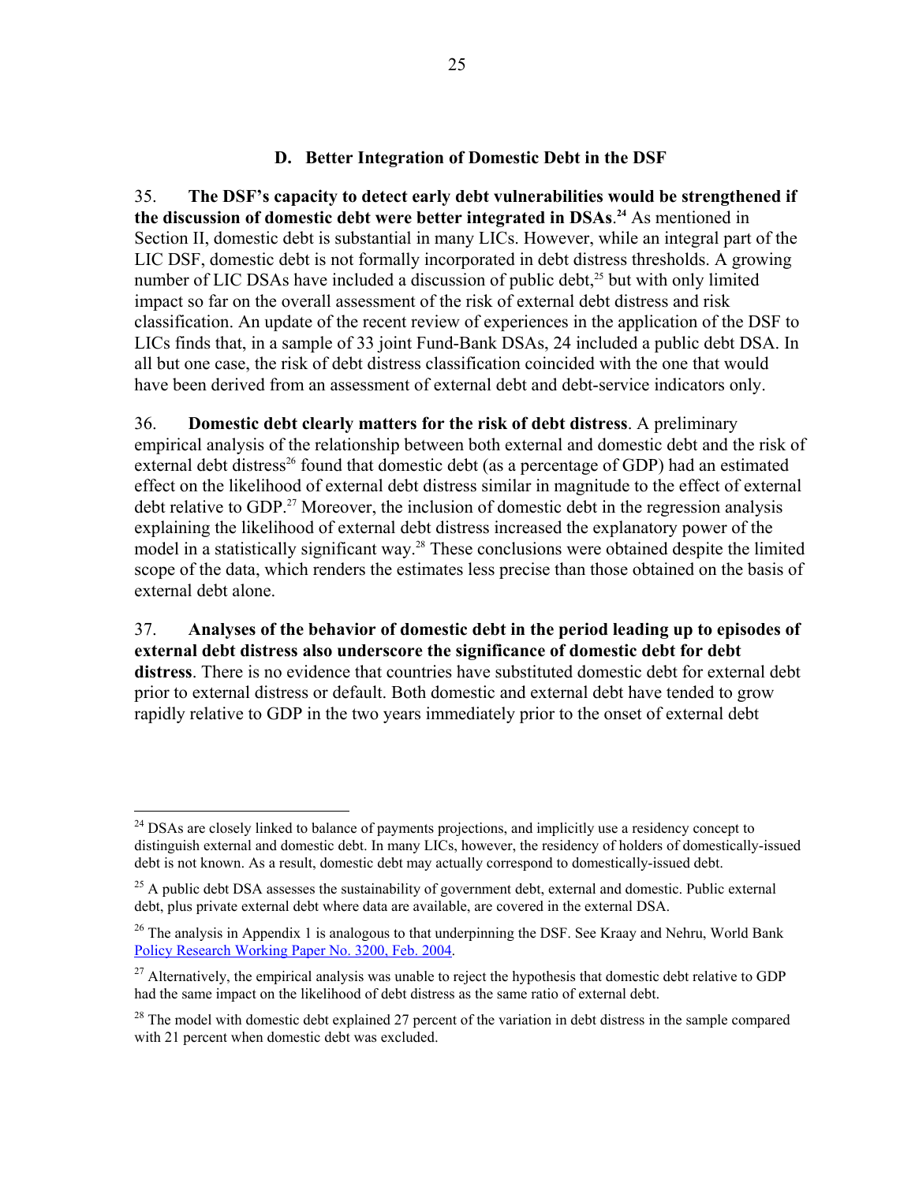### D. Better Integration of Domestic Debt in the DSF

35. **The DSF's capacity to detect early debt vulnerabilities would be strengthened if the discussion of domestic debt were better integrated in DSAs**.[24] As mentioned in Section II, domestic debt is substantial in many LICs. However, while an integral part of the LIC DSF, domestic debt is not formally incorporated in debt distress thresholds. A growing number of LIC DSAs have included a discussion of public debt,[25] but with only limited impact so far on the overall assessment of the risk of external debt distress and risk classification. An update of the recent review of experiences in the application of the DSF to LICs finds that, in a sample of 33 joint Fund-Bank DSAs, 24 included a public debt DSA. In all but one case, the risk of debt distress classification coincided with the one that would have been derived from an assessment of external debt and debt-service indicators only.

36. **Domestic debt clearly matters for the risk of debt distress**. A preliminary empirical analysis of the relationship between both external and domestic debt and the risk of external debt distress[26] found that domestic debt (as a percentage of GDP) had an estimated effect on the likelihood of external debt distress similar in magnitude to the effect of external debt relative to GDP.[27] Moreover, the inclusion of domestic debt in the regression analysis explaining the likelihood of external debt distress increased the explanatory power of the model in a statistically significant way.[28] These conclusions were obtained despite the limited scope of the data, which renders the estimates less precise than those obtained on the basis of external debt alone.

37. **Analyses of the behavior of domestic debt in the period leading up to episodes of external debt distress also underscore the significance of domestic debt for debt distress**. There is no evidence that countries have substituted domestic debt for external debt prior to external distress or default. Both domestic and external debt have tended to grow rapidly relative to GDP in the two years immediately prior to the onset of external debt

---

[24] DSAs are closely linked to balance of payments projections, and implicitly use a residency concept to distinguish external and domestic debt. In many LICs, however, the residency of holders of domestically-issued debt is not known. As a result, domestic debt may actually correspond to domestically-issued debt.

[25] A public debt DSA assesses the sustainability of government debt, external and domestic. Public external debt, plus private external debt where data are available, are covered in the external DSA.

[26] The analysis in Appendix 1 is analogous to that underpinning the DSF. See Kraay and Nehru, World Bank Policy Research Working Paper No. 3200, Feb. 2004.

[27] Alternatively, the empirical analysis was unable to reject the hypothesis that domestic debt relative to GDP had the same impact on the likelihood of debt distress as the same ratio of external debt.

[28] The model with domestic debt explained 27 percent of the variation in debt distress in the sample compared with 21 percent when domestic debt was excluded.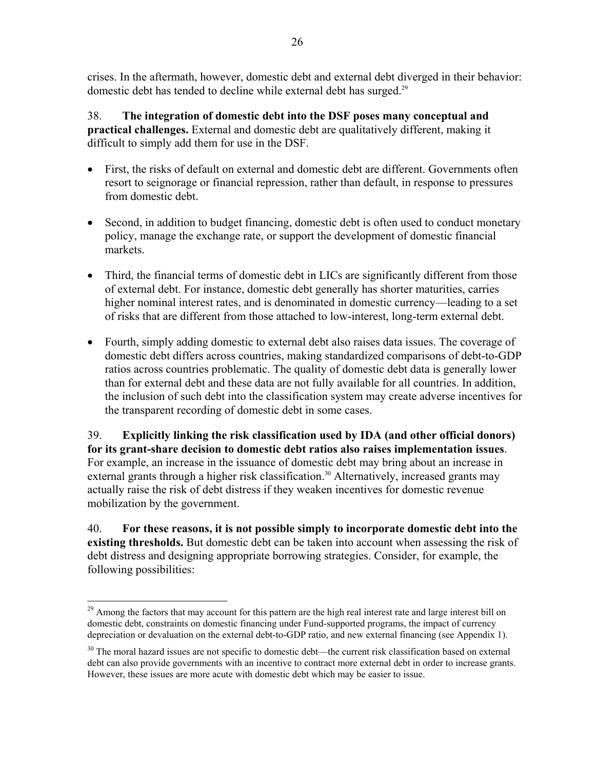crises. In the aftermath, however, domestic debt and external debt diverged in their behavior: domestic debt has tended to decline while external debt has surged.[29]

38. **The integration of domestic debt into the DSF poses many conceptual and practical challenges.** External and domestic debt are qualitatively different, making it difficult to simply add them for use in the DSF.

- First, the risks of default on external and domestic debt are different. Governments often resort to seignorage or financial repression, rather than default, in response to pressures from domestic debt.
- Second, in addition to budget financing, domestic debt is often used to conduct monetary policy, manage the exchange rate, or support the development of domestic financial markets.
- Third, the financial terms of domestic debt in LICs are significantly different from those of external debt. For instance, domestic debt generally has shorter maturities, carries higher nominal interest rates, and is denominated in domestic currency—leading to a set of risks that are different from those attached to low-interest, long-term external debt.
- Fourth, simply adding domestic to external debt also raises data issues. The coverage of domestic debt differs across countries, making standardized comparisons of debt-to-GDP ratios across countries problematic. The quality of domestic debt data is generally lower than for external debt and these data are not fully available for all countries. In addition, the inclusion of such debt into the classification system may create adverse incentives for the transparent recording of domestic debt in some cases.

39. **Explicitly linking the risk classification used by IDA (and other official donors) for its grant-share decision to domestic debt ratios also raises implementation issues**. For example, an increase in the issuance of domestic debt may bring about an increase in external grants through a higher risk classification.[30] Alternatively, increased grants may actually raise the risk of debt distress if they weaken incentives for domestic revenue mobilization by the government.

40. **For these reasons, it is not possible simply to incorporate domestic debt into the existing thresholds.** But domestic debt can be taken into account when assessing the risk of debt distress and designing appropriate borrowing strategies. Consider, for example, the following possibilities:

---

[29] Among the factors that may account for this pattern are the high real interest rate and large interest bill on domestic debt, constraints on domestic financing under Fund-supported programs, the impact of currency depreciation or devaluation on the external debt-to-GDP ratio, and new external financing (see Appendix 1).

[30] The moral hazard issues are not specific to domestic debt—the current risk classification based on external debt can also provide governments with an incentive to contract more external debt in order to increase grants. However, these issues are more acute with domestic debt which may be easier to issue.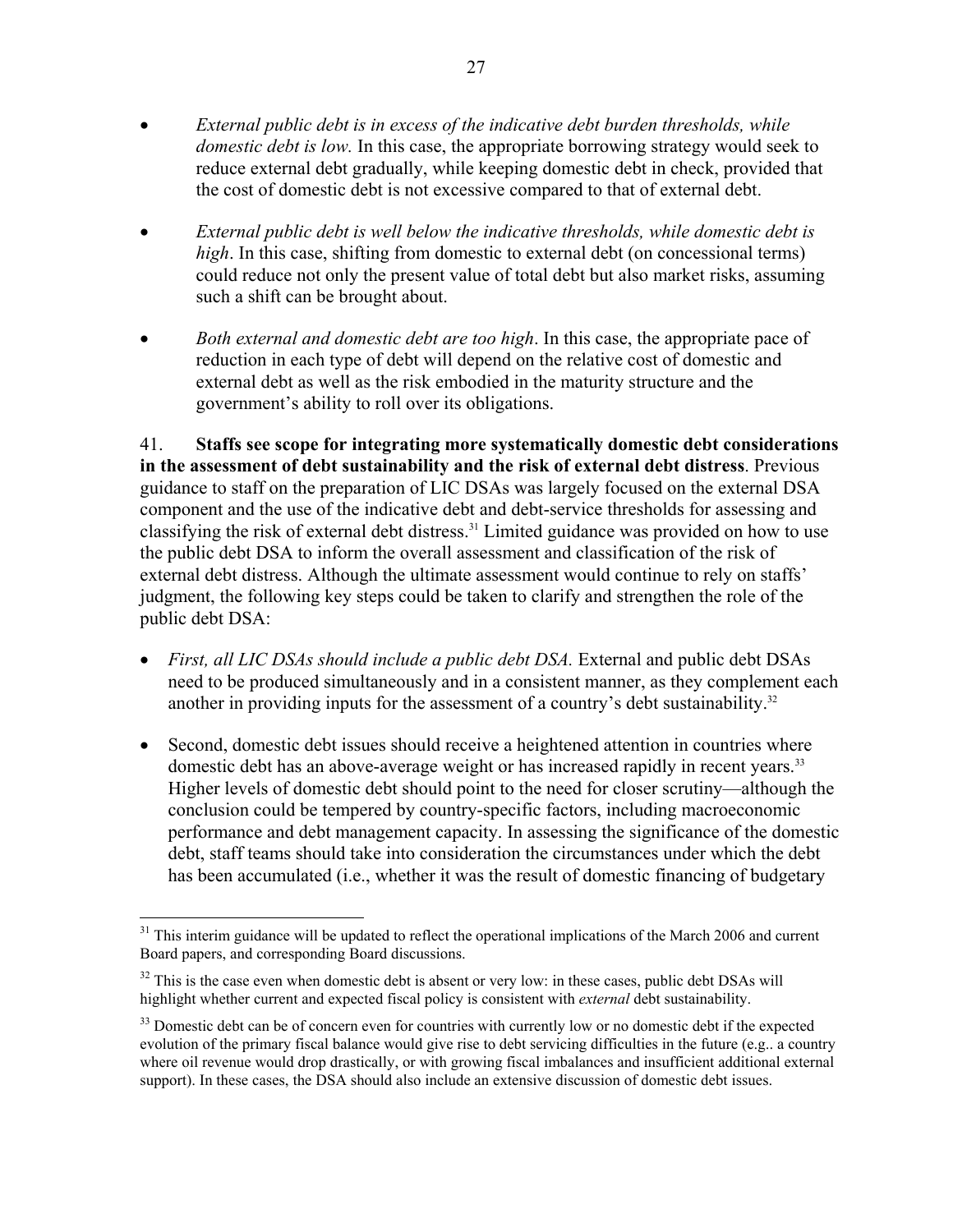- *External public debt is in excess of the indicative debt burden thresholds, while domestic debt is low.* In this case, the appropriate borrowing strategy would seek to reduce external debt gradually, while keeping domestic debt in check, provided that the cost of domestic debt is not excessive compared to that of external debt.

- *External public debt is well below the indicative thresholds, while domestic debt is high*. In this case, shifting from domestic to external debt (on concessional terms) could reduce not only the present value of total debt but also market risks, assuming such a shift can be brought about.

- *Both external and domestic debt are too high*. In this case, the appropriate pace of reduction in each type of debt will depend on the relative cost of domestic and external debt as well as the risk embodied in the maturity structure and the government's ability to roll over its obligations.

41. **Staffs see scope for integrating more systematically domestic debt considerations in the assessment of debt sustainability and the risk of external debt distress**. Previous guidance to staff on the preparation of LIC DSAs was largely focused on the external DSA component and the use of the indicative debt and debt-service thresholds for assessing and classifying the risk of external debt distress.[31] Limited guidance was provided on how to use the public debt DSA to inform the overall assessment and classification of the risk of external debt distress. Although the ultimate assessment would continue to rely on staffs' judgment, the following key steps could be taken to clarify and strengthen the role of the public debt DSA:

- *First, all LIC DSAs should include a public debt DSA.* External and public debt DSAs need to be produced simultaneously and in a consistent manner, as they complement each another in providing inputs for the assessment of a country's debt sustainability.[32]

- Second, domestic debt issues should receive a heightened attention in countries where domestic debt has an above-average weight or has increased rapidly in recent years.[33] Higher levels of domestic debt should point to the need for closer scrutiny—although the conclusion could be tempered by country-specific factors, including macroeconomic performance and debt management capacity. In assessing the significance of the domestic debt, staff teams should take into consideration the circumstances under which the debt has been accumulated (i.e., whether it was the result of domestic financing of budgetary

---

[31] This interim guidance will be updated to reflect the operational implications of the March 2006 and current Board papers, and corresponding Board discussions.

[32] This is the case even when domestic debt is absent or very low: in these cases, public debt DSAs will highlight whether current and expected fiscal policy is consistent with *external* debt sustainability.

[33] Domestic debt can be of concern even for countries with currently low or no domestic debt if the expected evolution of the primary fiscal balance would give rise to debt servicing difficulties in the future (e.g.. a country where oil revenue would drop drastically, or with growing fiscal imbalances and insufficient additional external support). In these cases, the DSA should also include an extensive discussion of domestic debt issues.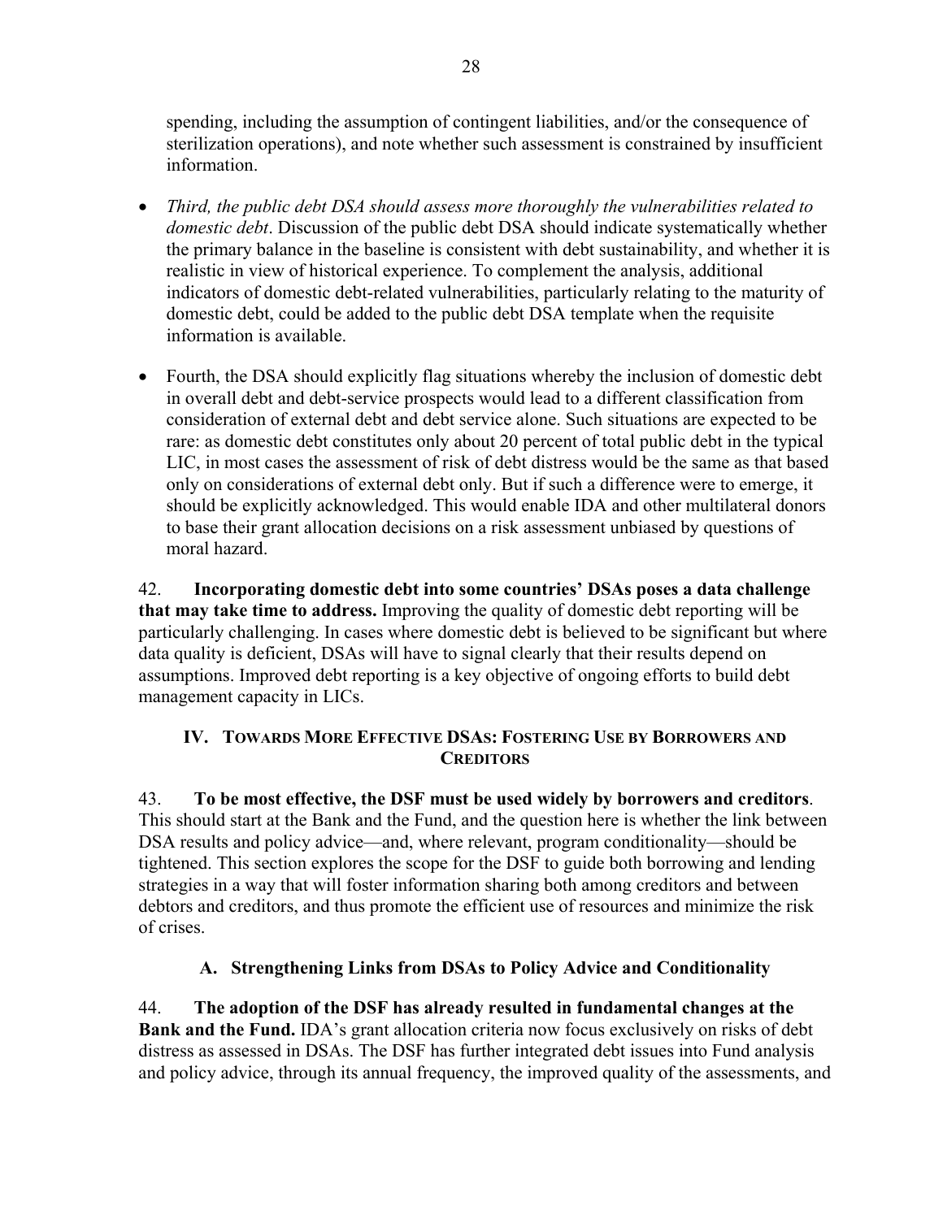spending, including the assumption of contingent liabilities, and/or the consequence of sterilization operations), and note whether such assessment is constrained by insufficient information.

- *Third, the public debt DSA should assess more thoroughly the vulnerabilities related to domestic debt*. Discussion of the public debt DSA should indicate systematically whether the primary balance in the baseline is consistent with debt sustainability, and whether it is realistic in view of historical experience. To complement the analysis, additional indicators of domestic debt-related vulnerabilities, particularly relating to the maturity of domestic debt, could be added to the public debt DSA template when the requisite information is available.

- Fourth, the DSA should explicitly flag situations whereby the inclusion of domestic debt in overall debt and debt-service prospects would lead to a different classification from consideration of external debt and debt service alone. Such situations are expected to be rare: as domestic debt constitutes only about 20 percent of total public debt in the typical LIC, in most cases the assessment of risk of debt distress would be the same as that based only on considerations of external debt only. But if such a difference were to emerge, it should be explicitly acknowledged. This would enable IDA and other multilateral donors to base their grant allocation decisions on a risk assessment unbiased by questions of moral hazard.

42. **Incorporating domestic debt into some countries' DSAs poses a data challenge that may take time to address.** Improving the quality of domestic debt reporting will be particularly challenging. In cases where domestic debt is believed to be significant but where data quality is deficient, DSAs will have to signal clearly that their results depend on assumptions. Improved debt reporting is a key objective of ongoing efforts to build debt management capacity in LICs.

## IV. Towards More Effective DSAs: Fostering Use by Borrowers and Creditors

43. **To be most effective, the DSF must be used widely by borrowers and creditors**. This should start at the Bank and the Fund, and the question here is whether the link between DSA results and policy advice—and, where relevant, program conditionality—should be tightened. This section explores the scope for the DSF to guide both borrowing and lending strategies in a way that will foster information sharing both among creditors and between debtors and creditors, and thus promote the efficient use of resources and minimize the risk of crises.

### A. Strengthening Links from DSAs to Policy Advice and Conditionality

44. **The adoption of the DSF has already resulted in fundamental changes at the Bank and the Fund.** IDA's grant allocation criteria now focus exclusively on risks of debt distress as assessed in DSAs. The DSF has further integrated debt issues into Fund analysis and policy advice, through its annual frequency, the improved quality of the assessments, and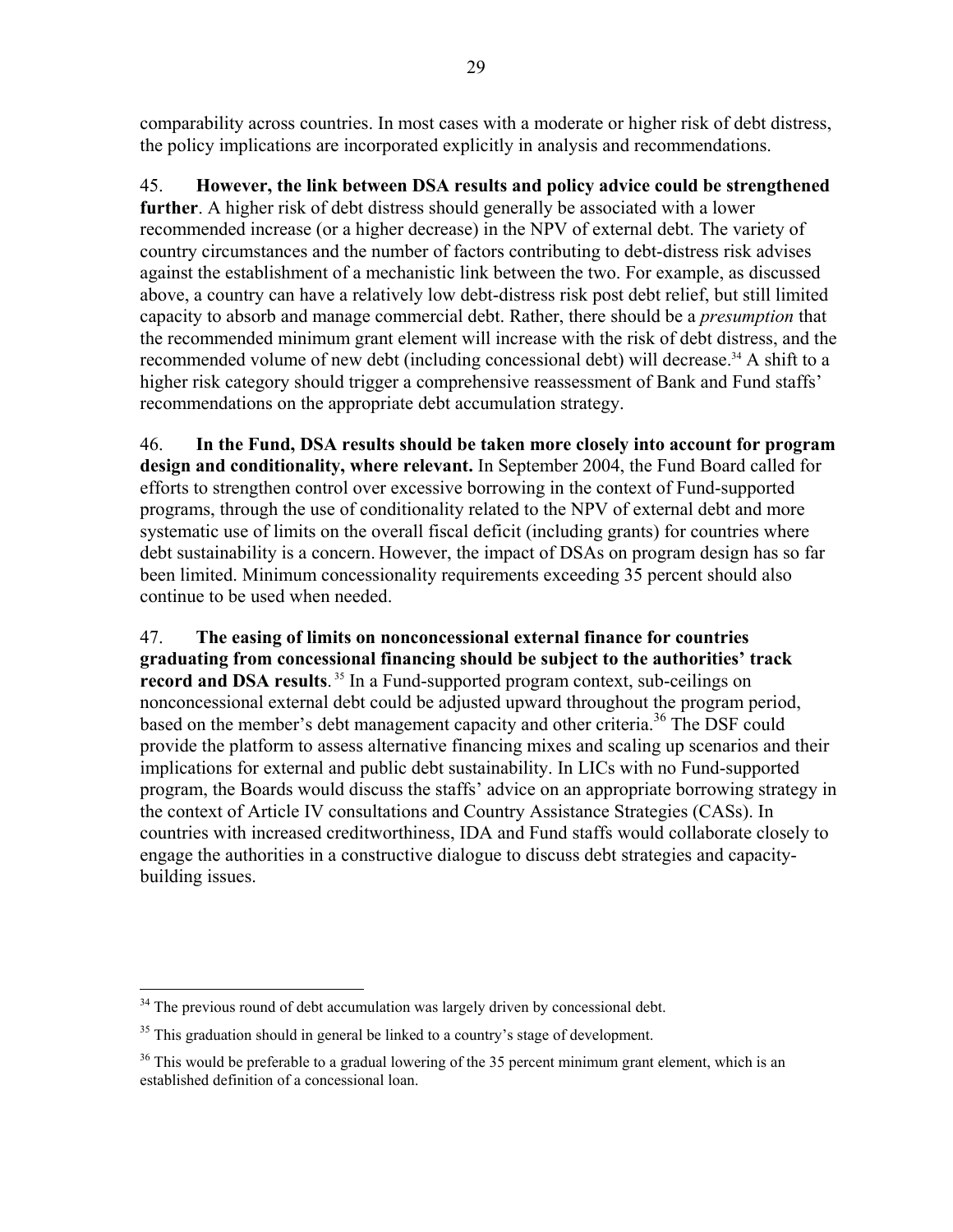comparability across countries. In most cases with a moderate or higher risk of debt distress, the policy implications are incorporated explicitly in analysis and recommendations.

45. **However, the link between DSA results and policy advice could be strengthened further**. A higher risk of debt distress should generally be associated with a lower recommended increase (or a higher decrease) in the NPV of external debt. The variety of country circumstances and the number of factors contributing to debt-distress risk advises against the establishment of a mechanistic link between the two. For example, as discussed above, a country can have a relatively low debt-distress risk post debt relief, but still limited capacity to absorb and manage commercial debt. Rather, there should be a *presumption* that the recommended minimum grant element will increase with the risk of debt distress, and the recommended volume of new debt (including concessional debt) will decrease.[34] A shift to a higher risk category should trigger a comprehensive reassessment of Bank and Fund staffs' recommendations on the appropriate debt accumulation strategy.

46. **In the Fund, DSA results should be taken more closely into account for program design and conditionality, where relevant.** In September 2004, the Fund Board called for efforts to strengthen control over excessive borrowing in the context of Fund-supported programs, through the use of conditionality related to the NPV of external debt and more systematic use of limits on the overall fiscal deficit (including grants) for countries where debt sustainability is a concern. However, the impact of DSAs on program design has so far been limited. Minimum concessionality requirements exceeding 35 percent should also continue to be used when needed.

47. **The easing of limits on nonconcessional external finance for countries graduating from concessional financing should be subject to the authorities' track record and DSA results**.[35] In a Fund-supported program context, sub-ceilings on nonconcessional external debt could be adjusted upward throughout the program period, based on the member's debt management capacity and other criteria.[36] The DSF could provide the platform to assess alternative financing mixes and scaling up scenarios and their implications for external and public debt sustainability. In LICs with no Fund-supported program, the Boards would discuss the staffs' advice on an appropriate borrowing strategy in the context of Article IV consultations and Country Assistance Strategies (CASs). In countries with increased creditworthiness, IDA and Fund staffs would collaborate closely to engage the authorities in a constructive dialogue to discuss debt strategies and capacity-building issues.

---

[34] The previous round of debt accumulation was largely driven by concessional debt.

[35] This graduation should in general be linked to a country's stage of development.

[36] This would be preferable to a gradual lowering of the 35 percent minimum grant element, which is an established definition of a concessional loan.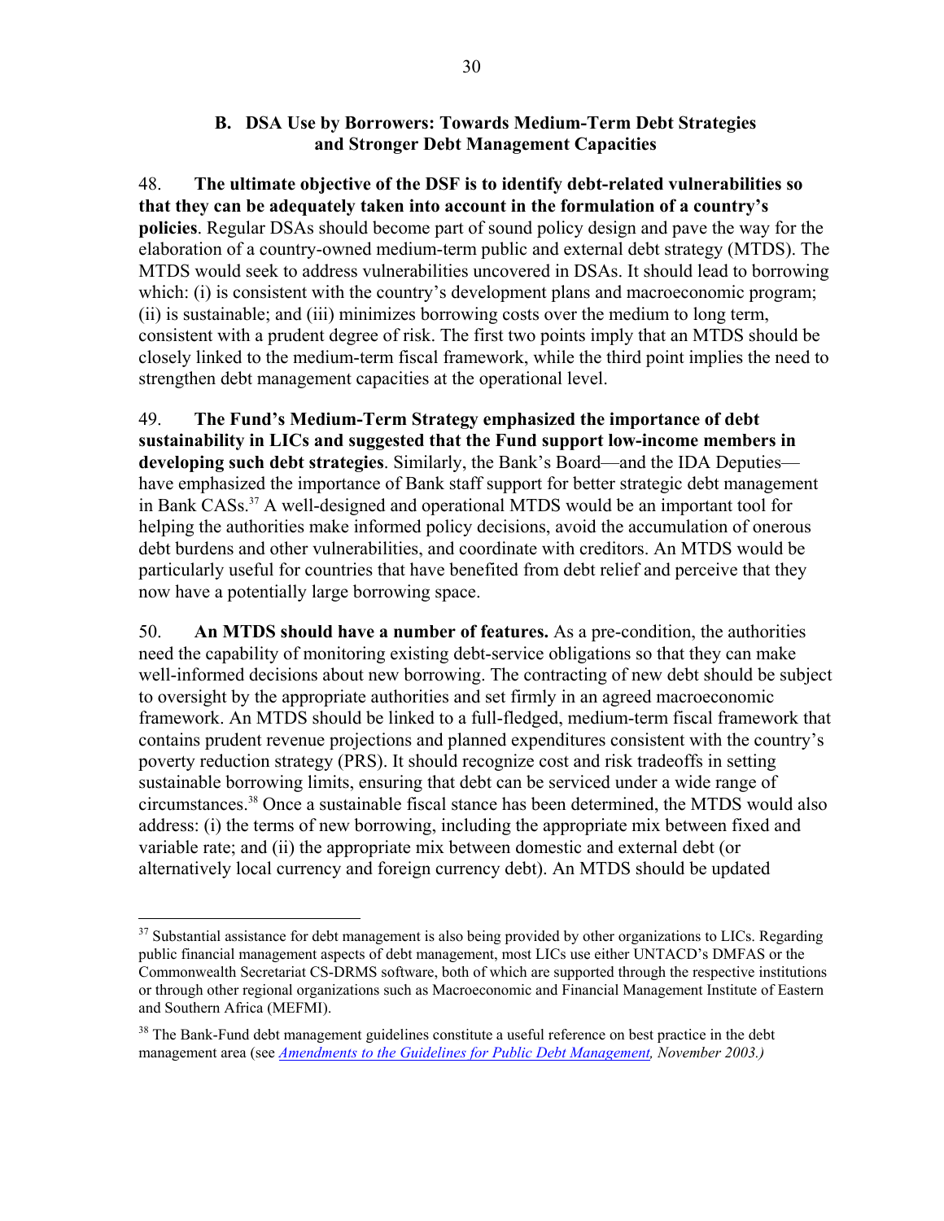### B. DSA Use by Borrowers: Towards Medium-Term Debt Strategies and Stronger Debt Management Capacities

48. **The ultimate objective of the DSF is to identify debt-related vulnerabilities so that they can be adequately taken into account in the formulation of a country's policies**. Regular DSAs should become part of sound policy design and pave the way for the elaboration of a country-owned medium-term public and external debt strategy (MTDS). The MTDS would seek to address vulnerabilities uncovered in DSAs. It should lead to borrowing which: (i) is consistent with the country's development plans and macroeconomic program; (ii) is sustainable; and (iii) minimizes borrowing costs over the medium to long term, consistent with a prudent degree of risk. The first two points imply that an MTDS should be closely linked to the medium-term fiscal framework, while the third point implies the need to strengthen debt management capacities at the operational level.

49. **The Fund's Medium-Term Strategy emphasized the importance of debt sustainability in LICs and suggested that the Fund support low-income members in developing such debt strategies**. Similarly, the Bank's Board—and the IDA Deputies—have emphasized the importance of Bank staff support for better strategic debt management in Bank CASs.[37] A well-designed and operational MTDS would be an important tool for helping the authorities make informed policy decisions, avoid the accumulation of onerous debt burdens and other vulnerabilities, and coordinate with creditors. An MTDS would be particularly useful for countries that have benefited from debt relief and perceive that they now have a potentially large borrowing space.

50. **An MTDS should have a number of features.** As a pre-condition, the authorities need the capability of monitoring existing debt-service obligations so that they can make well-informed decisions about new borrowing. The contracting of new debt should be subject to oversight by the appropriate authorities and set firmly in an agreed macroeconomic framework. An MTDS should be linked to a full-fledged, medium-term fiscal framework that contains prudent revenue projections and planned expenditures consistent with the country's poverty reduction strategy (PRS). It should recognize cost and risk tradeoffs in setting sustainable borrowing limits, ensuring that debt can be serviced under a wide range of circumstances.[38] Once a sustainable fiscal stance has been determined, the MTDS would also address: (i) the terms of new borrowing, including the appropriate mix between fixed and variable rate; and (ii) the appropriate mix between domestic and external debt (or alternatively local currency and foreign currency debt). An MTDS should be updated

---

[37] Substantial assistance for debt management is also being provided by other organizations to LICs. Regarding public financial management aspects of debt management, most LICs use either UNTACD's DMFAS or the Commonwealth Secretariat CS-DRMS software, both of which are supported through the respective institutions or through other regional organizations such as Macroeconomic and Financial Management Institute of Eastern and Southern Africa (MEFMI).

[38] The Bank-Fund debt management guidelines constitute a useful reference on best practice in the debt management area (see *Amendments to the Guidelines for Public Debt Management, November 2003.)*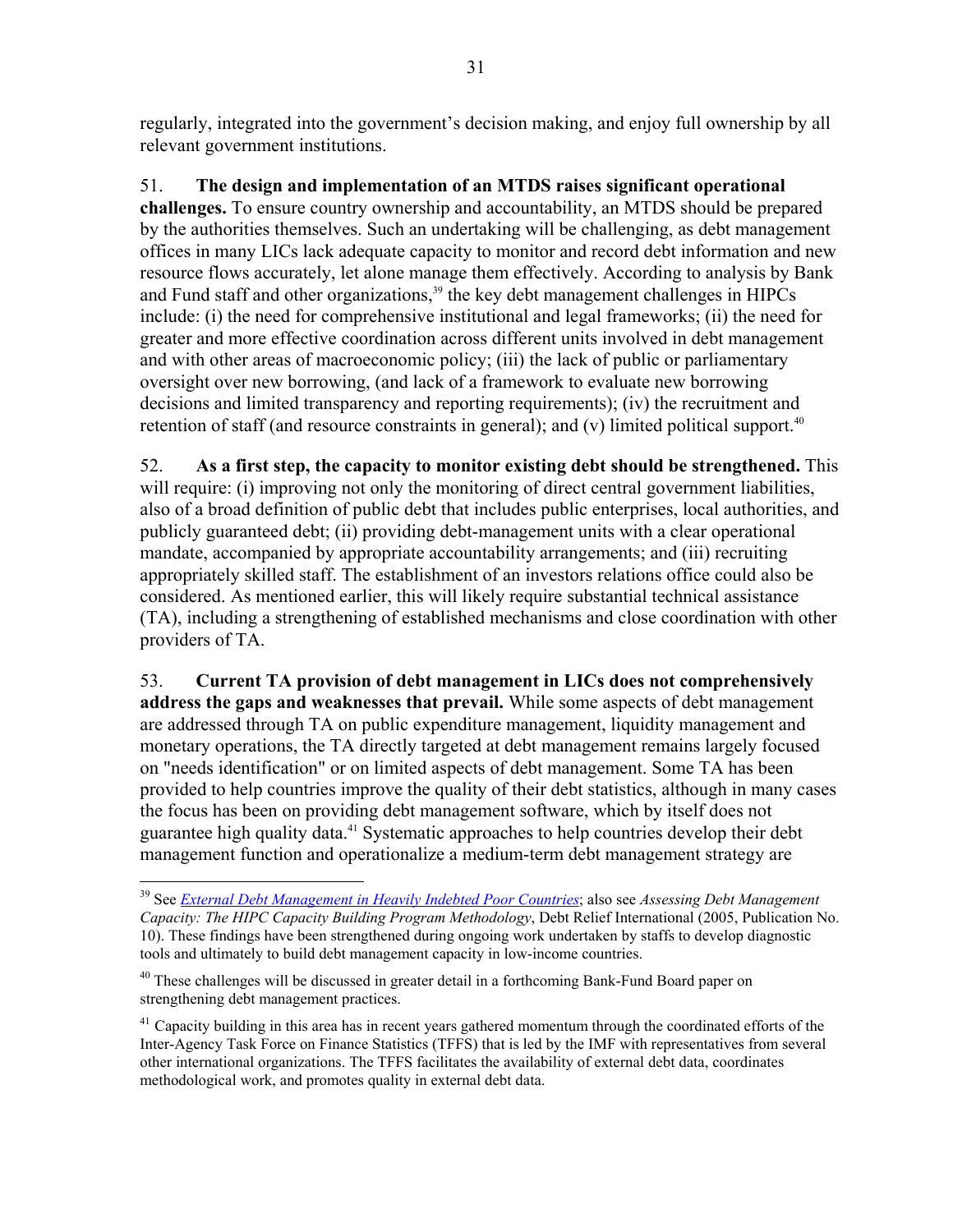regularly, integrated into the government's decision making, and enjoy full ownership by all relevant government institutions.

51. **The design and implementation of an MTDS raises significant operational challenges.** To ensure country ownership and accountability, an MTDS should be prepared by the authorities themselves. Such an undertaking will be challenging, as debt management offices in many LICs lack adequate capacity to monitor and record debt information and new resource flows accurately, let alone manage them effectively. According to analysis by Bank and Fund staff and other organizations,[39] the key debt management challenges in HIPCs include: (i) the need for comprehensive institutional and legal frameworks; (ii) the need for greater and more effective coordination across different units involved in debt management and with other areas of macroeconomic policy; (iii) the lack of public or parliamentary oversight over new borrowing, (and lack of a framework to evaluate new borrowing decisions and limited transparency and reporting requirements); (iv) the recruitment and retention of staff (and resource constraints in general); and (v) limited political support.[40]

52. **As a first step, the capacity to monitor existing debt should be strengthened.** This will require: (i) improving not only the monitoring of direct central government liabilities, also of a broad definition of public debt that includes public enterprises, local authorities, and publicly guaranteed debt; (ii) providing debt-management units with a clear operational mandate, accompanied by appropriate accountability arrangements; and (iii) recruiting appropriately skilled staff. The establishment of an investors relations office could also be considered. As mentioned earlier, this will likely require substantial technical assistance (TA), including a strengthening of established mechanisms and close coordination with other providers of TA.

53. **Current TA provision of debt management in LICs does not comprehensively address the gaps and weaknesses that prevail.** While some aspects of debt management are addressed through TA on public expenditure management, liquidity management and monetary operations, the TA directly targeted at debt management remains largely focused on "needs identification" or on limited aspects of debt management. Some TA has been provided to help countries improve the quality of their debt statistics, although in many cases the focus has been on providing debt management software, which by itself does not guarantee high quality data.[41] Systematic approaches to help countries develop their debt management function and operationalize a medium-term debt management strategy are

---

[39] See *External Debt Management in Heavily Indebted Poor Countries*; also see *Assessing Debt Management Capacity: The HIPC Capacity Building Program Methodology*, Debt Relief International (2005, Publication No. 10). These findings have been strengthened during ongoing work undertaken by staffs to develop diagnostic tools and ultimately to build debt management capacity in low-income countries.

[40] These challenges will be discussed in greater detail in a forthcoming Bank-Fund Board paper on strengthening debt management practices.

[41] Capacity building in this area has in recent years gathered momentum through the coordinated efforts of the Inter-Agency Task Force on Finance Statistics (TFFS) that is led by the IMF with representatives from several other international organizations. The TFFS facilitates the availability of external debt data, coordinates methodological work, and promotes quality in external debt data.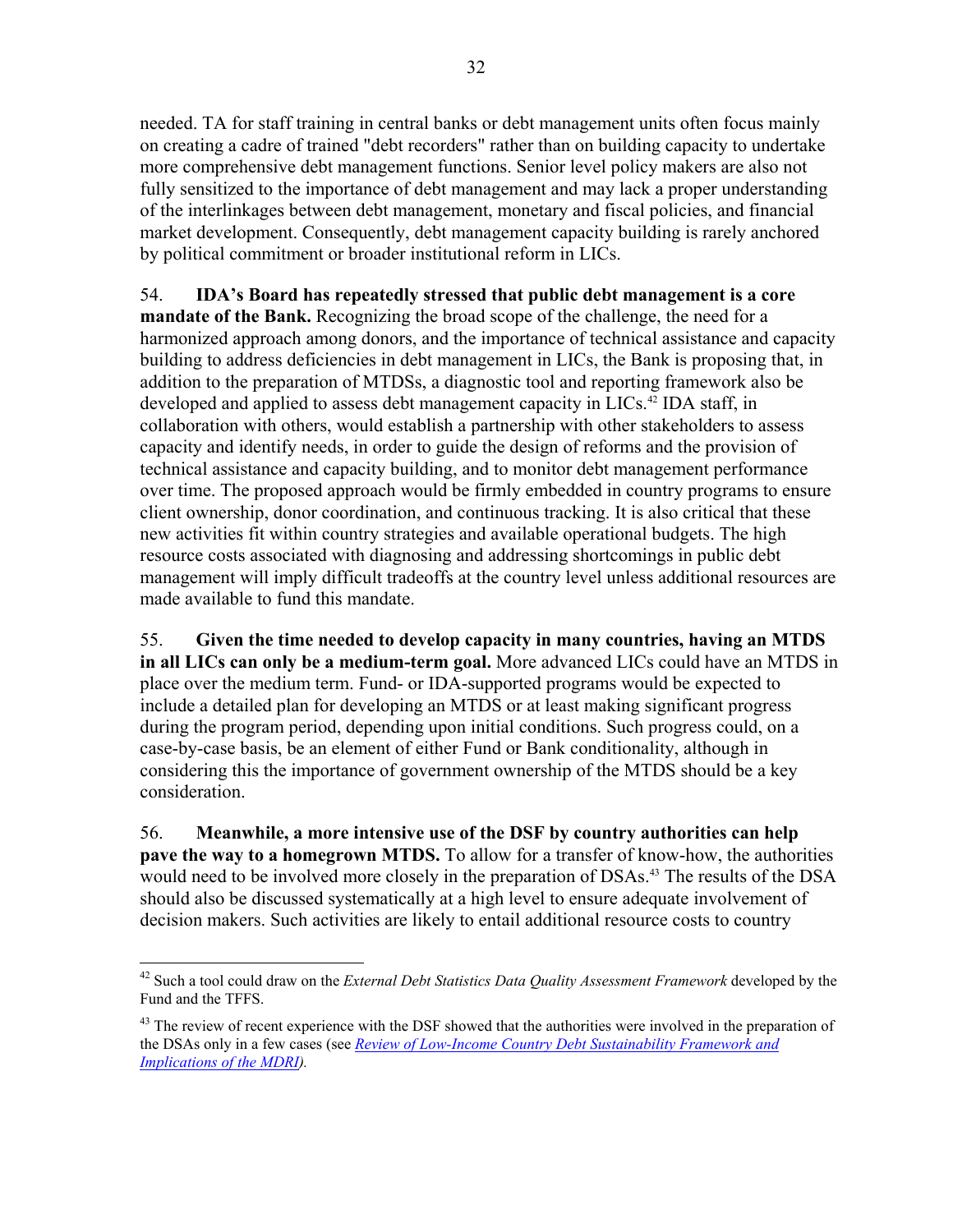needed. TA for staff training in central banks or debt management units often focus mainly on creating a cadre of trained "debt recorders" rather than on building capacity to undertake more comprehensive debt management functions. Senior level policy makers are also not fully sensitized to the importance of debt management and may lack a proper understanding of the interlinkages between debt management, monetary and fiscal policies, and financial market development. Consequently, debt management capacity building is rarely anchored by political commitment or broader institutional reform in LICs.

54. **IDA's Board has repeatedly stressed that public debt management is a core mandate of the Bank.** Recognizing the broad scope of the challenge, the need for a harmonized approach among donors, and the importance of technical assistance and capacity building to address deficiencies in debt management in LICs, the Bank is proposing that, in addition to the preparation of MTDSs, a diagnostic tool and reporting framework also be developed and applied to assess debt management capacity in LICs.[42] IDA staff, in collaboration with others, would establish a partnership with other stakeholders to assess capacity and identify needs, in order to guide the design of reforms and the provision of technical assistance and capacity building, and to monitor debt management performance over time. The proposed approach would be firmly embedded in country programs to ensure client ownership, donor coordination, and continuous tracking. It is also critical that these new activities fit within country strategies and available operational budgets. The high resource costs associated with diagnosing and addressing shortcomings in public debt management will imply difficult tradeoffs at the country level unless additional resources are made available to fund this mandate.

55. **Given the time needed to develop capacity in many countries, having an MTDS in all LICs can only be a medium-term goal.** More advanced LICs could have an MTDS in place over the medium term. Fund- or IDA-supported programs would be expected to include a detailed plan for developing an MTDS or at least making significant progress during the program period, depending upon initial conditions. Such progress could, on a case-by-case basis, be an element of either Fund or Bank conditionality, although in considering this the importance of government ownership of the MTDS should be a key consideration.

56. **Meanwhile, a more intensive use of the DSF by country authorities can help pave the way to a homegrown MTDS.** To allow for a transfer of know-how, the authorities would need to be involved more closely in the preparation of DSAs.[43] The results of the DSA should also be discussed systematically at a high level to ensure adequate involvement of decision makers. Such activities are likely to entail additional resource costs to country

---

[42] Such a tool could draw on the *External Debt Statistics Data Quality Assessment Framework* developed by the Fund and the TFFS.

[43] The review of recent experience with the DSF showed that the authorities were involved in the preparation of the DSAs only in a few cases (see *Review of Low-Income Country Debt Sustainability Framework and Implications of the MDRI*).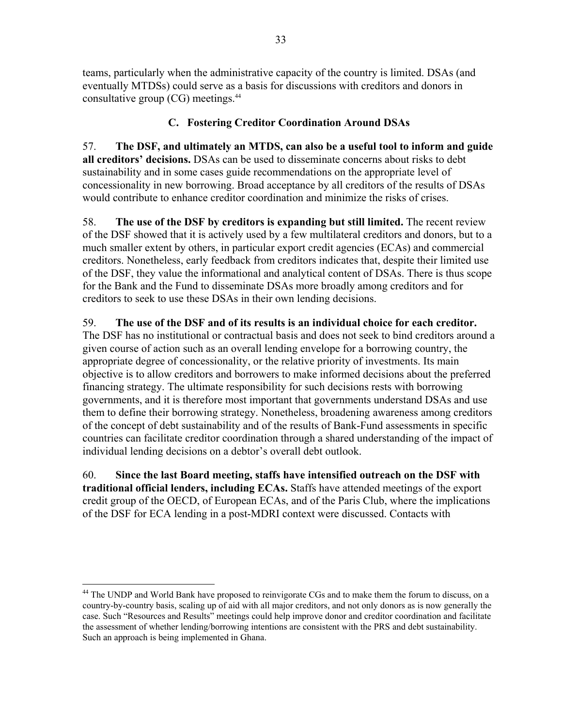teams, particularly when the administrative capacity of the country is limited. DSAs (and eventually MTDSs) could serve as a basis for discussions with creditors and donors in consultative group (CG) meetings.[44]

### C. Fostering Creditor Coordination Around DSAs

57. **The DSF, and ultimately an MTDS, can also be a useful tool to inform and guide all creditors' decisions.** DSAs can be used to disseminate concerns about risks to debt sustainability and in some cases guide recommendations on the appropriate level of concessionality in new borrowing. Broad acceptance by all creditors of the results of DSAs would contribute to enhance creditor coordination and minimize the risks of crises.

58. **The use of the DSF by creditors is expanding but still limited.** The recent review of the DSF showed that it is actively used by a few multilateral creditors and donors, but to a much smaller extent by others, in particular export credit agencies (ECAs) and commercial creditors. Nonetheless, early feedback from creditors indicates that, despite their limited use of the DSF, they value the informational and analytical content of DSAs. There is thus scope for the Bank and the Fund to disseminate DSAs more broadly among creditors and for creditors to seek to use these DSAs in their own lending decisions.

59. **The use of the DSF and of its results is an individual choice for each creditor.** The DSF has no institutional or contractual basis and does not seek to bind creditors around a given course of action such as an overall lending envelope for a borrowing country, the appropriate degree of concessionality, or the relative priority of investments. Its main objective is to allow creditors and borrowers to make informed decisions about the preferred financing strategy. The ultimate responsibility for such decisions rests with borrowing governments, and it is therefore most important that governments understand DSAs and use them to define their borrowing strategy. Nonetheless, broadening awareness among creditors of the concept of debt sustainability and of the results of Bank-Fund assessments in specific countries can facilitate creditor coordination through a shared understanding of the impact of individual lending decisions on a debtor's overall debt outlook.

60. **Since the last Board meeting, staffs have intensified outreach on the DSF with traditional official lenders, including ECAs.** Staffs have attended meetings of the export credit group of the OECD, of European ECAs, and of the Paris Club, where the implications of the DSF for ECA lending in a post-MDRI context were discussed. Contacts with

---

[44] The UNDP and World Bank have proposed to reinvigorate CGs and to make them the forum to discuss, on a country-by-country basis, scaling up of aid with all major creditors, and not only donors as is now generally the case. Such "Resources and Results" meetings could help improve donor and creditor coordination and facilitate the assessment of whether lending/borrowing intentions are consistent with the PRS and debt sustainability. Such an approach is being implemented in Ghana.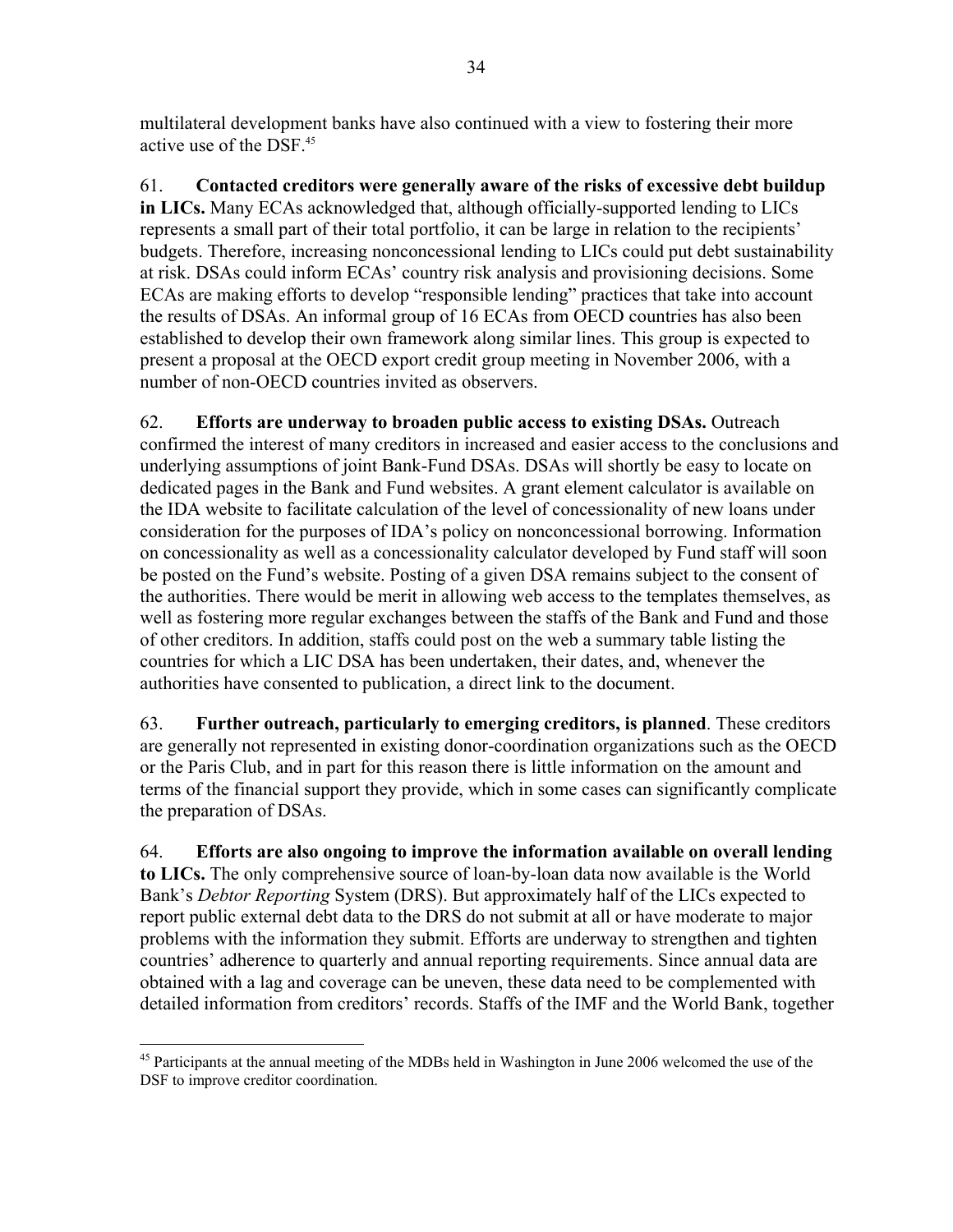multilateral development banks have also continued with a view to fostering their more active use of the DSF.[45]

61. **Contacted creditors were generally aware of the risks of excessive debt buildup in LICs.** Many ECAs acknowledged that, although officially-supported lending to LICs represents a small part of their total portfolio, it can be large in relation to the recipients' budgets. Therefore, increasing nonconcessional lending to LICs could put debt sustainability at risk. DSAs could inform ECAs' country risk analysis and provisioning decisions. Some ECAs are making efforts to develop "responsible lending" practices that take into account the results of DSAs. An informal group of 16 ECAs from OECD countries has also been established to develop their own framework along similar lines. This group is expected to present a proposal at the OECD export credit group meeting in November 2006, with a number of non-OECD countries invited as observers.

62. **Efforts are underway to broaden public access to existing DSAs.** Outreach confirmed the interest of many creditors in increased and easier access to the conclusions and underlying assumptions of joint Bank-Fund DSAs. DSAs will shortly be easy to locate on dedicated pages in the Bank and Fund websites. A grant element calculator is available on the IDA website to facilitate calculation of the level of concessionality of new loans under consideration for the purposes of IDA's policy on nonconcessional borrowing. Information on concessionality as well as a concessionality calculator developed by Fund staff will soon be posted on the Fund's website. Posting of a given DSA remains subject to the consent of the authorities. There would be merit in allowing web access to the templates themselves, as well as fostering more regular exchanges between the staffs of the Bank and Fund and those of other creditors. In addition, staffs could post on the web a summary table listing the countries for which a LIC DSA has been undertaken, their dates, and, whenever the authorities have consented to publication, a direct link to the document.

63. **Further outreach, particularly to emerging creditors, is planned**. These creditors are generally not represented in existing donor-coordination organizations such as the OECD or the Paris Club, and in part for this reason there is little information on the amount and terms of the financial support they provide, which in some cases can significantly complicate the preparation of DSAs.

64. **Efforts are also ongoing to improve the information available on overall lending to LICs.** The only comprehensive source of loan-by-loan data now available is the World Bank's *Debtor Reporting* System (DRS). But approximately half of the LICs expected to report public external debt data to the DRS do not submit at all or have moderate to major problems with the information they submit. Efforts are underway to strengthen and tighten countries' adherence to quarterly and annual reporting requirements. Since annual data are obtained with a lag and coverage can be uneven, these data need to be complemented with detailed information from creditors' records. Staffs of the IMF and the World Bank, together

[45] Participants at the annual meeting of the MDBs held in Washington in June 2006 welcomed the use of the DSF to improve creditor coordination.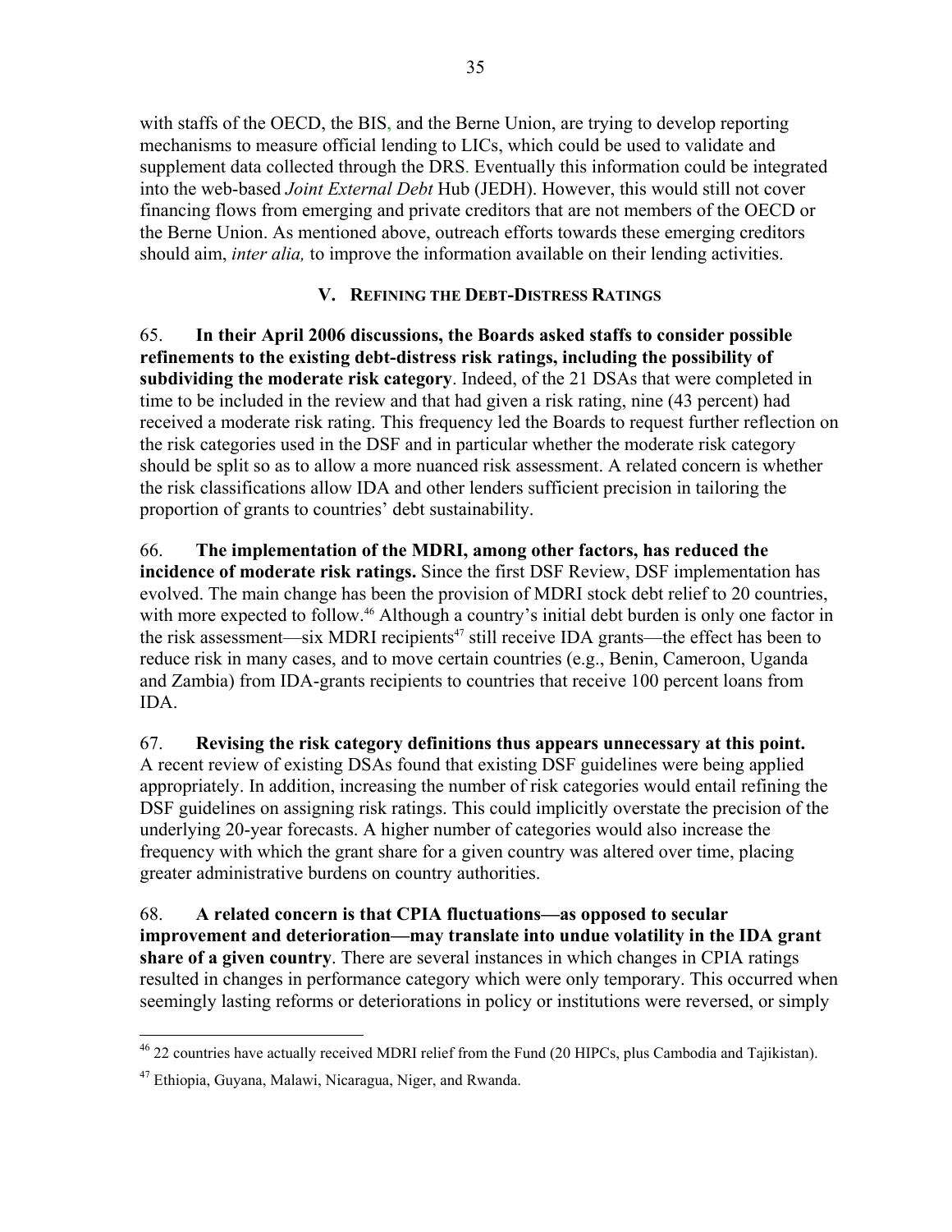with staffs of the OECD, the BIS, and the Berne Union, are trying to develop reporting mechanisms to measure official lending to LICs, which could be used to validate and supplement data collected through the DRS. Eventually this information could be integrated into the web-based *Joint External Debt* Hub (JEDH). However, this would still not cover financing flows from emerging and private creditors that are not members of the OECD or the Berne Union. As mentioned above, outreach efforts towards these emerging creditors should aim, *inter alia,* to improve the information available on their lending activities.

## V. Refining the Debt-Distress Ratings

65. **In their April 2006 discussions, the Boards asked staffs to consider possible refinements to the existing debt-distress risk ratings, including the possibility of subdividing the moderate risk category**. Indeed, of the 21 DSAs that were completed in time to be included in the review and that had given a risk rating, nine (43 percent) had received a moderate risk rating. This frequency led the Boards to request further reflection on the risk categories used in the DSF and in particular whether the moderate risk category should be split so as to allow a more nuanced risk assessment. A related concern is whether the risk classifications allow IDA and other lenders sufficient precision in tailoring the proportion of grants to countries' debt sustainability.

66. **The implementation of the MDRI, among other factors, has reduced the incidence of moderate risk ratings.** Since the first DSF Review, DSF implementation has evolved. The main change has been the provision of MDRI stock debt relief to 20 countries, with more expected to follow.[46] Although a country's initial debt burden is only one factor in the risk assessment—six MDRI recipients[47] still receive IDA grants—the effect has been to reduce risk in many cases, and to move certain countries (e.g., Benin, Cameroon, Uganda and Zambia) from IDA-grants recipients to countries that receive 100 percent loans from IDA.

67. **Revising the risk category definitions thus appears unnecessary at this point.** A recent review of existing DSAs found that existing DSF guidelines were being applied appropriately. In addition, increasing the number of risk categories would entail refining the DSF guidelines on assigning risk ratings. This could implicitly overstate the precision of the underlying 20-year forecasts. A higher number of categories would also increase the frequency with which the grant share for a given country was altered over time, placing greater administrative burdens on country authorities.

68. **A related concern is that CPIA fluctuations—as opposed to secular improvement and deterioration—may translate into undue volatility in the IDA grant share of a given country**. There are several instances in which changes in CPIA ratings resulted in changes in performance category which were only temporary. This occurred when seemingly lasting reforms or deteriorations in policy or institutions were reversed, or simply

---

[46] 22 countries have actually received MDRI relief from the Fund (20 HIPCs, plus Cambodia and Tajikistan).

[47] Ethiopia, Guyana, Malawi, Nicaragua, Niger, and Rwanda.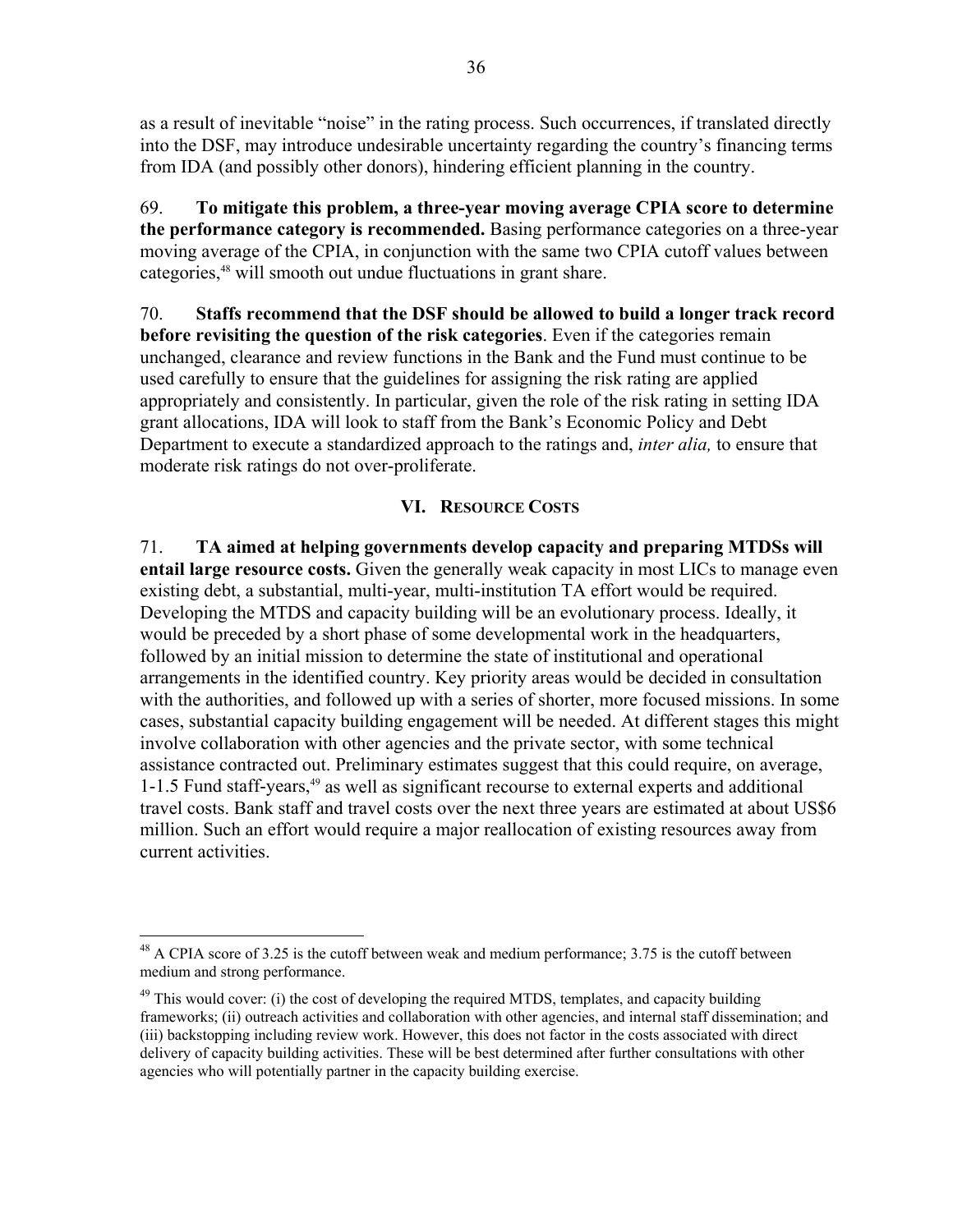as a result of inevitable "noise" in the rating process. Such occurrences, if translated directly into the DSF, may introduce undesirable uncertainty regarding the country's financing terms from IDA (and possibly other donors), hindering efficient planning in the country.

69. **To mitigate this problem, a three-year moving average CPIA score to determine the performance category is recommended.** Basing performance categories on a three-year moving average of the CPIA, in conjunction with the same two CPIA cutoff values between categories,[48] will smooth out undue fluctuations in grant share.

70. **Staffs recommend that the DSF should be allowed to build a longer track record before revisiting the question of the risk categories**. Even if the categories remain unchanged, clearance and review functions in the Bank and the Fund must continue to be used carefully to ensure that the guidelines for assigning the risk rating are applied appropriately and consistently. In particular, given the role of the risk rating in setting IDA grant allocations, IDA will look to staff from the Bank's Economic Policy and Debt Department to execute a standardized approach to the ratings and, *inter alia,* to ensure that moderate risk ratings do not over-proliferate.

## VI. Resource Costs

71. **TA aimed at helping governments develop capacity and preparing MTDSs will entail large resource costs.** Given the generally weak capacity in most LICs to manage even existing debt, a substantial, multi-year, multi-institution TA effort would be required. Developing the MTDS and capacity building will be an evolutionary process. Ideally, it would be preceded by a short phase of some developmental work in the headquarters, followed by an initial mission to determine the state of institutional and operational arrangements in the identified country. Key priority areas would be decided in consultation with the authorities, and followed up with a series of shorter, more focused missions. In some cases, substantial capacity building engagement will be needed. At different stages this might involve collaboration with other agencies and the private sector, with some technical assistance contracted out. Preliminary estimates suggest that this could require, on average, 1-1.5 Fund staff-years,[49] as well as significant recourse to external experts and additional travel costs. Bank staff and travel costs over the next three years are estimated at about US$6 million. Such an effort would require a major reallocation of existing resources away from current activities.

---

[48] A CPIA score of 3.25 is the cutoff between weak and medium performance; 3.75 is the cutoff between medium and strong performance.

[49] This would cover: (i) the cost of developing the required MTDS, templates, and capacity building frameworks; (ii) outreach activities and collaboration with other agencies, and internal staff dissemination; and (iii) backstopping including review work. However, this does not factor in the costs associated with direct delivery of capacity building activities. These will be best determined after further consultations with other agencies who will potentially partner in the capacity building exercise.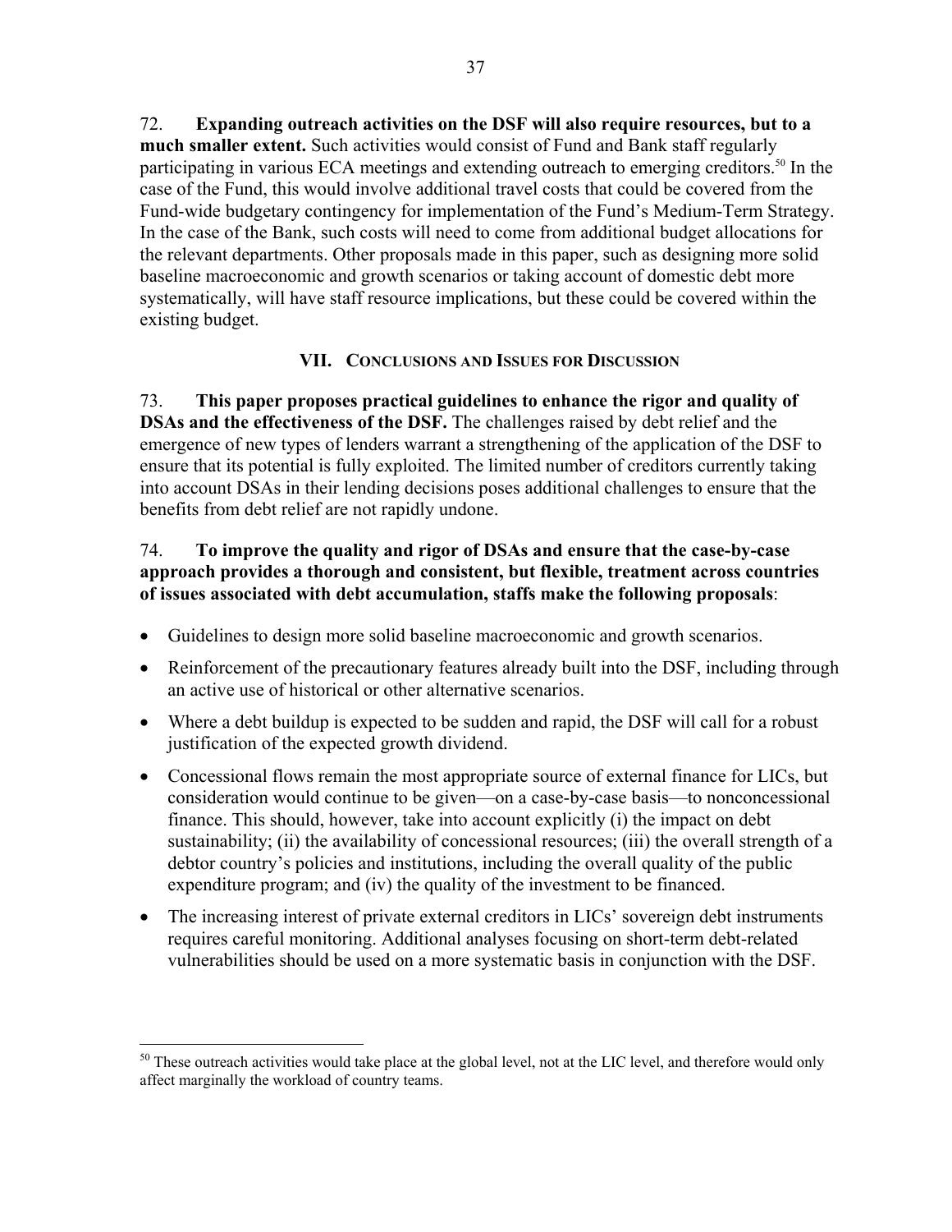72. **Expanding outreach activities on the DSF will also require resources, but to a much smaller extent.** Such activities would consist of Fund and Bank staff regularly participating in various ECA meetings and extending outreach to emerging creditors.[50] In the case of the Fund, this would involve additional travel costs that could be covered from the Fund-wide budgetary contingency for implementation of the Fund's Medium-Term Strategy. In the case of the Bank, such costs will need to come from additional budget allocations for the relevant departments. Other proposals made in this paper, such as designing more solid baseline macroeconomic and growth scenarios or taking account of domestic debt more systematically, will have staff resource implications, but these could be covered within the existing budget.

## VII. Conclusions and Issues for Discussion

73. **This paper proposes practical guidelines to enhance the rigor and quality of DSAs and the effectiveness of the DSF.** The challenges raised by debt relief and the emergence of new types of lenders warrant a strengthening of the application of the DSF to ensure that its potential is fully exploited. The limited number of creditors currently taking into account DSAs in their lending decisions poses additional challenges to ensure that the benefits from debt relief are not rapidly undone.

74. **To improve the quality and rigor of DSAs and ensure that the case-by-case approach provides a thorough and consistent, but flexible, treatment across countries of issues associated with debt accumulation, staffs make the following proposals**:

- Guidelines to design more solid baseline macroeconomic and growth scenarios.
- Reinforcement of the precautionary features already built into the DSF, including through an active use of historical or other alternative scenarios.
- Where a debt buildup is expected to be sudden and rapid, the DSF will call for a robust justification of the expected growth dividend.
- Concessional flows remain the most appropriate source of external finance for LICs, but consideration would continue to be given—on a case-by-case basis—to nonconcessional finance. This should, however, take into account explicitly (i) the impact on debt sustainability; (ii) the availability of concessional resources; (iii) the overall strength of a debtor country's policies and institutions, including the overall quality of the public expenditure program; and (iv) the quality of the investment to be financed.
- The increasing interest of private external creditors in LICs' sovereign debt instruments requires careful monitoring. Additional analyses focusing on short-term debt-related vulnerabilities should be used on a more systematic basis in conjunction with the DSF.

---

[50] These outreach activities would take place at the global level, not at the LIC level, and therefore would only affect marginally the workload of country teams.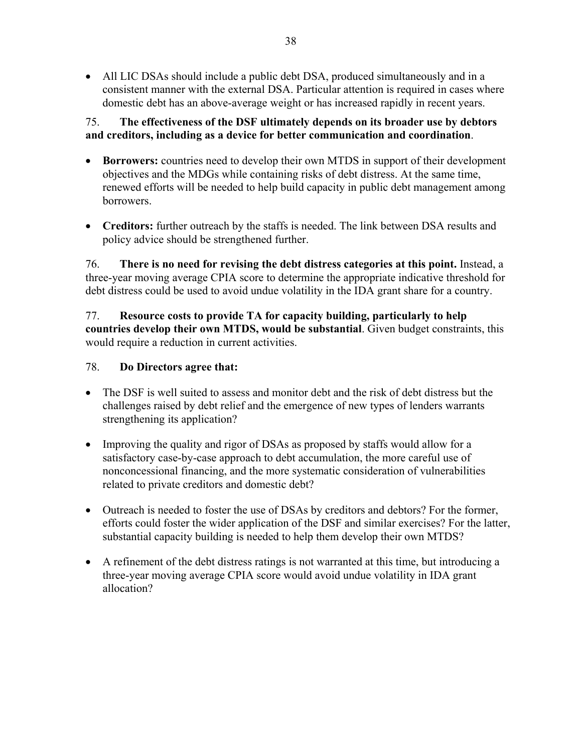- All LIC DSAs should include a public debt DSA, produced simultaneously and in a consistent manner with the external DSA. Particular attention is required in cases where domestic debt has an above-average weight or has increased rapidly in recent years.

75. **The effectiveness of the DSF ultimately depends on its broader use by debtors and creditors, including as a device for better communication and coordination**.

- **Borrowers:** countries need to develop their own MTDS in support of their development objectives and the MDGs while containing risks of debt distress. At the same time, renewed efforts will be needed to help build capacity in public debt management among borrowers.

- **Creditors:** further outreach by the staffs is needed. The link between DSA results and policy advice should be strengthened further.

76. **There is no need for revising the debt distress categories at this point.** Instead, a three-year moving average CPIA score to determine the appropriate indicative threshold for debt distress could be used to avoid undue volatility in the IDA grant share for a country.

77. **Resource costs to provide TA for capacity building, particularly to help countries develop their own MTDS, would be substantial**. Given budget constraints, this would require a reduction in current activities.

78. **Do Directors agree that:**

- The DSF is well suited to assess and monitor debt and the risk of debt distress but the challenges raised by debt relief and the emergence of new types of lenders warrants strengthening its application?

- Improving the quality and rigor of DSAs as proposed by staffs would allow for a satisfactory case-by-case approach to debt accumulation, the more careful use of nonconcessional financing, and the more systematic consideration of vulnerabilities related to private creditors and domestic debt?

- Outreach is needed to foster the use of DSAs by creditors and debtors? For the former, efforts could foster the wider application of the DSF and similar exercises? For the latter, substantial capacity building is needed to help them develop their own MTDS?

- A refinement of the debt distress ratings is not warranted at this time, but introducing a three-year moving average CPIA score would avoid undue volatility in IDA grant allocation?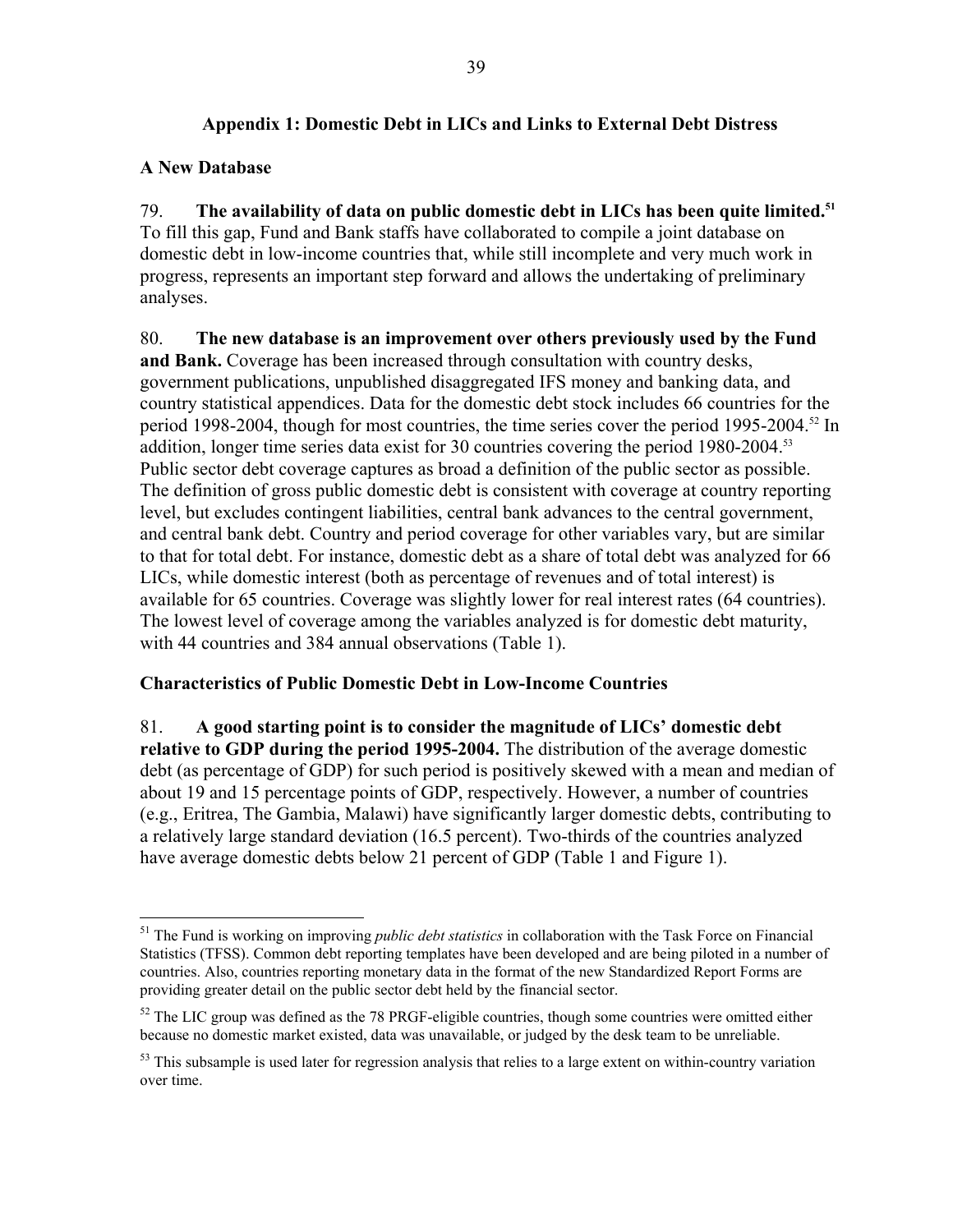## Appendix 1: Domestic Debt in LICs and Links to External Debt Distress

### A New Database

79. **The availability of data on public domestic debt in LICs has been quite limited.**[51] To fill this gap, Fund and Bank staffs have collaborated to compile a joint database on domestic debt in low-income countries that, while still incomplete and very much work in progress, represents an important step forward and allows the undertaking of preliminary analyses.

80. **The new database is an improvement over others previously used by the Fund and Bank.** Coverage has been increased through consultation with country desks, government publications, unpublished disaggregated IFS money and banking data, and country statistical appendices. Data for the domestic debt stock includes 66 countries for the period 1998-2004, though for most countries, the time series cover the period 1995-2004.[52] In addition, longer time series data exist for 30 countries covering the period 1980-2004.[53] Public sector debt coverage captures as broad a definition of the public sector as possible. The definition of gross public domestic debt is consistent with coverage at country reporting level, but excludes contingent liabilities, central bank advances to the central government, and central bank debt. Country and period coverage for other variables vary, but are similar to that for total debt. For instance, domestic debt as a share of total debt was analyzed for 66 LICs, while domestic interest (both as percentage of revenues and of total interest) is available for 65 countries. Coverage was slightly lower for real interest rates (64 countries). The lowest level of coverage among the variables analyzed is for domestic debt maturity, with 44 countries and 384 annual observations (Table 1).

### Characteristics of Public Domestic Debt in Low-Income Countries

81. **A good starting point is to consider the magnitude of LICs' domestic debt relative to GDP during the period 1995-2004.** The distribution of the average domestic debt (as percentage of GDP) for such period is positively skewed with a mean and median of about 19 and 15 percentage points of GDP, respectively. However, a number of countries (e.g., Eritrea, The Gambia, Malawi) have significantly larger domestic debts, contributing to a relatively large standard deviation (16.5 percent). Two-thirds of the countries analyzed have average domestic debts below 21 percent of GDP (Table 1 and Figure 1).

---

[51] The Fund is working on improving *public debt statistics* in collaboration with the Task Force on Financial Statistics (TFSS). Common debt reporting templates have been developed and are being piloted in a number of countries. Also, countries reporting monetary data in the format of the new Standardized Report Forms are providing greater detail on the public sector debt held by the financial sector.

[52] The LIC group was defined as the 78 PRGF-eligible countries, though some countries were omitted either because no domestic market existed, data was unavailable, or judged by the desk team to be unreliable.

[53] This subsample is used later for regression analysis that relies to a large extent on within-country variation over time.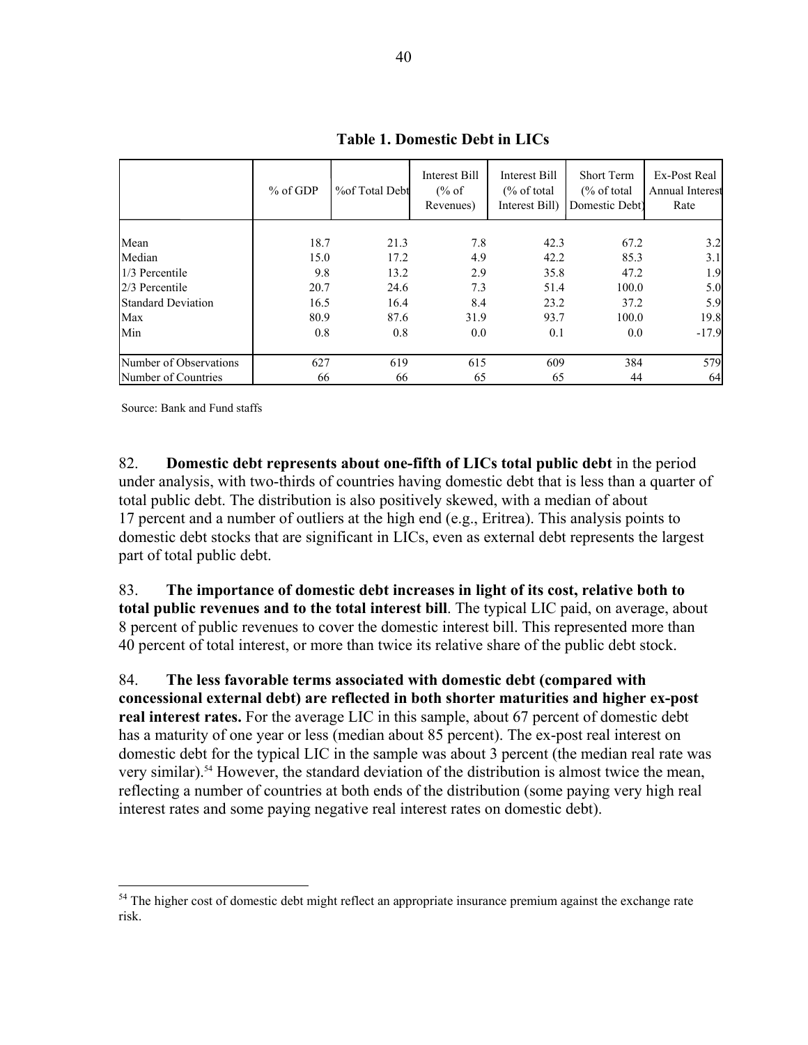**Table 1. Domestic Debt in LICs**

| | % of GDP | %of Total Debt | Interest Bill (% of Revenues) | Interest Bill (% of total Interest Bill) | Short Term (% of total Domestic Debt) | Ex-Post Real Annual Interest Rate |
|---|---|---|---|---|---|---|
| Mean | 18.7 | 21.3 | 7.8 | 42.3 | 67.2 | 3.2 |
| Median | 15.0 | 17.2 | 4.9 | 42.2 | 85.3 | 3.1 |
| 1/3 Percentile | 9.8 | 13.2 | 2.9 | 35.8 | 47.2 | 1.9 |
| 2/3 Percentile | 20.7 | 24.6 | 7.3 | 51.4 | 100.0 | 5.0 |
| Standard Deviation | 16.5 | 16.4 | 8.4 | 23.2 | 37.2 | 5.9 |
| Max | 80.9 | 87.6 | 31.9 | 93.7 | 100.0 | 19.8 |
| Min | 0.8 | 0.8 | 0.0 | 0.1 | 0.0 | -17.9 |
| Number of Observations | 627 | 619 | 615 | 609 | 384 | 579 |
| Number of Countries | 66 | 66 | 65 | 65 | 44 | 64 |

Source: Bank and Fund staffs

82. **Domestic debt represents about one-fifth of LICs total public debt** in the period under analysis, with two-thirds of countries having domestic debt that is less than a quarter of total public debt. The distribution is also positively skewed, with a median of about 17 percent and a number of outliers at the high end (e.g., Eritrea). This analysis points to domestic debt stocks that are significant in LICs, even as external debt represents the largest part of total public debt.

83. **The importance of domestic debt increases in light of its cost, relative both to total public revenues and to the total interest bill**. The typical LIC paid, on average, about 8 percent of public revenues to cover the domestic interest bill. This represented more than 40 percent of total interest, or more than twice its relative share of the public debt stock.

84. **The less favorable terms associated with domestic debt (compared with concessional external debt) are reflected in both shorter maturities and higher ex-post real interest rates.** For the average LIC in this sample, about 67 percent of domestic debt has a maturity of one year or less (median about 85 percent). The ex-post real interest on domestic debt for the typical LIC in the sample was about 3 percent (the median real rate was very similar).[54] However, the standard deviation of the distribution is almost twice the mean, reflecting a number of countries at both ends of the distribution (some paying very high real interest rates and some paying negative real interest rates on domestic debt).

[54] The higher cost of domestic debt might reflect an appropriate insurance premium against the exchange rate risk.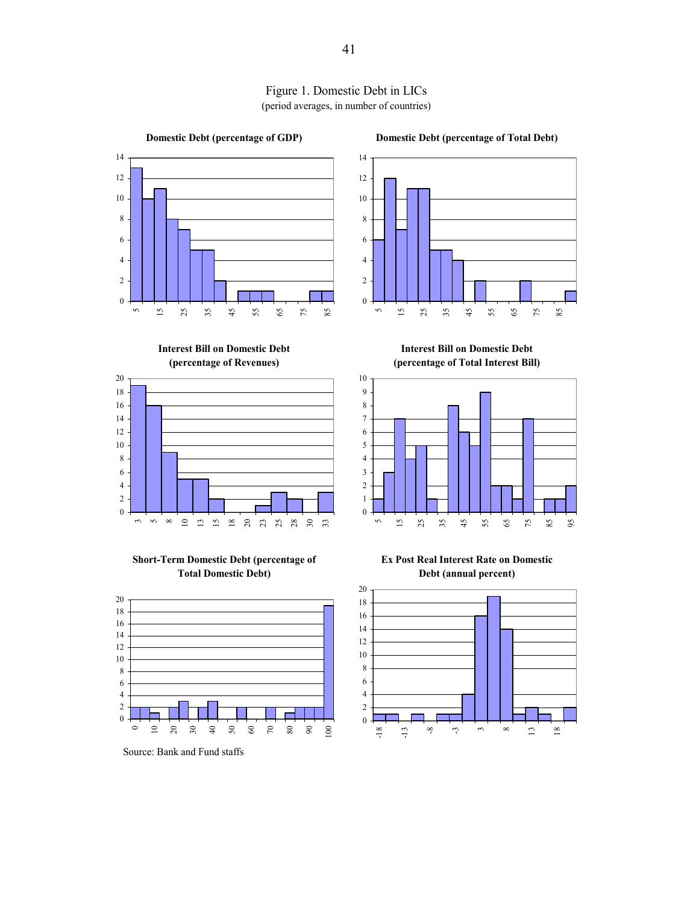Figure 1. Domestic Debt in LICs
(period averages, in number of countries)

**Domestic Debt (percentage of GDP)**

**Domestic Debt (percentage of Total Debt)**

**Interest Bill on Domestic Debt (percentage of Revenues)**

**Interest Bill on Domestic Debt (percentage of Total Interest Bill)**

**Short-Term Domestic Debt (percentage of Total Domestic Debt)**

**Ex Post Real Interest Rate on Domestic Debt (annual percent)**

Source: Bank and Fund staffs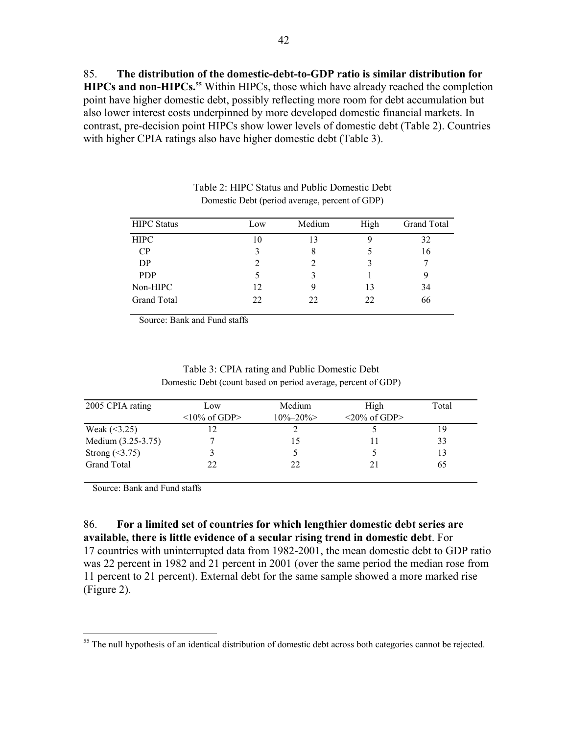85. **The distribution of the domestic-debt-to-GDP ratio is similar distribution for HIPCs and non-HIPCs.**[55] Within HIPCs, those which have already reached the completion point have higher domestic debt, possibly reflecting more room for debt accumulation but also lower interest costs underpinned by more developed domestic financial markets. In contrast, pre-decision point HIPCs show lower levels of domestic debt (Table 2). Countries with higher CPIA ratings also have higher domestic debt (Table 3).

Table 2: HIPC Status and Public Domestic Debt

Domestic Debt (period average, percent of GDP)

| HIPC Status | Low | Medium | High | Grand Total |
|---|---|---|---|---|
| HIPC | 10 | 13 | 9 | 32 |
| CP | 3 | 8 | 5 | 16 |
| DP | 2 | 2 | 3 | 7 |
| PDP | 5 | 3 | 1 | 9 |
| Non-HIPC | 12 | 9 | 13 | 34 |
| Grand Total | 22 | 22 | 22 | 66 |

Source: Bank and Fund staffs

Table 3: CPIA rating and Public Domestic Debt

Domestic Debt (count based on period average, percent of GDP)

| 2005 CPIA rating | Low <10% of GDP> | Medium 10%–20%> | High <20% of GDP> | Total |
|---|---|---|---|---|
| Weak (<3.25) | 12 | 2 | 5 | 19 |
| Medium (3.25-3.75) | 7 | 15 | 11 | 33 |
| Strong (<3.75) | 3 | 5 | 5 | 13 |
| Grand Total | 22 | 22 | 21 | 65 |

Source: Bank and Fund staffs

86. **For a limited set of countries for which lengthier domestic debt series are available, there is little evidence of a secular rising trend in domestic debt**. For 17 countries with uninterrupted data from 1982-2001, the mean domestic debt to GDP ratio was 22 percent in 1982 and 21 percent in 2001 (over the same period the median rose from 11 percent to 21 percent). External debt for the same sample showed a more marked rise (Figure 2).

[55] The null hypothesis of an identical distribution of domestic debt across both categories cannot be rejected.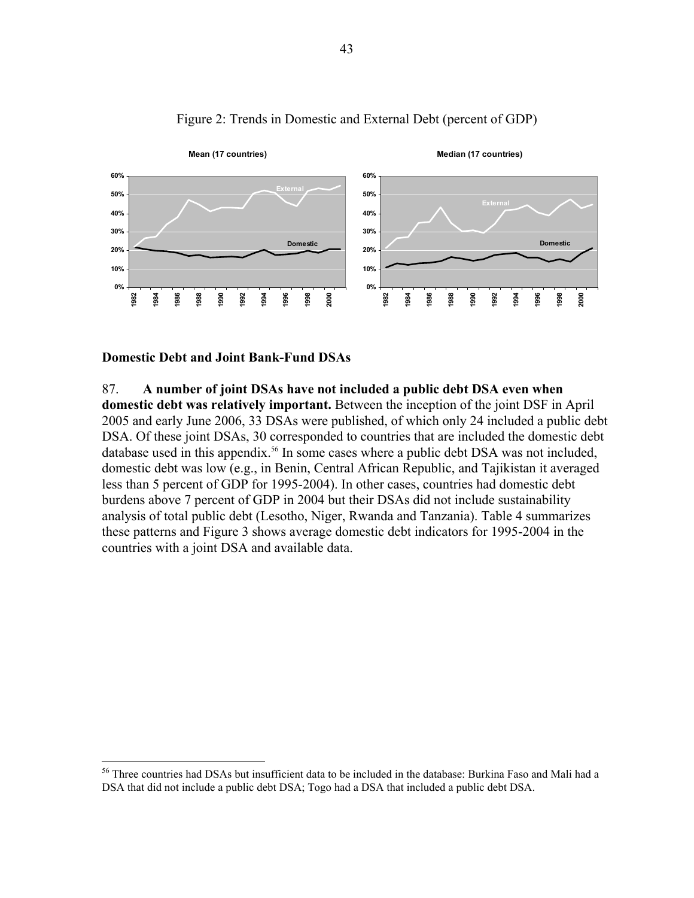Figure 2: Trends in Domestic and External Debt (percent of GDP)

## Domestic Debt and Joint Bank-Fund DSAs

87. **A number of joint DSAs have not included a public debt DSA even when domestic debt was relatively important.** Between the inception of the joint DSF in April 2005 and early June 2006, 33 DSAs were published, of which only 24 included a public debt DSA. Of these joint DSAs, 30 corresponded to countries that are included the domestic debt database used in this appendix.[56] In some cases where a public debt DSA was not included, domestic debt was low (e.g., in Benin, Central African Republic, and Tajikistan it averaged less than 5 percent of GDP for 1995-2004). In other cases, countries had domestic debt burdens above 7 percent of GDP in 2004 but their DSAs did not include sustainability analysis of total public debt (Lesotho, Niger, Rwanda and Tanzania). Table 4 summarizes these patterns and Figure 3 shows average domestic debt indicators for 1995-2004 in the countries with a joint DSA and available data.

[56] Three countries had DSAs but insufficient data to be included in the database: Burkina Faso and Mali had a DSA that did not include a public debt DSA; Togo had a DSA that included a public debt DSA.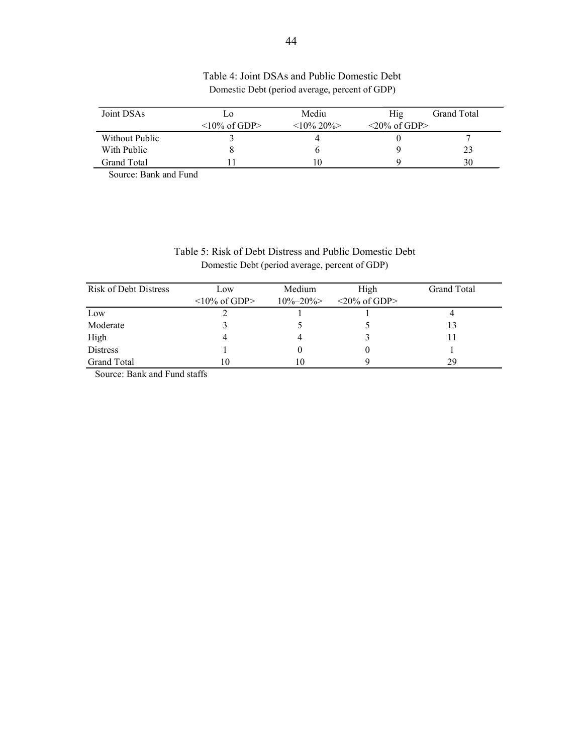Table 4: Joint DSAs and Public Domestic Debt

Domestic Debt (period average, percent of GDP)

| Joint DSAs | Lo <10% of GDP> | Mediu <10% 20%> | Hig <20% of GDP> | Grand Total |
|---|---|---|---|---|
| Without Public | 3 | 4 | 0 | 7 |
| With Public | 8 | 6 | 9 | 23 |
| Grand Total | 11 | 10 | 9 | 30 |

Source: Bank and Fund

Table 5: Risk of Debt Distress and Public Domestic Debt

Domestic Debt (period average, percent of GDP)

| Risk of Debt Distress | Low <10% of GDP> | Medium 10%–20%> | High <20% of GDP> | Grand Total |
|---|---|---|---|---|
| Low | 2 | 1 | 1 | 4 |
| Moderate | 3 | 5 | 5 | 13 |
| High | 4 | 4 | 3 | 11 |
| Distress | 1 | 0 | 0 | 1 |
| Grand Total | 10 | 10 | 9 | 29 |

Source: Bank and Fund staffs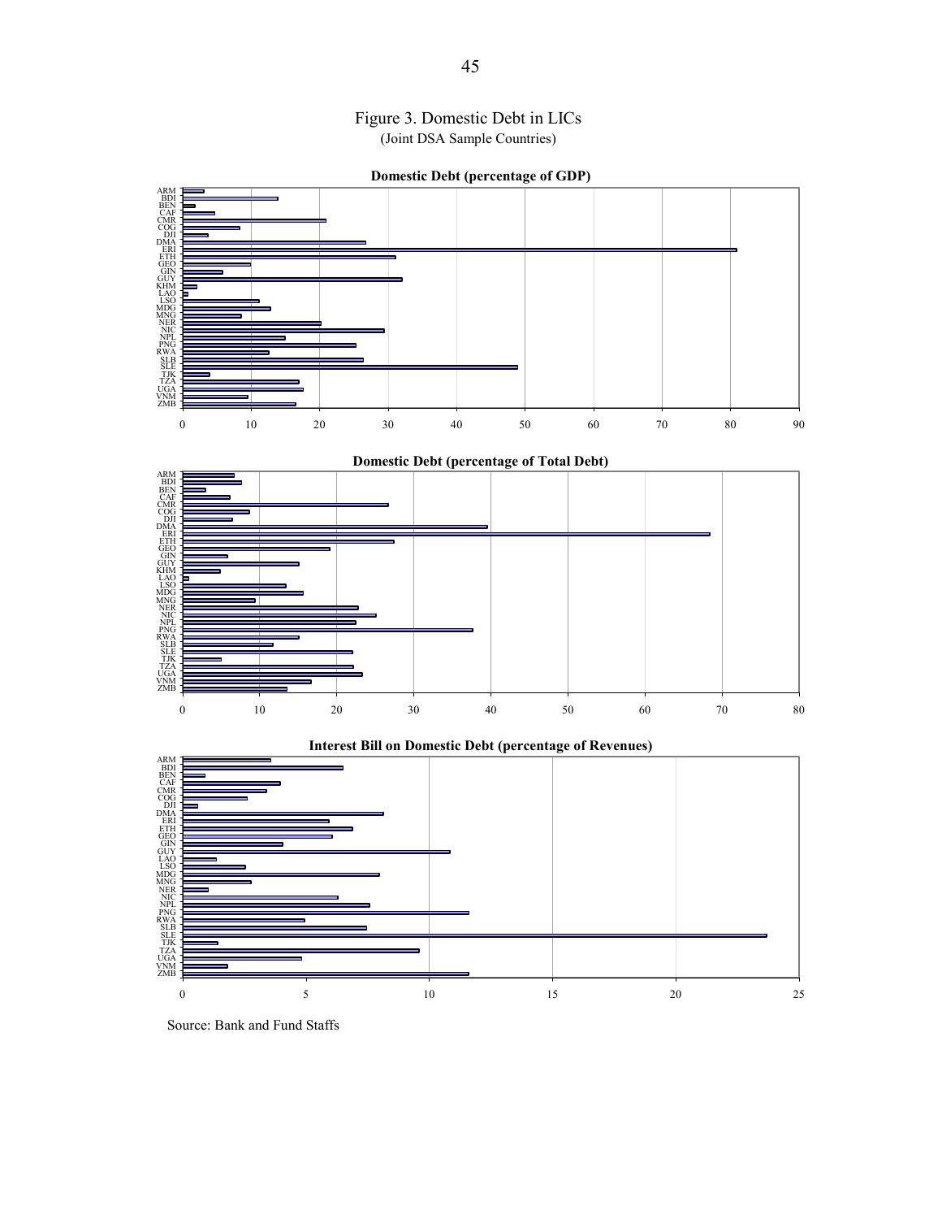# Figure 3. Domestic Debt in LICs

(Joint DSA Sample Countries)

**Domestic Debt (percentage of GDP)**

ARM, BDI, BEN, CAF, CMR, COG, DJI, DMA, ERI, ETH, GEO, GIN, GUY, KHM, LAO, LSO, MDG, MNG, NER, NIC, NPL, PNG, RWA, SLB, SLE, TJK, TZA, UGA, VNM, ZMB

0 10 20 30 40 50 60 70 80 90

**Domestic Debt (percentage of Total Debt)**

ARM, BDI, BEN, CAF, CMR, COG, DJI, DMA, ERI, ETH, GEO, GIN, GUY, KHM, LAO, LSO, MDG, MNG, NER, NIC, NPL, PNG, RWA, SLB, SLE, TJK, TZA, UGA, VNM, ZMB

0 10 20 30 40 50 60 70 80

**Interest Bill on Domestic Debt (percentage of Revenues)**

ARM, BDI, BEN, CAF, CMR, COG, DJI, DMA, ERI, ETH, GEO, GIN, GUY, LAO, LSO, MDG, MNG, NER, NIC, NPL, PNG, RWA, SLB, SLE, TJK, TZA, UGA, VNM, ZMB

0 5 10 15 20 25

Source: Bank and Fund Staffs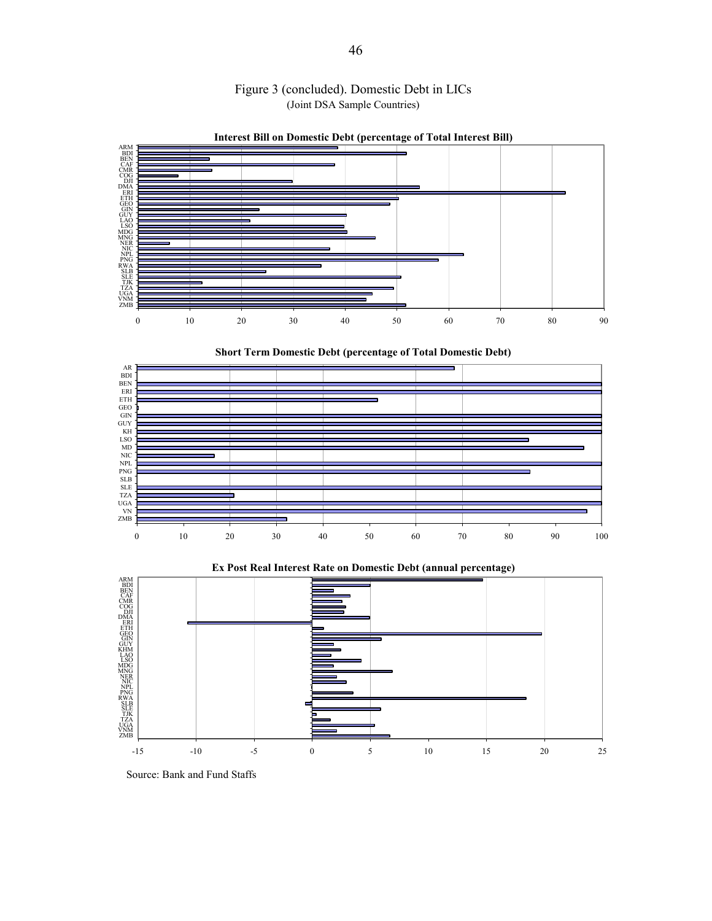Figure 3 (concluded). Domestic Debt in LICs
(Joint DSA Sample Countries)

**Interest Bill on Domestic Debt (percentage of Total Interest Bill)**

**Short Term Domestic Debt (percentage of Total Domestic Debt)**

**Ex Post Real Interest Rate on Domestic Debt (annual percentage)**

Source: Bank and Fund Staffs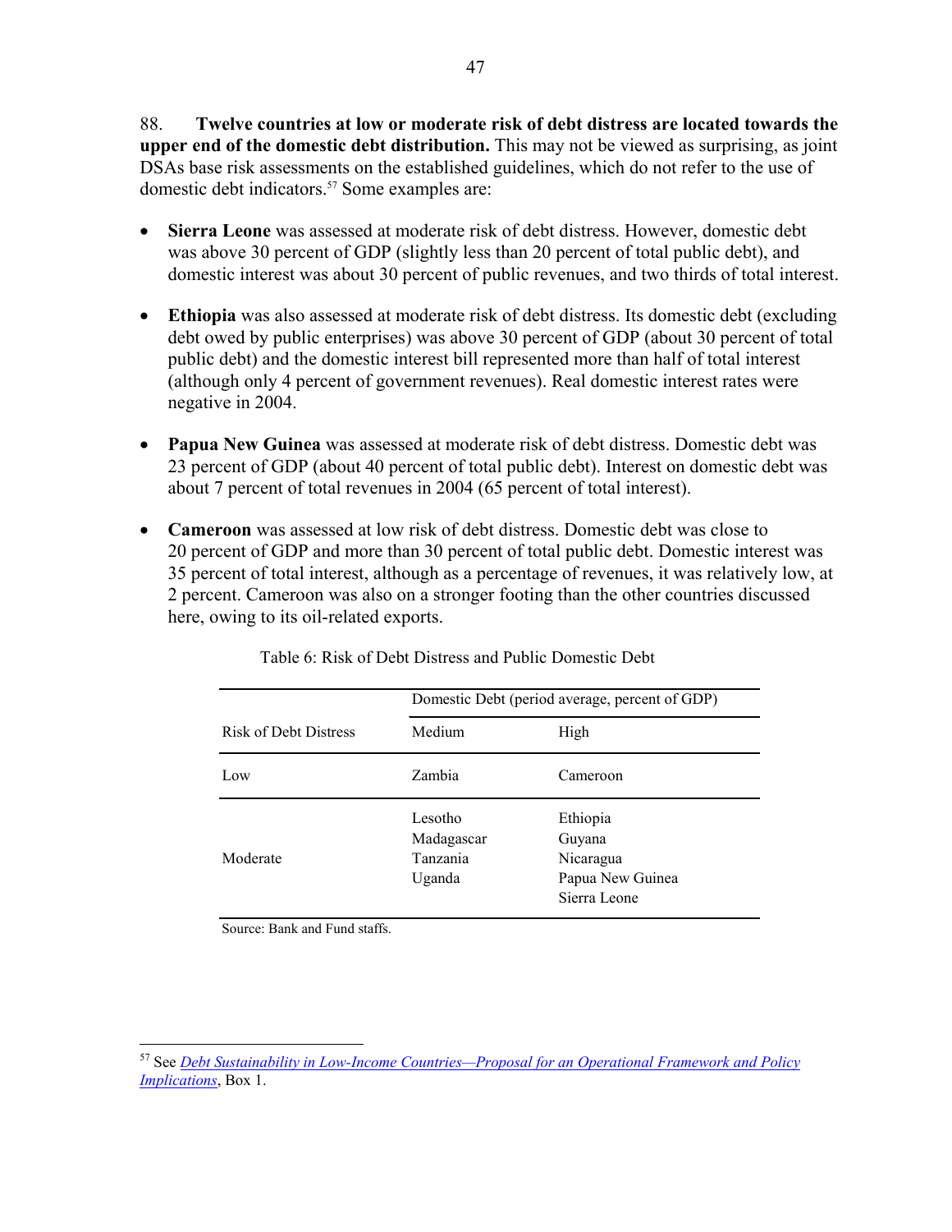88. **Twelve countries at low or moderate risk of debt distress are located towards the upper end of the domestic debt distribution.** This may not be viewed as surprising, as joint DSAs base risk assessments on the established guidelines, which do not refer to the use of domestic debt indicators.[57] Some examples are:

- **Sierra Leone** was assessed at moderate risk of debt distress. However, domestic debt was above 30 percent of GDP (slightly less than 20 percent of total public debt), and domestic interest was about 30 percent of public revenues, and two thirds of total interest.

- **Ethiopia** was also assessed at moderate risk of debt distress. Its domestic debt (excluding debt owed by public enterprises) was above 30 percent of GDP (about 30 percent of total public debt) and the domestic interest bill represented more than half of total interest (although only 4 percent of government revenues). Real domestic interest rates were negative in 2004.

- **Papua New Guinea** was assessed at moderate risk of debt distress. Domestic debt was 23 percent of GDP (about 40 percent of total public debt). Interest on domestic debt was about 7 percent of total revenues in 2004 (65 percent of total interest).

- **Cameroon** was assessed at low risk of debt distress. Domestic debt was close to 20 percent of GDP and more than 30 percent of total public debt. Domestic interest was 35 percent of total interest, although as a percentage of revenues, it was relatively low, at 2 percent. Cameroon was also on a stronger footing than the other countries discussed here, owing to its oil-related exports.

Table 6: Risk of Debt Distress and Public Domestic Debt

| | Domestic Debt (period average, percent of GDP) | |
|---|---|---|
| Risk of Debt Distress | Medium | High |
| Low | Zambia | Cameroon |
| Moderate | Lesotho<br>Madagascar<br>Tanzania<br>Uganda | Ethiopia<br>Guyana<br>Nicaragua<br>Papua New Guinea<br>Sierra Leone |

Source: Bank and Fund staffs.

[57] See *Debt Sustainability in Low-Income Countries—Proposal for an Operational Framework and Policy Implications*, Box 1.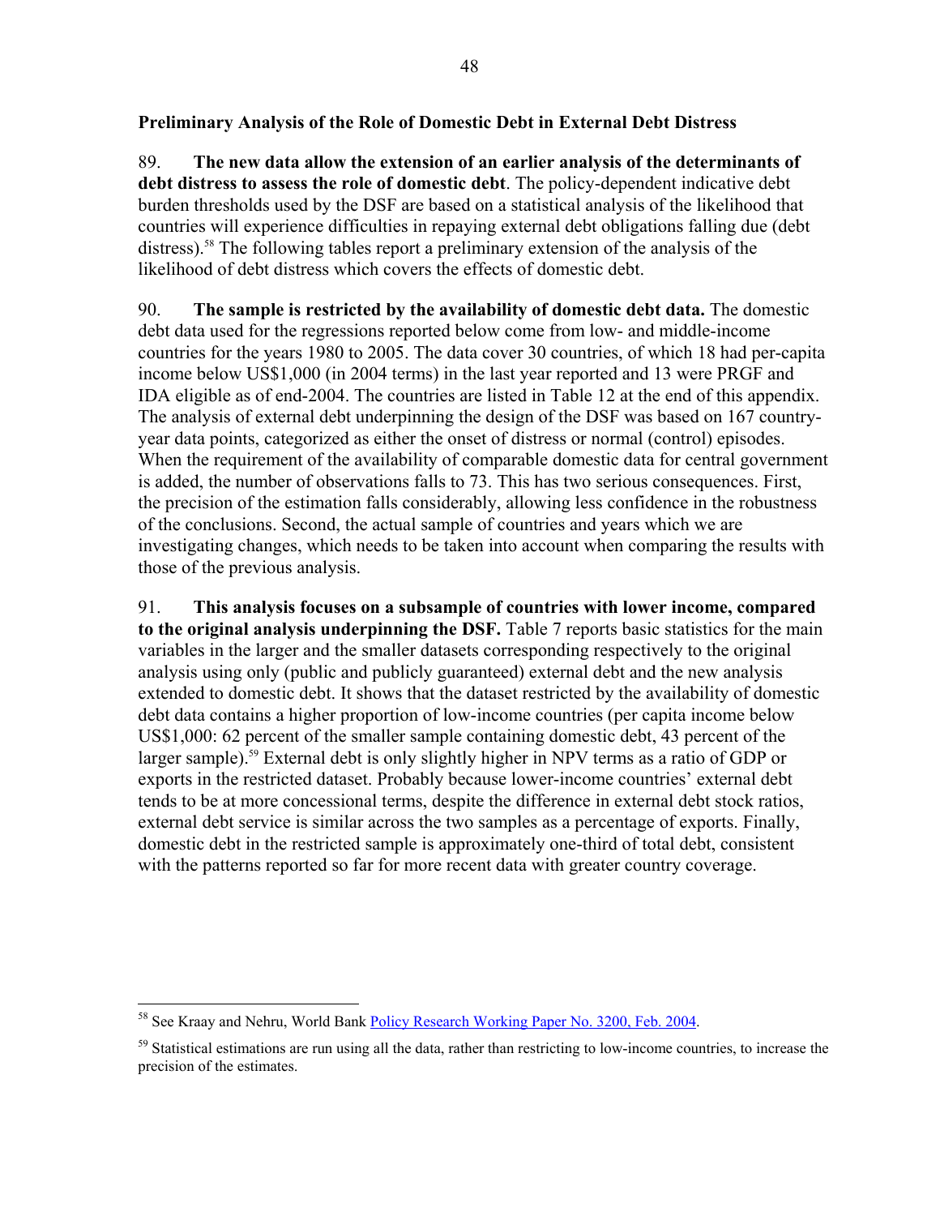**Preliminary Analysis of the Role of Domestic Debt in External Debt Distress**

89. **The new data allow the extension of an earlier analysis of the determinants of debt distress to assess the role of domestic debt**. The policy-dependent indicative debt burden thresholds used by the DSF are based on a statistical analysis of the likelihood that countries will experience difficulties in repaying external debt obligations falling due (debt distress).[58] The following tables report a preliminary extension of the analysis of the likelihood of debt distress which covers the effects of domestic debt.

90. **The sample is restricted by the availability of domestic debt data.** The domestic debt data used for the regressions reported below come from low- and middle-income countries for the years 1980 to 2005. The data cover 30 countries, of which 18 had per-capita income below US$1,000 (in 2004 terms) in the last year reported and 13 were PRGF and IDA eligible as of end-2004. The countries are listed in Table 12 at the end of this appendix. The analysis of external debt underpinning the design of the DSF was based on 167 country-year data points, categorized as either the onset of distress or normal (control) episodes. When the requirement of the availability of comparable domestic data for central government is added, the number of observations falls to 73. This has two serious consequences. First, the precision of the estimation falls considerably, allowing less confidence in the robustness of the conclusions. Second, the actual sample of countries and years which we are investigating changes, which needs to be taken into account when comparing the results with those of the previous analysis.

91. **This analysis focuses on a subsample of countries with lower income, compared to the original analysis underpinning the DSF.** Table 7 reports basic statistics for the main variables in the larger and the smaller datasets corresponding respectively to the original analysis using only (public and publicly guaranteed) external debt and the new analysis extended to domestic debt. It shows that the dataset restricted by the availability of domestic debt data contains a higher proportion of low-income countries (per capita income below US$1,000: 62 percent of the smaller sample containing domestic debt, 43 percent of the larger sample).[59] External debt is only slightly higher in NPV terms as a ratio of GDP or exports in the restricted dataset. Probably because lower-income countries' external debt tends to be at more concessional terms, despite the difference in external debt stock ratios, external debt service is similar across the two samples as a percentage of exports. Finally, domestic debt in the restricted sample is approximately one-third of total debt, consistent with the patterns reported so far for more recent data with greater country coverage.

---

[58] See Kraay and Nehru, World Bank Policy Research Working Paper No. 3200, Feb. 2004.

[59] Statistical estimations are run using all the data, rather than restricting to low-income countries, to increase the precision of the estimates.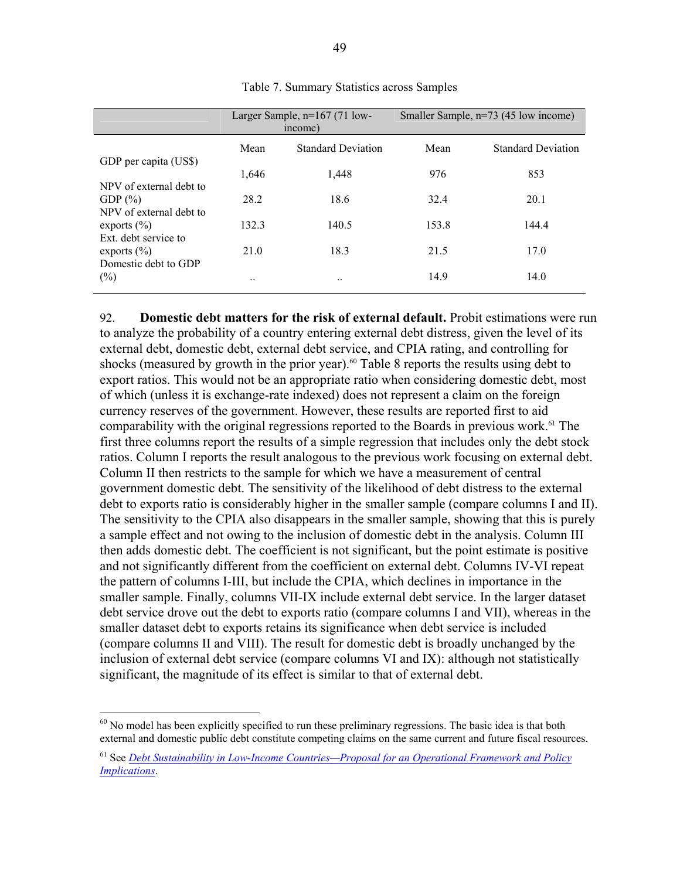Table 7. Summary Statistics across Samples

| | Larger Sample, n=167 (71 low-income) | | Smaller Sample, n=73 (45 low income) | |
|---|---|---|---|---|
| | Mean | Standard Deviation | Mean | Standard Deviation |
| GDP per capita (US$) | 1,646 | 1,448 | 976 | 853 |
| NPV of external debt to GDP (%) | 28.2 | 18.6 | 32.4 | 20.1 |
| NPV of external debt to exports (%) | 132.3 | 140.5 | 153.8 | 144.4 |
| Ext. debt service to exports (%) | 21.0 | 18.3 | 21.5 | 17.0 |
| Domestic debt to GDP (%) | .. | .. | 14.9 | 14.0 |

92. **Domestic debt matters for the risk of external default.** Probit estimations were run to analyze the probability of a country entering external debt distress, given the level of its external debt, domestic debt, external debt service, and CPIA rating, and controlling for shocks (measured by growth in the prior year).[60] Table 8 reports the results using debt to export ratios. This would not be an appropriate ratio when considering domestic debt, most of which (unless it is exchange-rate indexed) does not represent a claim on the foreign currency reserves of the government. However, these results are reported first to aid comparability with the original regressions reported to the Boards in previous work.[61] The first three columns report the results of a simple regression that includes only the debt stock ratios. Column I reports the result analogous to the previous work focusing on external debt. Column II then restricts to the sample for which we have a measurement of central government domestic debt. The sensitivity of the likelihood of debt distress to the external debt to exports ratio is considerably higher in the smaller sample (compare columns I and II). The sensitivity to the CPIA also disappears in the smaller sample, showing that this is purely a sample effect and not owing to the inclusion of domestic debt in the analysis. Column III then adds domestic debt. The coefficient is not significant, but the point estimate is positive and not significantly different from the coefficient on external debt. Columns IV-VI repeat the pattern of columns I-III, but include the CPIA, which declines in importance in the smaller sample. Finally, columns VII-IX include external debt service. In the larger dataset debt service drove out the debt to exports ratio (compare columns I and VII), whereas in the smaller dataset debt to exports retains its significance when debt service is included (compare columns II and VIII). The result for domestic debt is broadly unchanged by the inclusion of external debt service (compare columns VI and IX): although not statistically significant, the magnitude of its effect is similar to that of external debt.

[60] No model has been explicitly specified to run these preliminary regressions. The basic idea is that both external and domestic public debt constitute competing claims on the same current and future fiscal resources.

[61] See *Debt Sustainability in Low-Income Countries—Proposal for an Operational Framework and Policy Implications*.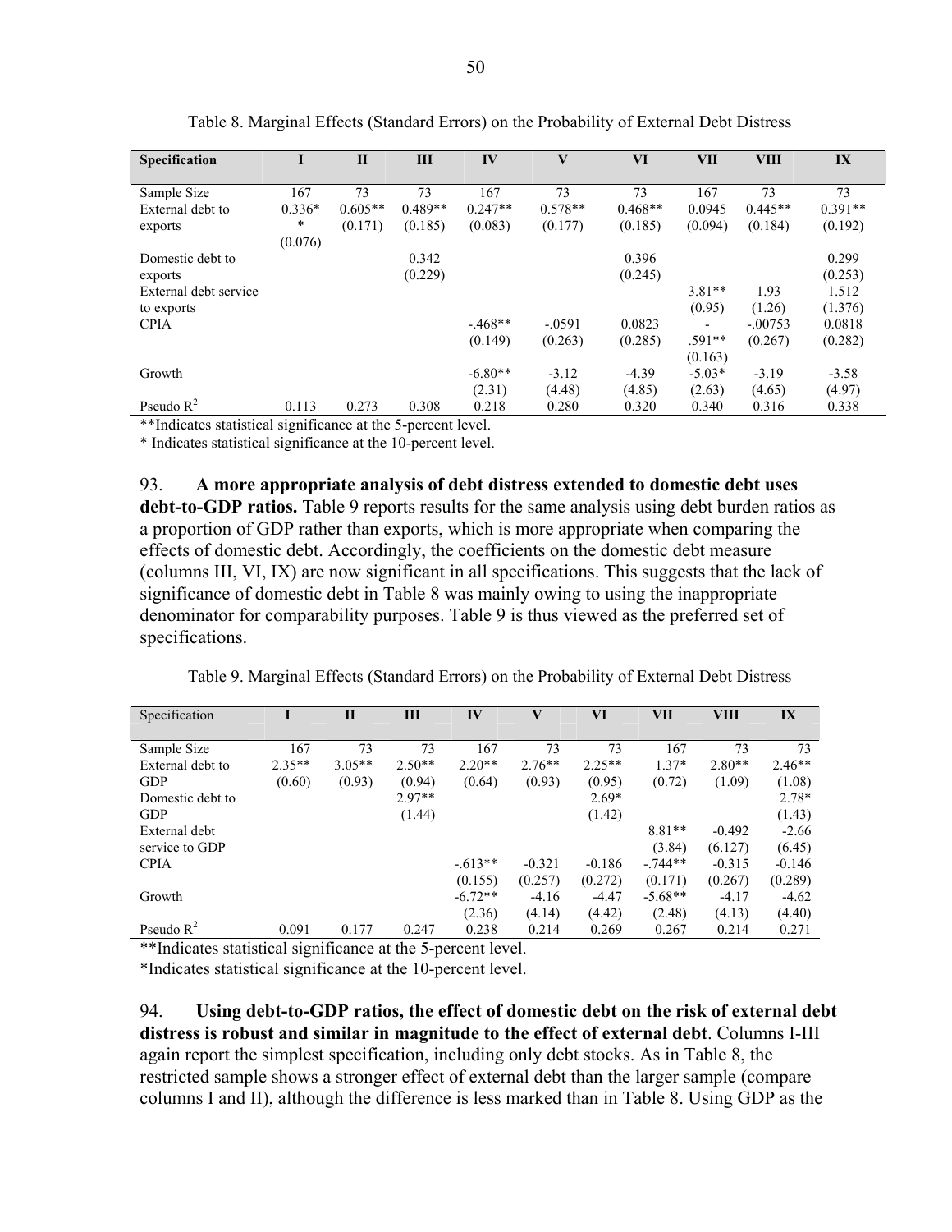Table 8. Marginal Effects (Standard Errors) on the Probability of External Debt Distress

| Specification | I | II | III | IV | V | VI | VII | VIII | IX |
|---|---|---|---|---|---|---|---|---|---|
| Sample Size | 167 | 73 | 73 | 167 | 73 | 73 | 167 | 73 | 73 |
| External debt to exports | 0.336** (0.076) | 0.605** (0.171) | 0.489** (0.185) | 0.247** (0.083) | 0.578** (0.177) | 0.468** (0.185) | 0.0945 (0.094) | 0.445** (0.184) | 0.391** (0.192) |
| Domestic debt to exports | | | 0.342 (0.229) | | | 0.396 (0.245) | | | 0.299 (0.253) |
| External debt service to exports | | | | | | | 3.81** (0.95) | 1.93 (1.26) | 1.512 (1.376) |
| CPIA | | | | -.468** (0.149) | -.0591 (0.263) | 0.0823 (0.285) | -.591** (0.163) | -.00753 (0.267) | 0.0818 (0.282) |
| Growth | | | | -6.80** (2.31) | -3.12 (4.48) | -4.39 (4.85) | -5.03* (2.63) | -3.19 (4.65) | -3.58 (4.97) |
| Pseudo $R^2$ | 0.113 | 0.273 | 0.308 | 0.218 | 0.280 | 0.320 | 0.340 | 0.316 | 0.338 |

**Indicates statistical significance at the 5-percent level.

* Indicates statistical significance at the 10-percent level.

93. **A more appropriate analysis of debt distress extended to domestic debt uses debt-to-GDP ratios.** Table 9 reports results for the same analysis using debt burden ratios as a proportion of GDP rather than exports, which is more appropriate when comparing the effects of domestic debt. Accordingly, the coefficients on the domestic debt measure (columns III, VI, IX) are now significant in all specifications. This suggests that the lack of significance of domestic debt in Table 8 was mainly owing to using the inappropriate denominator for comparability purposes. Table 9 is thus viewed as the preferred set of specifications.

Table 9. Marginal Effects (Standard Errors) on the Probability of External Debt Distress

| Specification | I | II | III | IV | V | VI | VII | VIII | IX |
|---|---|---|---|---|---|---|---|---|---|
| Sample Size | 167 | 73 | 73 | 167 | 73 | 73 | 167 | 73 | 73 |
| External debt to GDP | 2.35** (0.60) | 3.05** (0.93) | 2.50** (0.94) | 2.20** (0.64) | 2.76** (0.93) | 2.25** (0.95) | 1.37* (0.72) | 2.80** (1.09) | 2.46** (1.08) |
| Domestic debt to GDP | | | 2.97** (1.44) | | | 2.69* (1.42) | | | 2.78* (1.43) |
| External debt service to GDP | | | | | | | 8.81** (3.84) | -0.492 (6.127) | -2.66 (6.45) |
| CPIA | | | | -.613** (0.155) | -0.321 (0.257) | -0.186 (0.272) | -.744** (0.171) | -0.315 (0.267) | -0.146 (0.289) |
| Growth | | | | -6.72** (2.36) | -4.16 (4.14) | -4.47 (4.42) | -5.68** (2.48) | -4.17 (4.13) | -4.62 (4.40) |
| Pseudo $R^2$ | 0.091 | 0.177 | 0.247 | 0.238 | 0.214 | 0.269 | 0.267 | 0.214 | 0.271 |

**Indicates statistical significance at the 5-percent level.

*Indicates statistical significance at the 10-percent level.

94. **Using debt-to-GDP ratios, the effect of domestic debt on the risk of external debt distress is robust and similar in magnitude to the effect of external debt**. Columns I-III again report the simplest specification, including only debt stocks. As in Table 8, the restricted sample shows a stronger effect of external debt than the larger sample (compare columns I and II), although the difference is less marked than in Table 8. Using GDP as the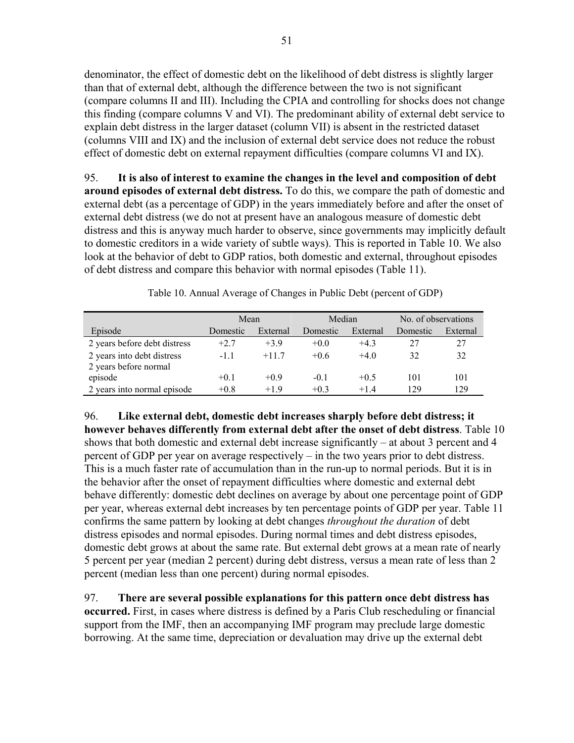denominator, the effect of domestic debt on the likelihood of debt distress is slightly larger than that of external debt, although the difference between the two is not significant (compare columns II and III). Including the CPIA and controlling for shocks does not change this finding (compare columns V and VI). The predominant ability of external debt service to explain debt distress in the larger dataset (column VII) is absent in the restricted dataset (columns VIII and IX) and the inclusion of external debt service does not reduce the robust effect of domestic debt on external repayment difficulties (compare columns VI and IX).

95. **It is also of interest to examine the changes in the level and composition of debt around episodes of external debt distress.** To do this, we compare the path of domestic and external debt (as a percentage of GDP) in the years immediately before and after the onset of external debt distress (we do not at present have an analogous measure of domestic debt distress and this is anyway much harder to observe, since governments may implicitly default to domestic creditors in a wide variety of subtle ways). This is reported in Table 10. We also look at the behavior of debt to GDP ratios, both domestic and external, throughout episodes of debt distress and compare this behavior with normal episodes (Table 11).

Table 10. Annual Average of Changes in Public Debt (percent of GDP)

| | Mean | | Median | | No. of observations | |
|---|---|---|---|---|---|---|
| Episode | Domestic | External | Domestic | External | Domestic | External |
| 2 years before debt distress | +2.7 | +3.9 | +0.0 | +4.3 | 27 | 27 |
| 2 years into debt distress | -1.1 | +11.7 | +0.6 | +4.0 | 32 | 32 |
| 2 years before normal episode | +0.1 | +0.9 | -0.1 | +0.5 | 101 | 101 |
| 2 years into normal episode | +0.8 | +1.9 | +0.3 | +1.4 | 129 | 129 |

96. **Like external debt, domestic debt increases sharply before debt distress; it however behaves differently from external debt after the onset of debt distress**. Table 10 shows that both domestic and external debt increase significantly – at about 3 percent and 4 percent of GDP per year on average respectively – in the two years prior to debt distress. This is a much faster rate of accumulation than in the run-up to normal periods. But it is in the behavior after the onset of repayment difficulties where domestic and external debt behave differently: domestic debt declines on average by about one percentage point of GDP per year, whereas external debt increases by ten percentage points of GDP per year. Table 11 confirms the same pattern by looking at debt changes *throughout the duration* of debt distress episodes and normal episodes. During normal times and debt distress episodes, domestic debt grows at about the same rate. But external debt grows at a mean rate of nearly 5 percent per year (median 2 percent) during debt distress, versus a mean rate of less than 2 percent (median less than one percent) during normal episodes.

97. **There are several possible explanations for this pattern once debt distress has occurred.** First, in cases where distress is defined by a Paris Club rescheduling or financial support from the IMF, then an accompanying IMF program may preclude large domestic borrowing. At the same time, depreciation or devaluation may drive up the external debt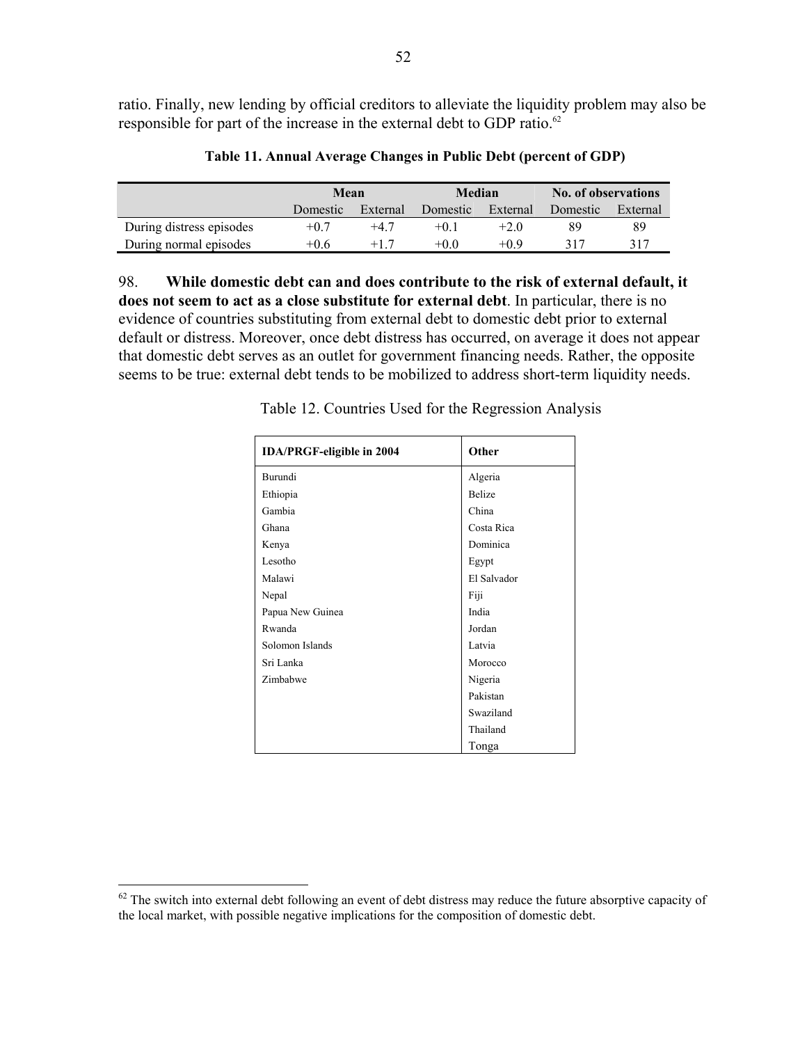ratio. Finally, new lending by official creditors to alleviate the liquidity problem may also be responsible for part of the increase in the external debt to GDP ratio.[62]

**Table 11. Annual Average Changes in Public Debt (percent of GDP)**

| | Mean | | Median | | No. of observations | |
|---|---|---|---|---|---|---|
| | Domestic | External | Domestic | External | Domestic | External |
| During distress episodes | +0.7 | +4.7 | +0.1 | +2.0 | 89 | 89 |
| During normal episodes | +0.6 | +1.7 | +0.0 | +0.9 | 317 | 317 |

98. **While domestic debt can and does contribute to the risk of external default, it does not seem to act as a close substitute for external debt**. In particular, there is no evidence of countries substituting from external debt to domestic debt prior to external default or distress. Moreover, once debt distress has occurred, on average it does not appear that domestic debt serves as an outlet for government financing needs. Rather, the opposite seems to be true: external debt tends to be mobilized to address short-term liquidity needs.

Table 12. Countries Used for the Regression Analysis

| IDA/PRGF-eligible in 2004 | Other |
|---|---|
| Burundi | Algeria |
| Ethiopia | Belize |
| Gambia | China |
| Ghana | Costa Rica |
| Kenya | Dominica |
| Lesotho | Egypt |
| Malawi | El Salvador |
| Nepal | Fiji |
| Papua New Guinea | India |
| Rwanda | Jordan |
| Solomon Islands | Latvia |
| Sri Lanka | Morocco |
| Zimbabwe | Nigeria |
| | Pakistan |
| | Swaziland |
| | Thailand |
| | Tonga |

[62] The switch into external debt following an event of debt distress may reduce the future absorptive capacity of the local market, with possible negative implications for the composition of domestic debt.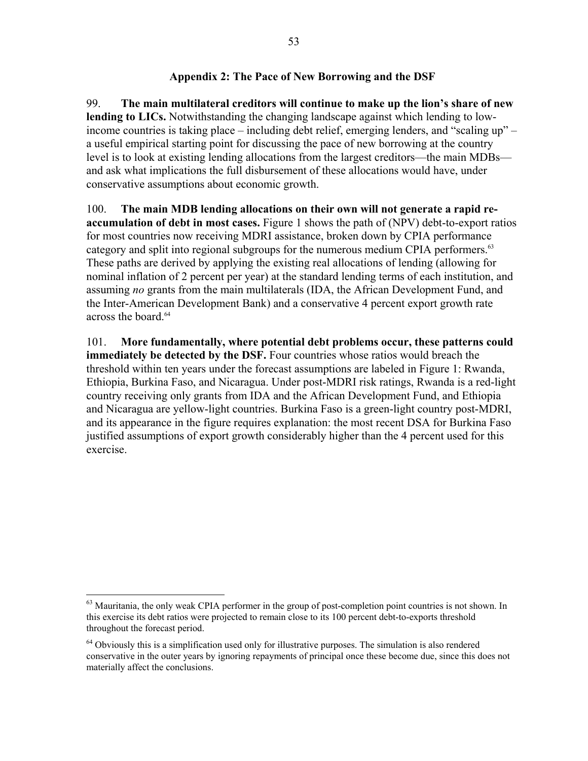## Appendix 2: The Pace of New Borrowing and the DSF

99. **The main multilateral creditors will continue to make up the lion's share of new lending to LICs.** Notwithstanding the changing landscape against which lending to low-income countries is taking place – including debt relief, emerging lenders, and "scaling up" – a useful empirical starting point for discussing the pace of new borrowing at the country level is to look at existing lending allocations from the largest creditors—the main MDBs—and ask what implications the full disbursement of these allocations would have, under conservative assumptions about economic growth.

100. **The main MDB lending allocations on their own will not generate a rapid re-accumulation of debt in most cases.** Figure 1 shows the path of (NPV) debt-to-export ratios for most countries now receiving MDRI assistance, broken down by CPIA performance category and split into regional subgroups for the numerous medium CPIA performers.[63] These paths are derived by applying the existing real allocations of lending (allowing for nominal inflation of 2 percent per year) at the standard lending terms of each institution, and assuming *no* grants from the main multilaterals (IDA, the African Development Fund, and the Inter-American Development Bank) and a conservative 4 percent export growth rate across the board.[64]

101. **More fundamentally, where potential debt problems occur, these patterns could immediately be detected by the DSF.** Four countries whose ratios would breach the threshold within ten years under the forecast assumptions are labeled in Figure 1: Rwanda, Ethiopia, Burkina Faso, and Nicaragua. Under post-MDRI risk ratings, Rwanda is a red-light country receiving only grants from IDA and the African Development Fund, and Ethiopia and Nicaragua are yellow-light countries. Burkina Faso is a green-light country post-MDRI, and its appearance in the figure requires explanation: the most recent DSA for Burkina Faso justified assumptions of export growth considerably higher than the 4 percent used for this exercise.

---

[63] Mauritania, the only weak CPIA performer in the group of post-completion point countries is not shown. In this exercise its debt ratios were projected to remain close to its 100 percent debt-to-exports threshold throughout the forecast period.

[64] Obviously this is a simplification used only for illustrative purposes. The simulation is also rendered conservative in the outer years by ignoring repayments of principal once these become due, since this does not materially affect the conclusions.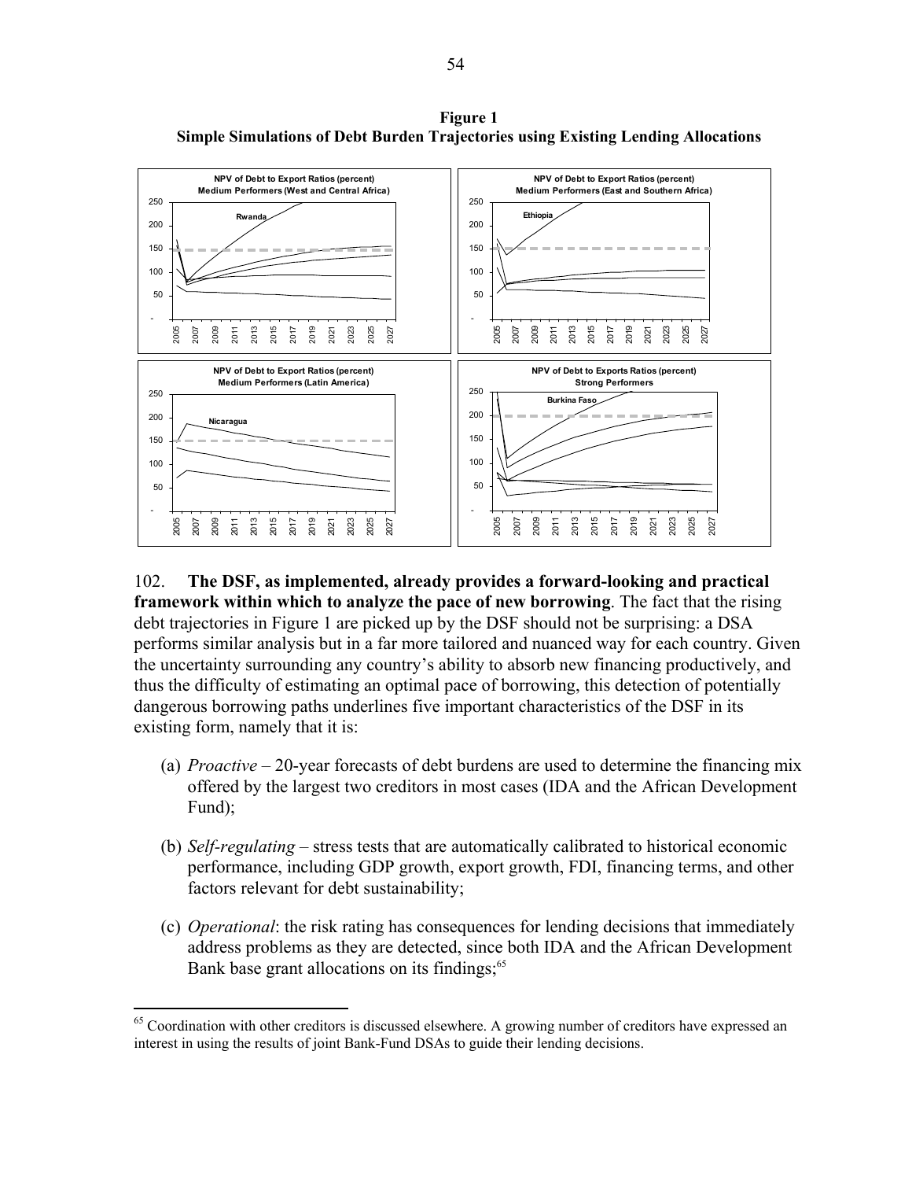**Figure 1**
**Simple Simulations of Debt Burden Trajectories using Existing Lending Allocations**

102. **The DSF, as implemented, already provides a forward-looking and practical framework within which to analyze the pace of new borrowing**. The fact that the rising debt trajectories in Figure 1 are picked up by the DSF should not be surprising: a DSA performs similar analysis but in a far more tailored and nuanced way for each country. Given the uncertainty surrounding any country's ability to absorb new financing productively, and thus the difficulty of estimating an optimal pace of borrowing, this detection of potentially dangerous borrowing paths underlines five important characteristics of the DSF in its existing form, namely that it is:

(a) *Proactive* – 20-year forecasts of debt burdens are used to determine the financing mix offered by the largest two creditors in most cases (IDA and the African Development Fund);

(b) *Self-regulating* – stress tests that are automatically calibrated to historical economic performance, including GDP growth, export growth, FDI, financing terms, and other factors relevant for debt sustainability;

(c) *Operational*: the risk rating has consequences for lending decisions that immediately address problems as they are detected, since both IDA and the African Development Bank base grant allocations on its findings;[65]

[65] Coordination with other creditors is discussed elsewhere. A growing number of creditors have expressed an interest in using the results of joint Bank-Fund DSAs to guide their lending decisions.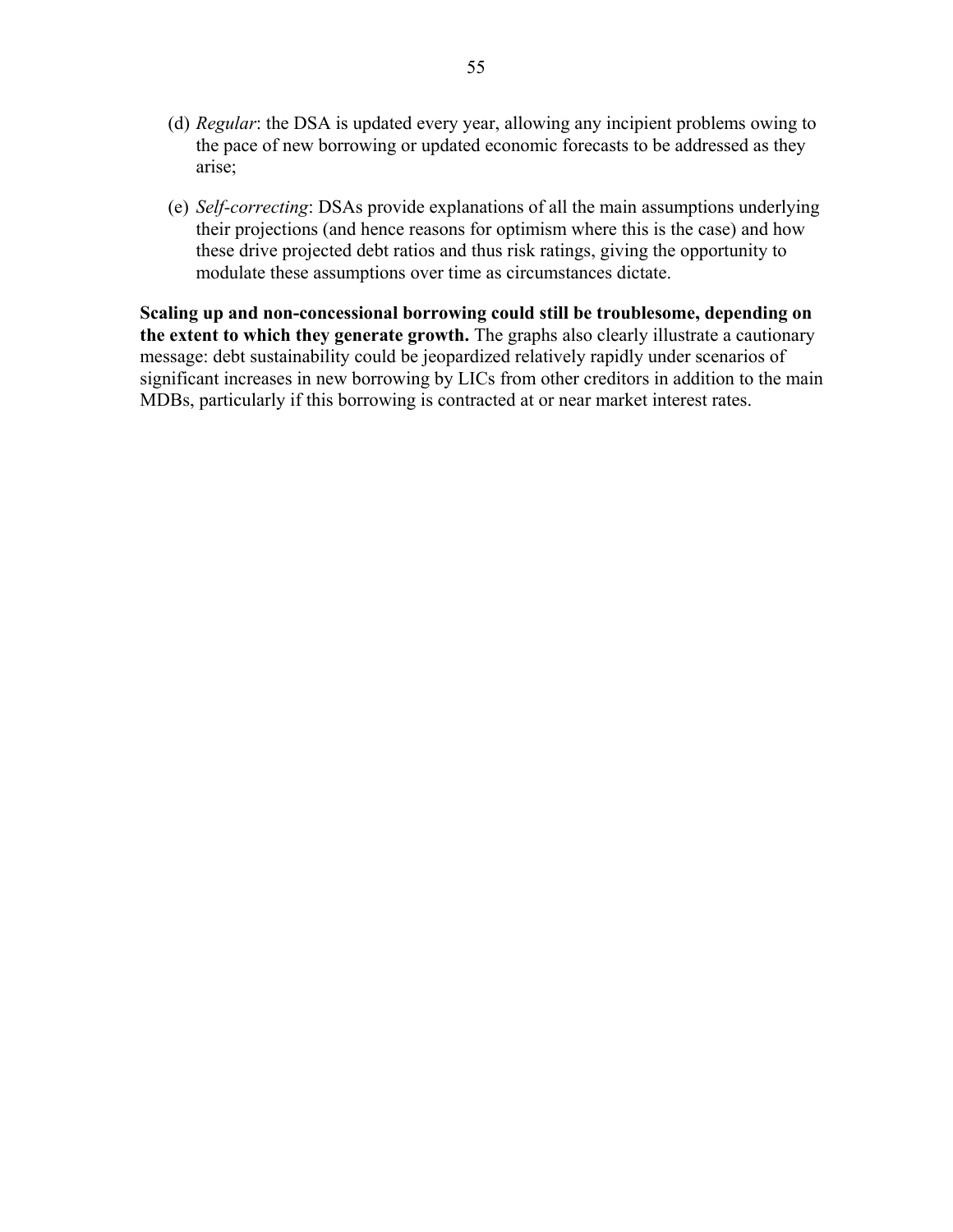(d) *Regular*: the DSA is updated every year, allowing any incipient problems owing to the pace of new borrowing or updated economic forecasts to be addressed as they arise;

(e) *Self-correcting*: DSAs provide explanations of all the main assumptions underlying their projections (and hence reasons for optimism where this is the case) and how these drive projected debt ratios and thus risk ratings, giving the opportunity to modulate these assumptions over time as circumstances dictate.

**Scaling up and non-concessional borrowing could still be troublesome, depending on the extent to which they generate growth.** The graphs also clearly illustrate a cautionary message: debt sustainability could be jeopardized relatively rapidly under scenarios of significant increases in new borrowing by LICs from other creditors in addition to the main MDBs, particularly if this borrowing is contracted at or near market interest rates.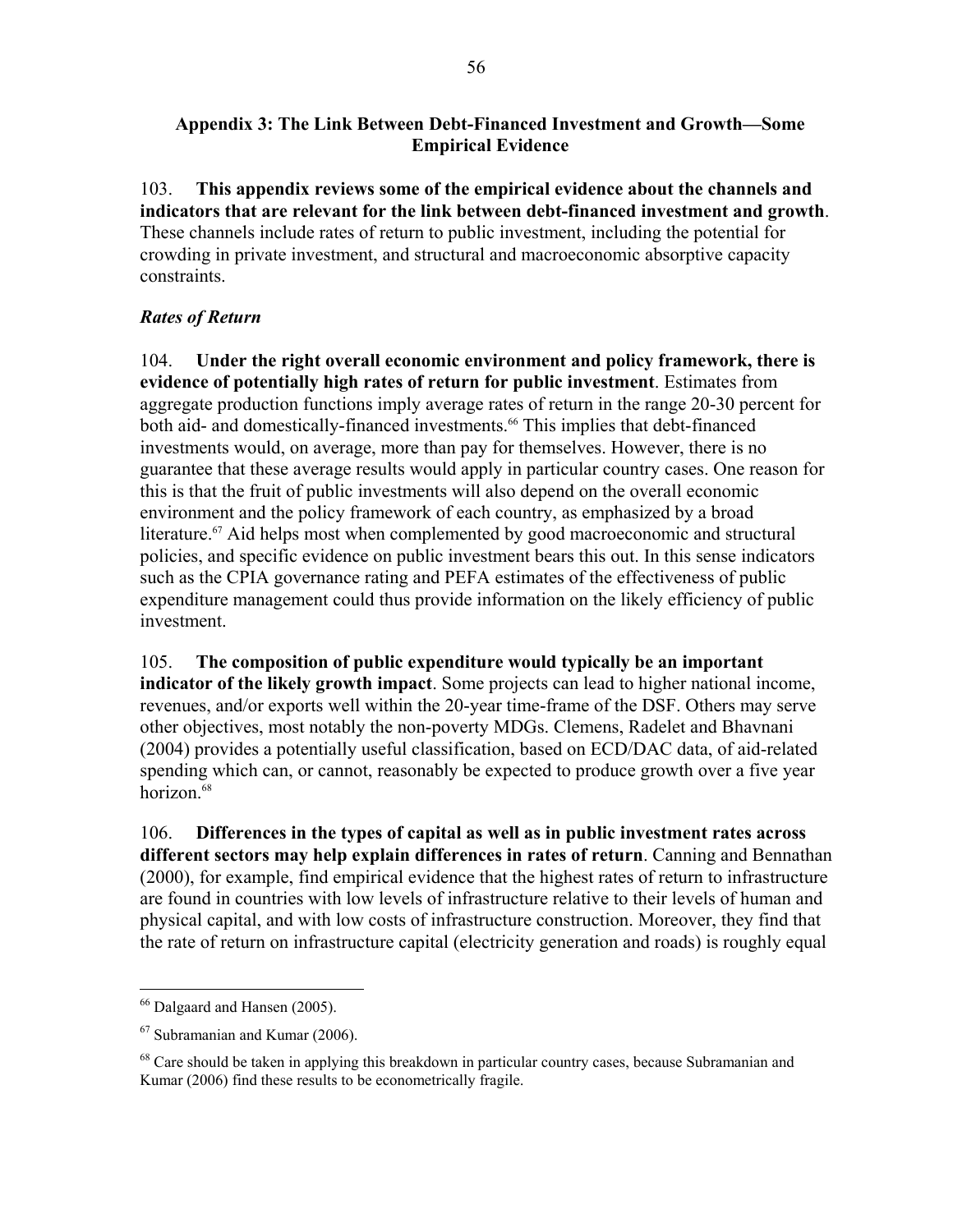## Appendix 3: The Link Between Debt-Financed Investment and Growth—Some Empirical Evidence

103. **This appendix reviews some of the empirical evidence about the channels and indicators that are relevant for the link between debt-financed investment and growth**. These channels include rates of return to public investment, including the potential for crowding in private investment, and structural and macroeconomic absorptive capacity constraints.

### *Rates of Return*

104. **Under the right overall economic environment and policy framework, there is evidence of potentially high rates of return for public investment**. Estimates from aggregate production functions imply average rates of return in the range 20-30 percent for both aid- and domestically-financed investments.[66] This implies that debt-financed investments would, on average, more than pay for themselves. However, there is no guarantee that these average results would apply in particular country cases. One reason for this is that the fruit of public investments will also depend on the overall economic environment and the policy framework of each country, as emphasized by a broad literature.[67] Aid helps most when complemented by good macroeconomic and structural policies, and specific evidence on public investment bears this out. In this sense indicators such as the CPIA governance rating and PEFA estimates of the effectiveness of public expenditure management could thus provide information on the likely efficiency of public investment.

105. **The composition of public expenditure would typically be an important indicator of the likely growth impact**. Some projects can lead to higher national income, revenues, and/or exports well within the 20-year time-frame of the DSF. Others may serve other objectives, most notably the non-poverty MDGs. Clemens, Radelet and Bhavnani (2004) provides a potentially useful classification, based on ECD/DAC data, of aid-related spending which can, or cannot, reasonably be expected to produce growth over a five year horizon.[68]

106. **Differences in the types of capital as well as in public investment rates across different sectors may help explain differences in rates of return**. Canning and Bennathan (2000), for example, find empirical evidence that the highest rates of return to infrastructure are found in countries with low levels of infrastructure relative to their levels of human and physical capital, and with low costs of infrastructure construction. Moreover, they find that the rate of return on infrastructure capital (electricity generation and roads) is roughly equal

---

[66] Dalgaard and Hansen (2005).

[67] Subramanian and Kumar (2006).

[68] Care should be taken in applying this breakdown in particular country cases, because Subramanian and Kumar (2006) find these results to be econometrically fragile.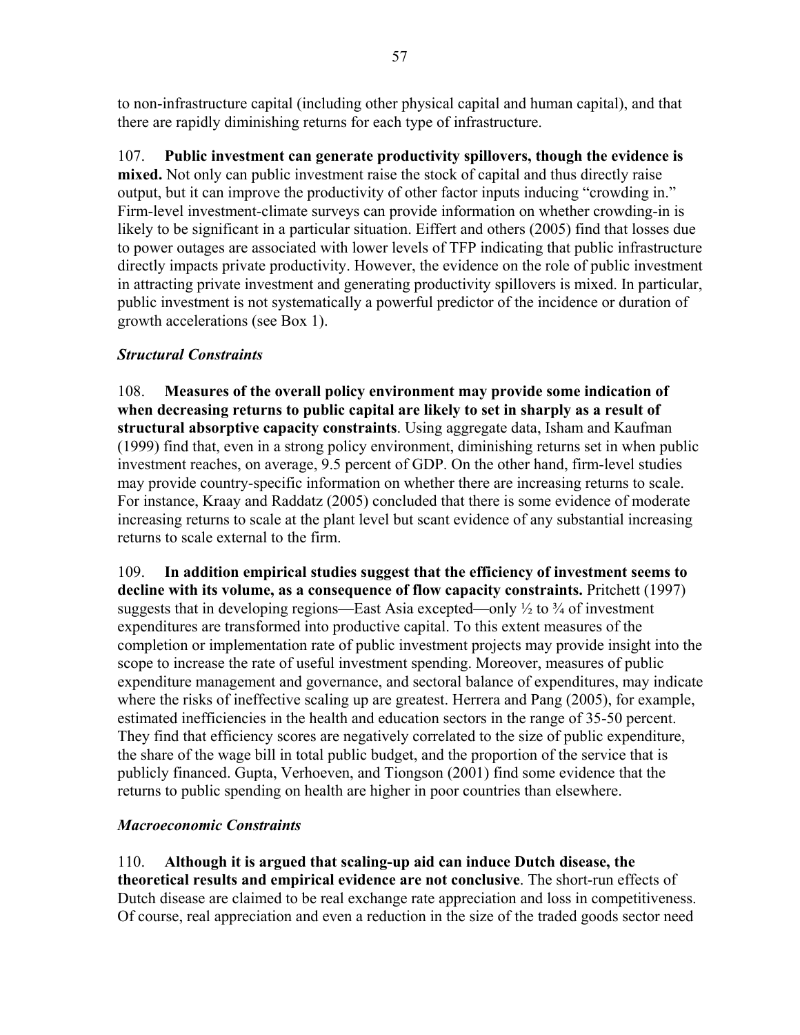to non-infrastructure capital (including other physical capital and human capital), and that there are rapidly diminishing returns for each type of infrastructure.

107. **Public investment can generate productivity spillovers, though the evidence is mixed.** Not only can public investment raise the stock of capital and thus directly raise output, but it can improve the productivity of other factor inputs inducing "crowding in." Firm-level investment-climate surveys can provide information on whether crowding-in is likely to be significant in a particular situation. Eiffert and others (2005) find that losses due to power outages are associated with lower levels of TFP indicating that public infrastructure directly impacts private productivity. However, the evidence on the role of public investment in attracting private investment and generating productivity spillovers is mixed. In particular, public investment is not systematically a powerful predictor of the incidence or duration of growth accelerations (see Box 1).

### *Structural Constraints*

108. **Measures of the overall policy environment may provide some indication of when decreasing returns to public capital are likely to set in sharply as a result of structural absorptive capacity constraints**. Using aggregate data, Isham and Kaufman (1999) find that, even in a strong policy environment, diminishing returns set in when public investment reaches, on average, 9.5 percent of GDP. On the other hand, firm-level studies may provide country-specific information on whether there are increasing returns to scale. For instance, Kraay and Raddatz (2005) concluded that there is some evidence of moderate increasing returns to scale at the plant level but scant evidence of any substantial increasing returns to scale external to the firm.

109. **In addition empirical studies suggest that the efficiency of investment seems to decline with its volume, as a consequence of flow capacity constraints.** Pritchett (1997) suggests that in developing regions—East Asia excepted—only ½ to ¾ of investment expenditures are transformed into productive capital. To this extent measures of the completion or implementation rate of public investment projects may provide insight into the scope to increase the rate of useful investment spending. Moreover, measures of public expenditure management and governance, and sectoral balance of expenditures, may indicate where the risks of ineffective scaling up are greatest. Herrera and Pang (2005), for example, estimated inefficiencies in the health and education sectors in the range of 35-50 percent. They find that efficiency scores are negatively correlated to the size of public expenditure, the share of the wage bill in total public budget, and the proportion of the service that is publicly financed. Gupta, Verhoeven, and Tiongson (2001) find some evidence that the returns to public spending on health are higher in poor countries than elsewhere.

### *Macroeconomic Constraints*

110. **Although it is argued that scaling-up aid can induce Dutch disease, the theoretical results and empirical evidence are not conclusive**. The short-run effects of Dutch disease are claimed to be real exchange rate appreciation and loss in competitiveness. Of course, real appreciation and even a reduction in the size of the traded goods sector need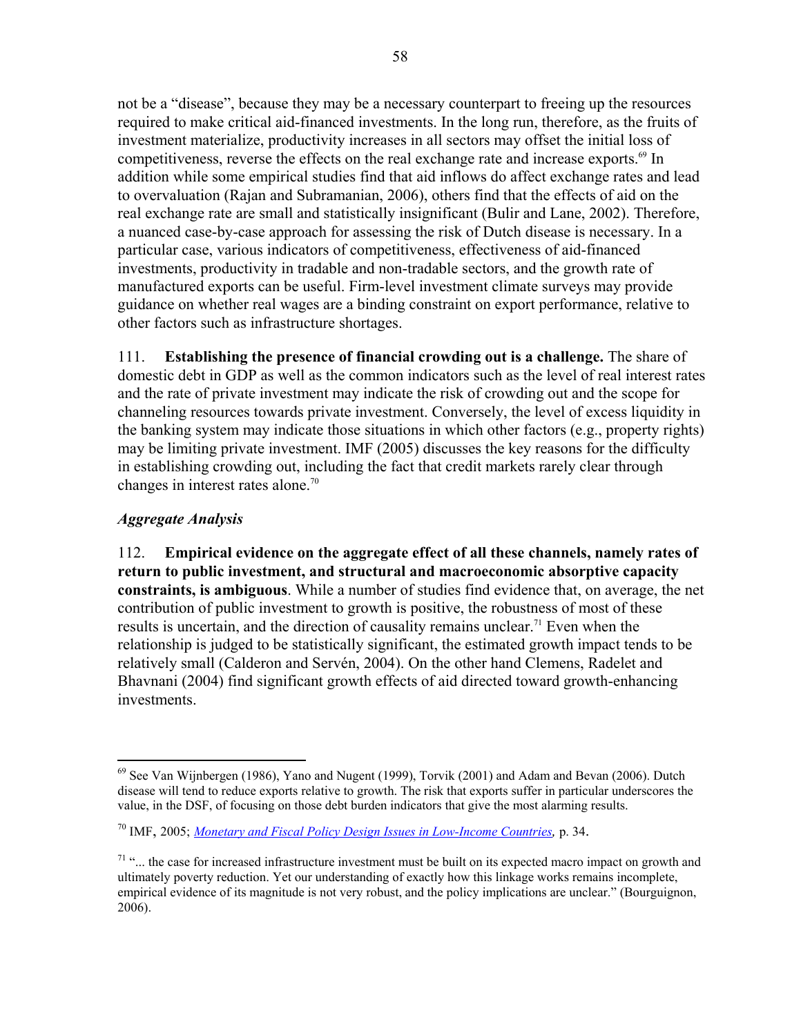not be a "disease", because they may be a necessary counterpart to freeing up the resources required to make critical aid-financed investments. In the long run, therefore, as the fruits of investment materialize, productivity increases in all sectors may offset the initial loss of competitiveness, reverse the effects on the real exchange rate and increase exports.[69] In addition while some empirical studies find that aid inflows do affect exchange rates and lead to overvaluation (Rajan and Subramanian, 2006), others find that the effects of aid on the real exchange rate are small and statistically insignificant (Bulir and Lane, 2002). Therefore, a nuanced case-by-case approach for assessing the risk of Dutch disease is necessary. In a particular case, various indicators of competitiveness, effectiveness of aid-financed investments, productivity in tradable and non-tradable sectors, and the growth rate of manufactured exports can be useful. Firm-level investment climate surveys may provide guidance on whether real wages are a binding constraint on export performance, relative to other factors such as infrastructure shortages.

111. **Establishing the presence of financial crowding out is a challenge.** The share of domestic debt in GDP as well as the common indicators such as the level of real interest rates and the rate of private investment may indicate the risk of crowding out and the scope for channeling resources towards private investment. Conversely, the level of excess liquidity in the banking system may indicate those situations in which other factors (e.g., property rights) may be limiting private investment. IMF (2005) discusses the key reasons for the difficulty in establishing crowding out, including the fact that credit markets rarely clear through changes in interest rates alone.[70]

### *Aggregate Analysis*

112. **Empirical evidence on the aggregate effect of all these channels, namely rates of return to public investment, and structural and macroeconomic absorptive capacity constraints, is ambiguous**. While a number of studies find evidence that, on average, the net contribution of public investment to growth is positive, the robustness of most of these results is uncertain, and the direction of causality remains unclear.[71] Even when the relationship is judged to be statistically significant, the estimated growth impact tends to be relatively small (Calderon and Servén, 2004). On the other hand Clemens, Radelet and Bhavnani (2004) find significant growth effects of aid directed toward growth-enhancing investments.

---

[69] See Van Wijnbergen (1986), Yano and Nugent (1999), Torvik (2001) and Adam and Bevan (2006). Dutch disease will tend to reduce exports relative to growth. The risk that exports suffer in particular underscores the value, in the DSF, of focusing on those debt burden indicators that give the most alarming results.

[70] IMF, 2005; *Monetary and Fiscal Policy Design Issues in Low-Income Countries,* p. 34.

[71] "... the case for increased infrastructure investment must be built on its expected macro impact on growth and ultimately poverty reduction. Yet our understanding of exactly how this linkage works remains incomplete, empirical evidence of its magnitude is not very robust, and the policy implications are unclear." (Bourguignon, 2006).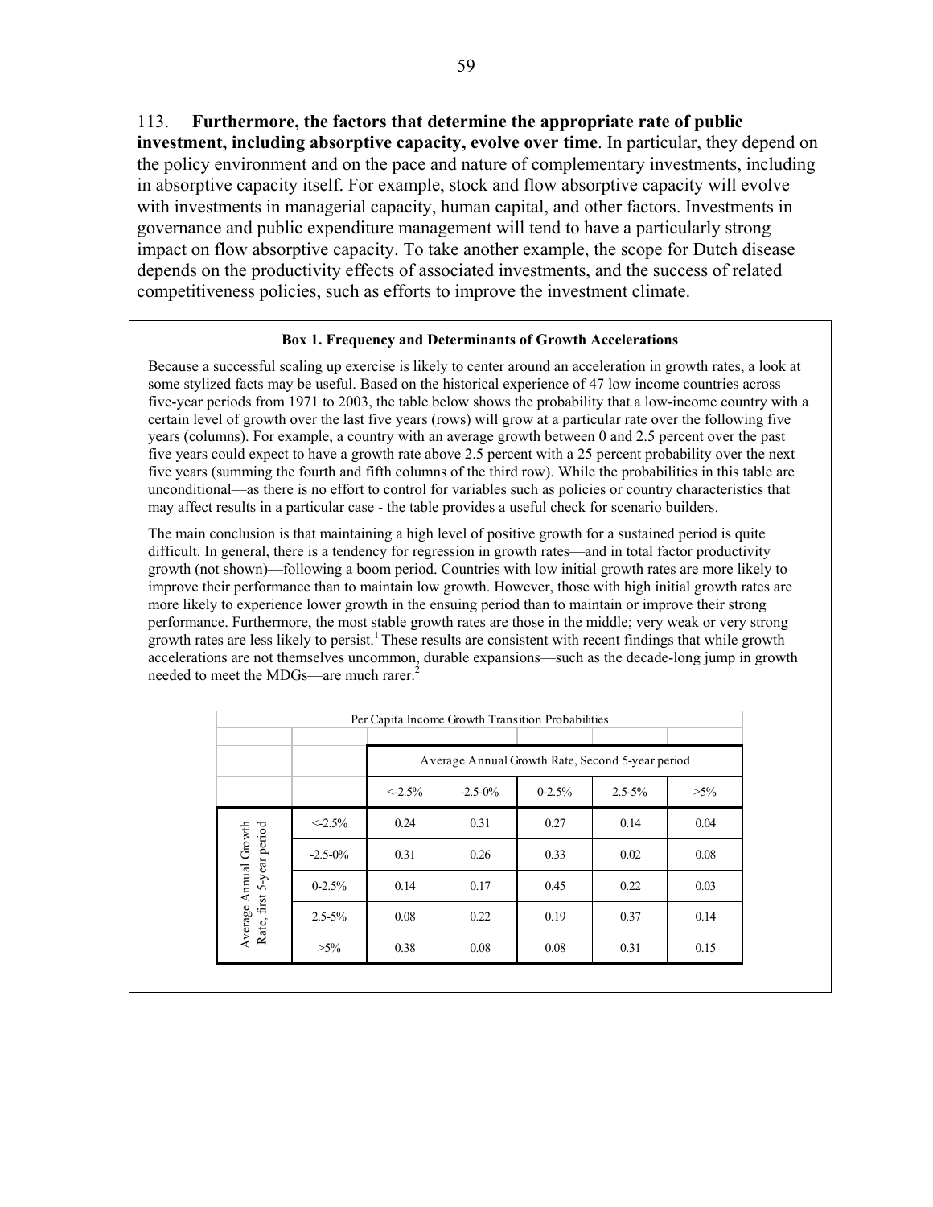113. **Furthermore, the factors that determine the appropriate rate of public investment, including absorptive capacity, evolve over time**. In particular, they depend on the policy environment and on the pace and nature of complementary investments, including in absorptive capacity itself. For example, stock and flow absorptive capacity will evolve with investments in managerial capacity, human capital, and other factors. Investments in governance and public expenditure management will tend to have a particularly strong impact on flow absorptive capacity. To take another example, the scope for Dutch disease depends on the productivity effects of associated investments, and the success of related competitiveness policies, such as efforts to improve the investment climate.

**Box 1. Frequency and Determinants of Growth Accelerations**

Because a successful scaling up exercise is likely to center around an acceleration in growth rates, a look at some stylized facts may be useful. Based on the historical experience of 47 low income countries across five-year periods from 1971 to 2003, the table below shows the probability that a low-income country with a certain level of growth over the last five years (rows) will grow at a particular rate over the following five years (columns). For example, a country with an average growth between 0 and 2.5 percent over the past five years could expect to have a growth rate above 2.5 percent with a 25 percent probability over the next five years (summing the fourth and fifth columns of the third row). While the probabilities in this table are unconditional—as there is no effort to control for variables such as policies or country characteristics that may affect results in a particular case - the table provides a useful check for scenario builders.

The main conclusion is that maintaining a high level of positive growth for a sustained period is quite difficult. In general, there is a tendency for regression in growth rates—and in total factor productivity growth (not shown)—following a boom period. Countries with low initial growth rates are more likely to improve their performance than to maintain low growth. However, those with high initial growth rates are more likely to experience lower growth in the ensuing period than to maintain or improve their strong performance. Furthermore, the most stable growth rates are those in the middle; very weak or very strong growth rates are less likely to persist.[1] These results are consistent with recent findings that while growth accelerations are not themselves uncommon, durable expansions—such as the decade-long jump in growth needed to meet the MDGs—are much rarer.[2]

Per Capita Income Growth Transition Probabilities

| | | Average Annual Growth Rate, Second 5-year period | | | | |
|---|---|---|---|---|---|---|
| | | <-2.5% | -2.5-0% | 0-2.5% | 2.5-5% | >5% |
| Average Annual Growth Rate, first 5-year period | <-2.5% | 0.24 | 0.31 | 0.27 | 0.14 | 0.04 |
| | -2.5-0% | 0.31 | 0.26 | 0.33 | 0.02 | 0.08 |
| | 0-2.5% | 0.14 | 0.17 | 0.45 | 0.22 | 0.03 |
| | 2.5-5% | 0.08 | 0.22 | 0.19 | 0.37 | 0.14 |
| | >5% | 0.38 | 0.08 | 0.08 | 0.31 | 0.15 |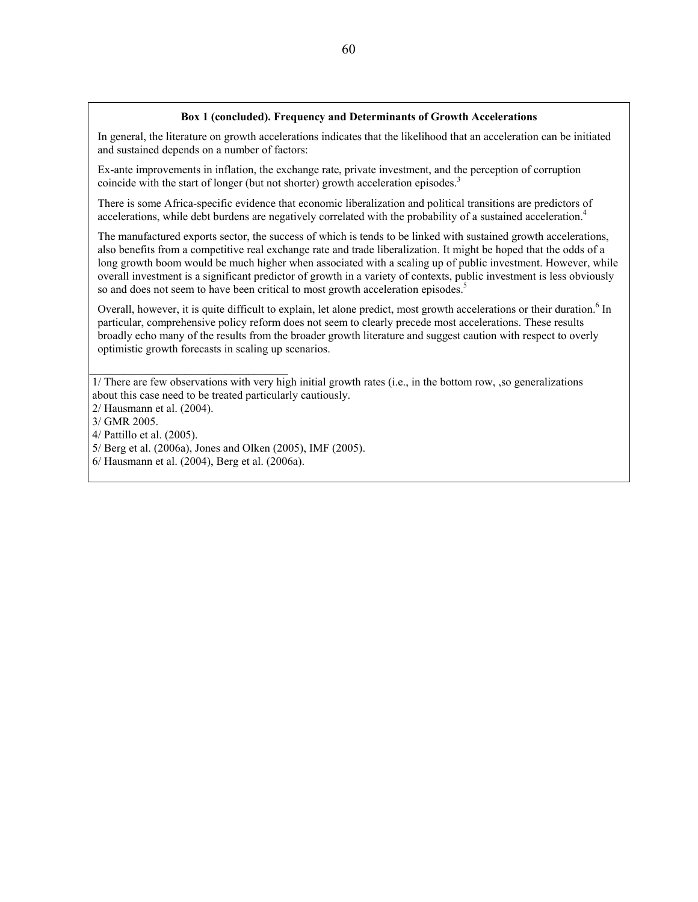**Box 1 (concluded). Frequency and Determinants of Growth Accelerations**

In general, the literature on growth accelerations indicates that the likelihood that an acceleration can be initiated and sustained depends on a number of factors:

Ex-ante improvements in inflation, the exchange rate, private investment, and the perception of corruption coincide with the start of longer (but not shorter) growth acceleration episodes.[3]

There is some Africa-specific evidence that economic liberalization and political transitions are predictors of accelerations, while debt burdens are negatively correlated with the probability of a sustained acceleration.[4]

The manufactured exports sector, the success of which is tends to be linked with sustained growth accelerations, also benefits from a competitive real exchange rate and trade liberalization. It might be hoped that the odds of a long growth boom would be much higher when associated with a scaling up of public investment. However, while overall investment is a significant predictor of growth in a variety of contexts, public investment is less obviously so and does not seem to have been critical to most growth acceleration episodes.[5]

Overall, however, it is quite difficult to explain, let alone predict, most growth accelerations or their duration.[6] In particular, comprehensive policy reform does not seem to clearly precede most accelerations. These results broadly echo many of the results from the broader growth literature and suggest caution with respect to overly optimistic growth forecasts in scaling up scenarios.

---

1/ There are few observations with very high initial growth rates (i.e., in the bottom row, ,so generalizations about this case need to be treated particularly cautiously.

2/ Hausmann et al. (2004).

3/ GMR 2005.

4/ Pattillo et al. (2005).

5/ Berg et al. (2006a), Jones and Olken (2005), IMF (2005).

6/ Hausmann et al. (2004), Berg et al. (2006a).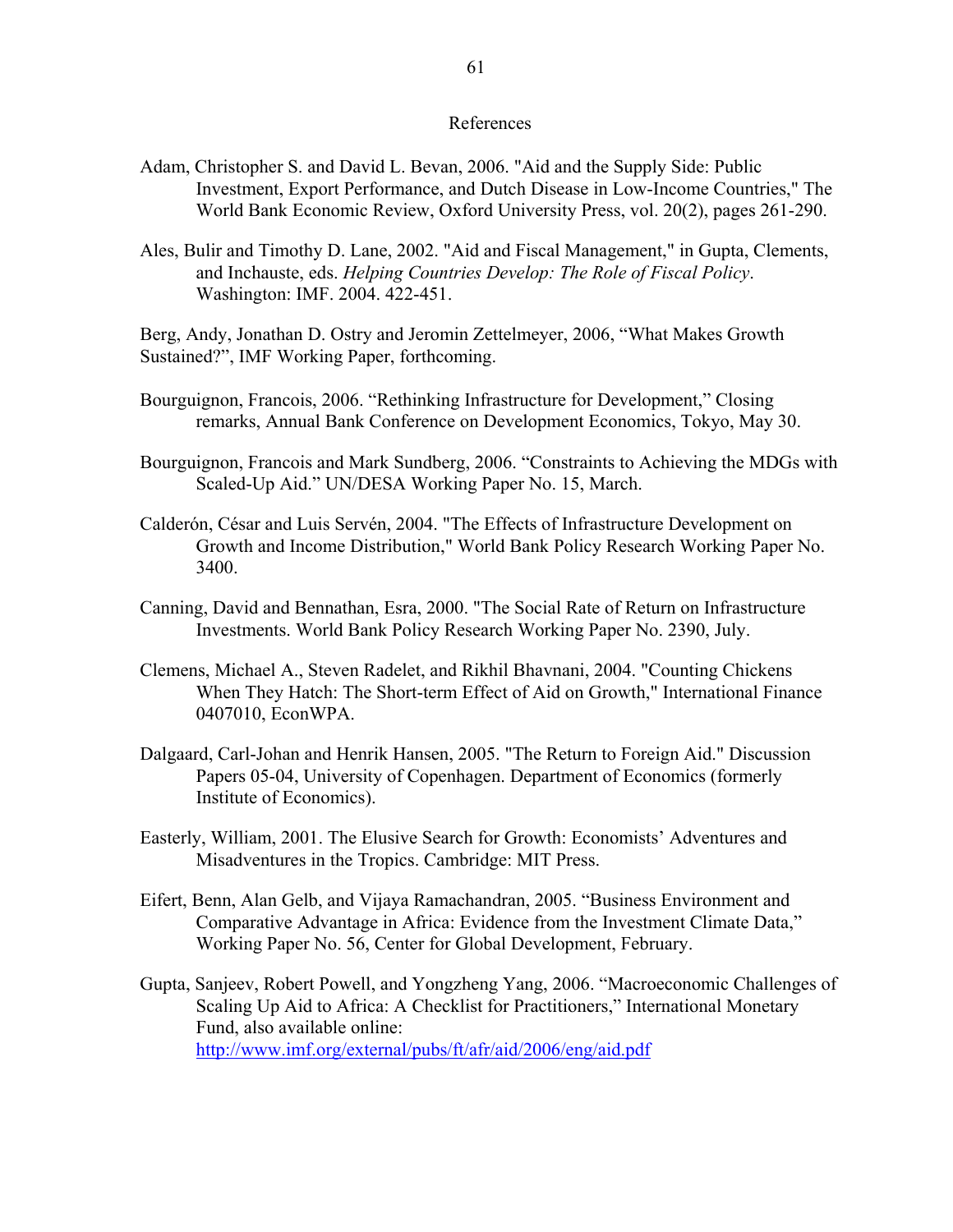# References

Adam, Christopher S. and David L. Bevan, 2006. "Aid and the Supply Side: Public Investment, Export Performance, and Dutch Disease in Low-Income Countries," The World Bank Economic Review, Oxford University Press, vol. 20(2), pages 261-290.

Ales, Bulir and Timothy D. Lane, 2002. "Aid and Fiscal Management," in Gupta, Clements, and Inchauste, eds. *Helping Countries Develop: The Role of Fiscal Policy*. Washington: IMF. 2004. 422-451.

Berg, Andy, Jonathan D. Ostry and Jeromin Zettelmeyer, 2006, "What Makes Growth Sustained?", IMF Working Paper, forthcoming.

Bourguignon, Francois, 2006. "Rethinking Infrastructure for Development," Closing remarks, Annual Bank Conference on Development Economics, Tokyo, May 30.

Bourguignon, Francois and Mark Sundberg, 2006. "Constraints to Achieving the MDGs with Scaled-Up Aid." UN/DESA Working Paper No. 15, March.

Calderón, César and Luis Servén, 2004. "The Effects of Infrastructure Development on Growth and Income Distribution," World Bank Policy Research Working Paper No. 3400.

Canning, David and Bennathan, Esra, 2000. "The Social Rate of Return on Infrastructure Investments. World Bank Policy Research Working Paper No. 2390, July.

Clemens, Michael A., Steven Radelet, and Rikhil Bhavnani, 2004. "Counting Chickens When They Hatch: The Short-term Effect of Aid on Growth," International Finance 0407010, EconWPA.

Dalgaard, Carl-Johan and Henrik Hansen, 2005. "The Return to Foreign Aid." Discussion Papers 05-04, University of Copenhagen. Department of Economics (formerly Institute of Economics).

Easterly, William, 2001. The Elusive Search for Growth: Economists' Adventures and Misadventures in the Tropics. Cambridge: MIT Press.

Eifert, Benn, Alan Gelb, and Vijaya Ramachandran, 2005. "Business Environment and Comparative Advantage in Africa: Evidence from the Investment Climate Data," Working Paper No. 56, Center for Global Development, February.

Gupta, Sanjeev, Robert Powell, and Yongzheng Yang, 2006. "Macroeconomic Challenges of Scaling Up Aid to Africa: A Checklist for Practitioners," International Monetary Fund, also available online: http://www.imf.org/external/pubs/ft/afr/aid/2006/eng/aid.pdf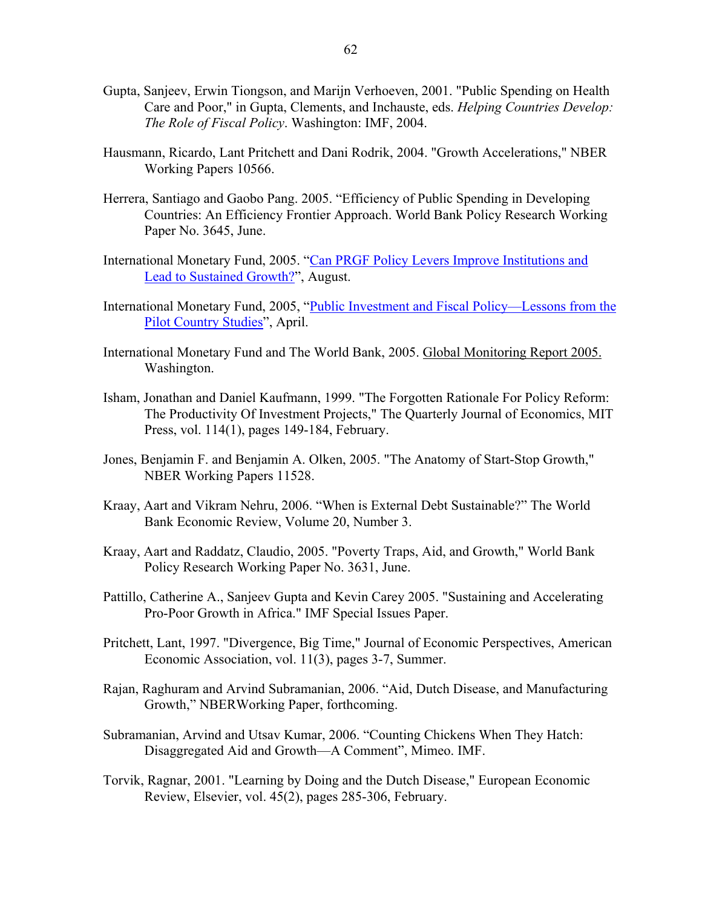Gupta, Sanjeev, Erwin Tiongson, and Marijn Verhoeven, 2001. "Public Spending on Health Care and Poor," in Gupta, Clements, and Inchauste, eds. *Helping Countries Develop: The Role of Fiscal Policy*. Washington: IMF, 2004.

Hausmann, Ricardo, Lant Pritchett and Dani Rodrik, 2004. "Growth Accelerations," NBER Working Papers 10566.

Herrera, Santiago and Gaobo Pang. 2005. "Efficiency of Public Spending in Developing Countries: An Efficiency Frontier Approach. World Bank Policy Research Working Paper No. 3645, June.

International Monetary Fund, 2005. "Can PRGF Policy Levers Improve Institutions and Lead to Sustained Growth?", August.

International Monetary Fund, 2005, "Public Investment and Fiscal Policy—Lessons from the Pilot Country Studies", April.

International Monetary Fund and The World Bank, 2005. Global Monitoring Report 2005. Washington.

Isham, Jonathan and Daniel Kaufmann, 1999. "The Forgotten Rationale For Policy Reform: The Productivity Of Investment Projects," The Quarterly Journal of Economics, MIT Press, vol. 114(1), pages 149-184, February.

Jones, Benjamin F. and Benjamin A. Olken, 2005. "The Anatomy of Start-Stop Growth," NBER Working Papers 11528.

Kraay, Aart and Vikram Nehru, 2006. "When is External Debt Sustainable?" The World Bank Economic Review, Volume 20, Number 3.

Kraay, Aart and Raddatz, Claudio, 2005. "Poverty Traps, Aid, and Growth," World Bank Policy Research Working Paper No. 3631, June.

Pattillo, Catherine A., Sanjeev Gupta and Kevin Carey 2005. "Sustaining and Accelerating Pro-Poor Growth in Africa." IMF Special Issues Paper.

Pritchett, Lant, 1997. "Divergence, Big Time," Journal of Economic Perspectives, American Economic Association, vol. 11(3), pages 3-7, Summer.

Rajan, Raghuram and Arvind Subramanian, 2006. "Aid, Dutch Disease, and Manufacturing Growth," NBERWorking Paper, forthcoming.

Subramanian, Arvind and Utsav Kumar, 2006. "Counting Chickens When They Hatch: Disaggregated Aid and Growth—A Comment", Mimeo. IMF.

Torvik, Ragnar, 2001. "Learning by Doing and the Dutch Disease," European Economic Review, Elsevier, vol. 45(2), pages 285-306, February.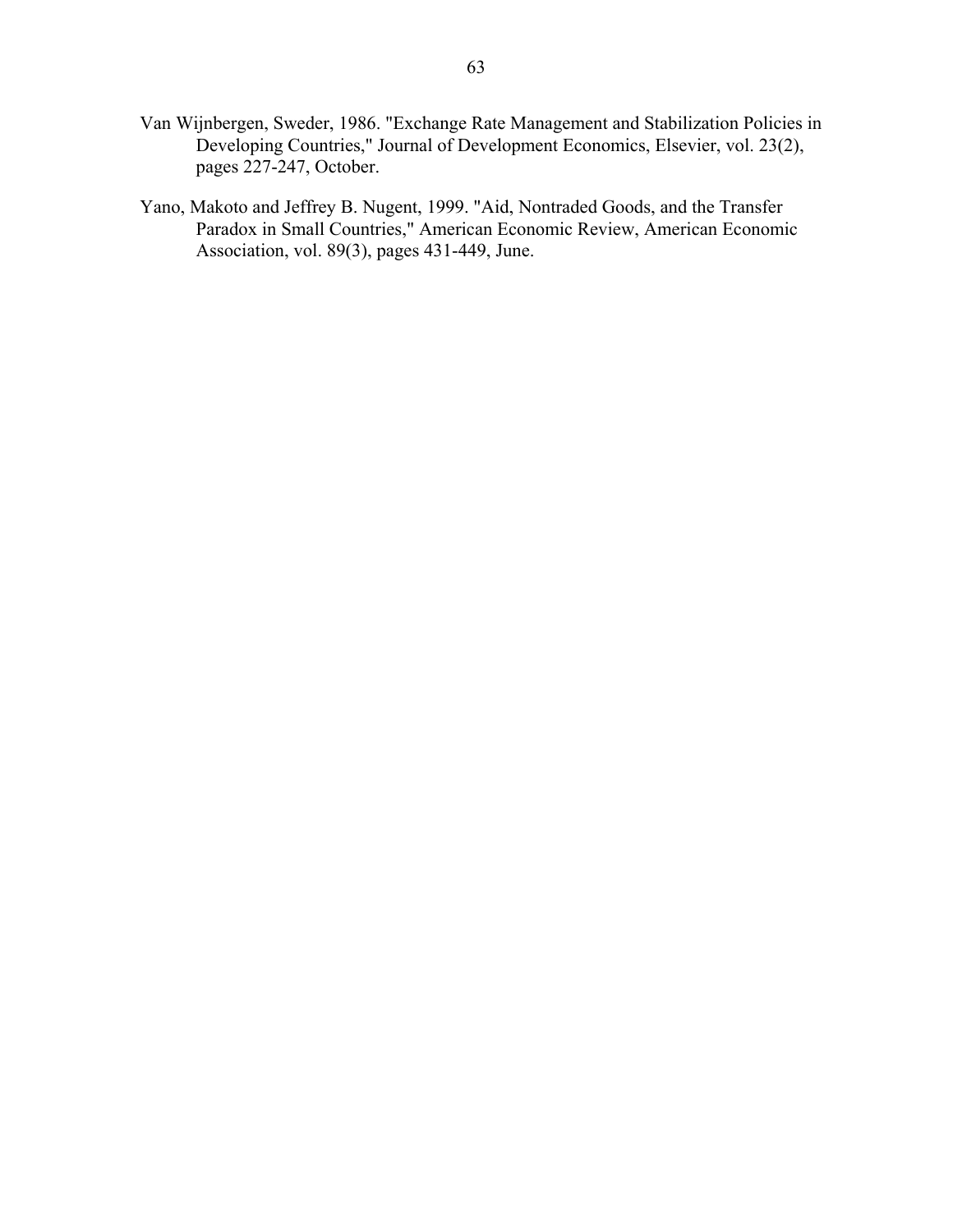Van Wijnbergen, Sweder, 1986. "Exchange Rate Management and Stabilization Policies in Developing Countries," Journal of Development Economics, Elsevier, vol. 23(2), pages 227-247, October.

Yano, Makoto and Jeffrey B. Nugent, 1999. "Aid, Nontraded Goods, and the Transfer Paradox in Small Countries," American Economic Review, American Economic Association, vol. 89(3), pages 431-449, June.